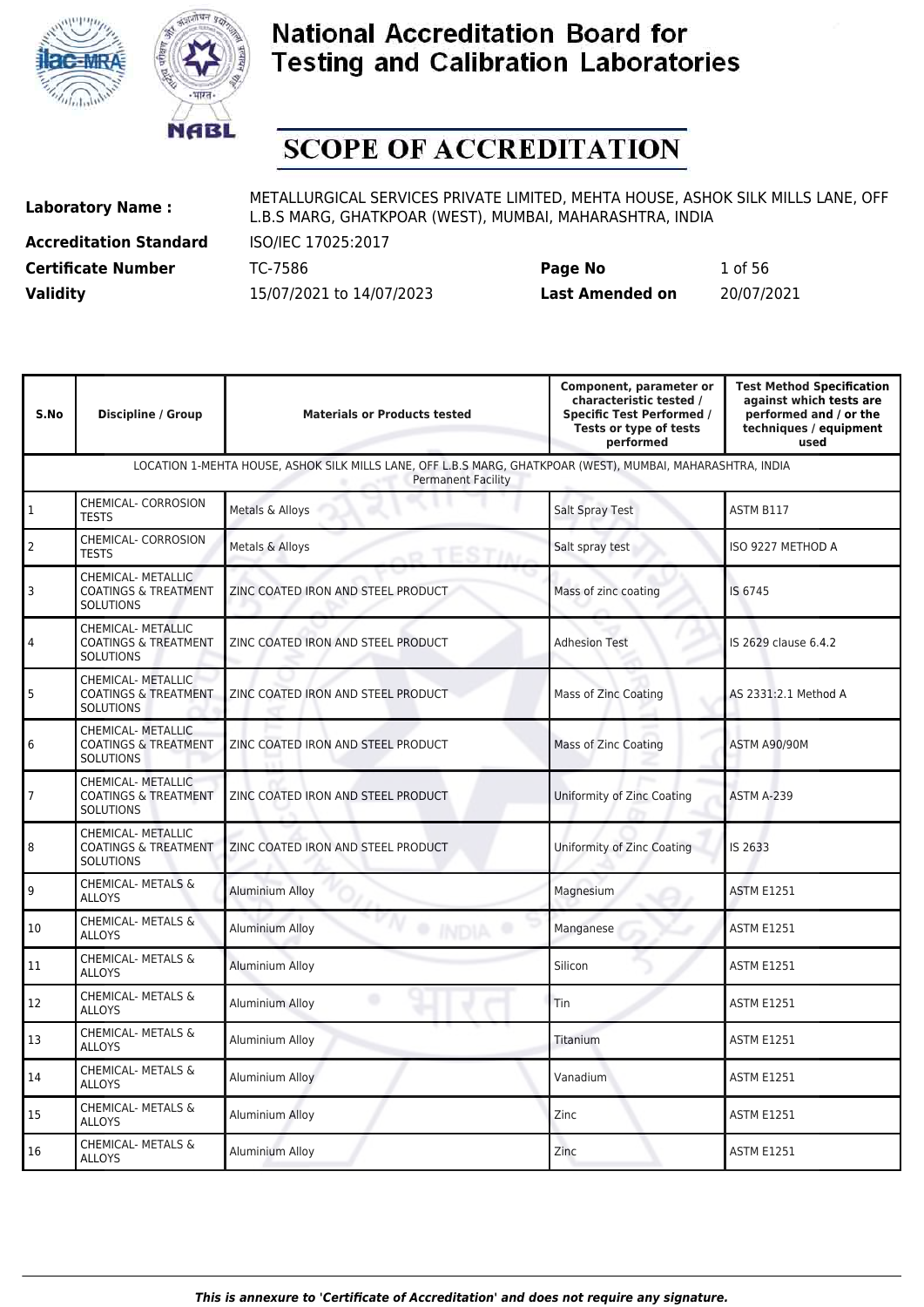# National Accreditation Board for Testing and Calibration Laboratories

## SCOPE OF ACCREDITATION

**Laboratory Name :** METALLURGICAL SERVICES PRIVATE LIMITED, MEHTA HOUSE, ASHOK SILK MILLS LANE, OFF L.B.S MARG, GHATKPOAR (WEST), MUMBAI, MAHARASHTRA, INDIA

**Accreditation Standard** ISO/IEC 17025:2017

**Certificate Number** TC-7586 **Page No** 1 of 56

**Validity** 15/07/2021 to 14/07/2023 **Last Amended on** 20/07/2021

| S.No | Discipline / Group | Materials or Products tested | Component, parameter or characteristic tested / Specific Test Performed / Tests or type of tests performed | Test Method Specification against which tests are performed and / or the techniques / equipment used |
|---|---|---|---|---|
| LOCATION 1-MEHTA HOUSE, ASHOK SILK MILLS LANE, OFF L.B.S MARG, GHATKPOAR (WEST), MUMBAI, MAHARASHTRA, INDIA Permanent Facility | | | | |
| 1 | CHEMICAL- CORROSION TESTS | Metals & Alloys | Salt Spray Test | ASTM B117 |
| 2 | CHEMICAL- CORROSION TESTS | Metals & Alloys | Salt spray test | ISO 9227 METHOD A |
| 3 | CHEMICAL- METALLIC COATINGS & TREATMENT SOLUTIONS | ZINC COATED IRON AND STEEL PRODUCT | Mass of zinc coating | IS 6745 |
| 4 | CHEMICAL- METALLIC COATINGS & TREATMENT SOLUTIONS | ZINC COATED IRON AND STEEL PRODUCT | Adhesion Test | IS 2629 clause 6.4.2 |
| 5 | CHEMICAL- METALLIC COATINGS & TREATMENT SOLUTIONS | ZINC COATED IRON AND STEEL PRODUCT | Mass of Zinc Coating | AS 2331:2.1 Method A |
| 6 | CHEMICAL- METALLIC COATINGS & TREATMENT SOLUTIONS | ZINC COATED IRON AND STEEL PRODUCT | Mass of Zinc Coating | ASTM A90/90M |
| 7 | CHEMICAL- METALLIC COATINGS & TREATMENT SOLUTIONS | ZINC COATED IRON AND STEEL PRODUCT | Uniformity of Zinc Coating | ASTM A-239 |
| 8 | CHEMICAL- METALLIC COATINGS & TREATMENT SOLUTIONS | ZINC COATED IRON AND STEEL PRODUCT | Uniformity of Zinc Coating | IS 2633 |
| 9 | CHEMICAL- METALS & ALLOYS | Aluminium Alloy | Magnesium | ASTM E1251 |
| 10 | CHEMICAL- METALS & ALLOYS | Aluminium Alloy | Manganese | ASTM E1251 |
| 11 | CHEMICAL- METALS & ALLOYS | Aluminium Alloy | Silicon | ASTM E1251 |
| 12 | CHEMICAL- METALS & ALLOYS | Aluminium Alloy | Tin | ASTM E1251 |
| 13 | CHEMICAL- METALS & ALLOYS | Aluminium Alloy | Titanium | ASTM E1251 |
| 14 | CHEMICAL- METALS & ALLOYS | Aluminium Alloy | Vanadium | ASTM E1251 |
| 15 | CHEMICAL- METALS & ALLOYS | Aluminium Alloy | Zinc | ASTM E1251 |
| 16 | CHEMICAL- METALS & ALLOYS | Aluminium Alloy | Zinc | ASTM E1251 |

*This is annexure to 'Certificate of Accreditation' and does not require any signature.*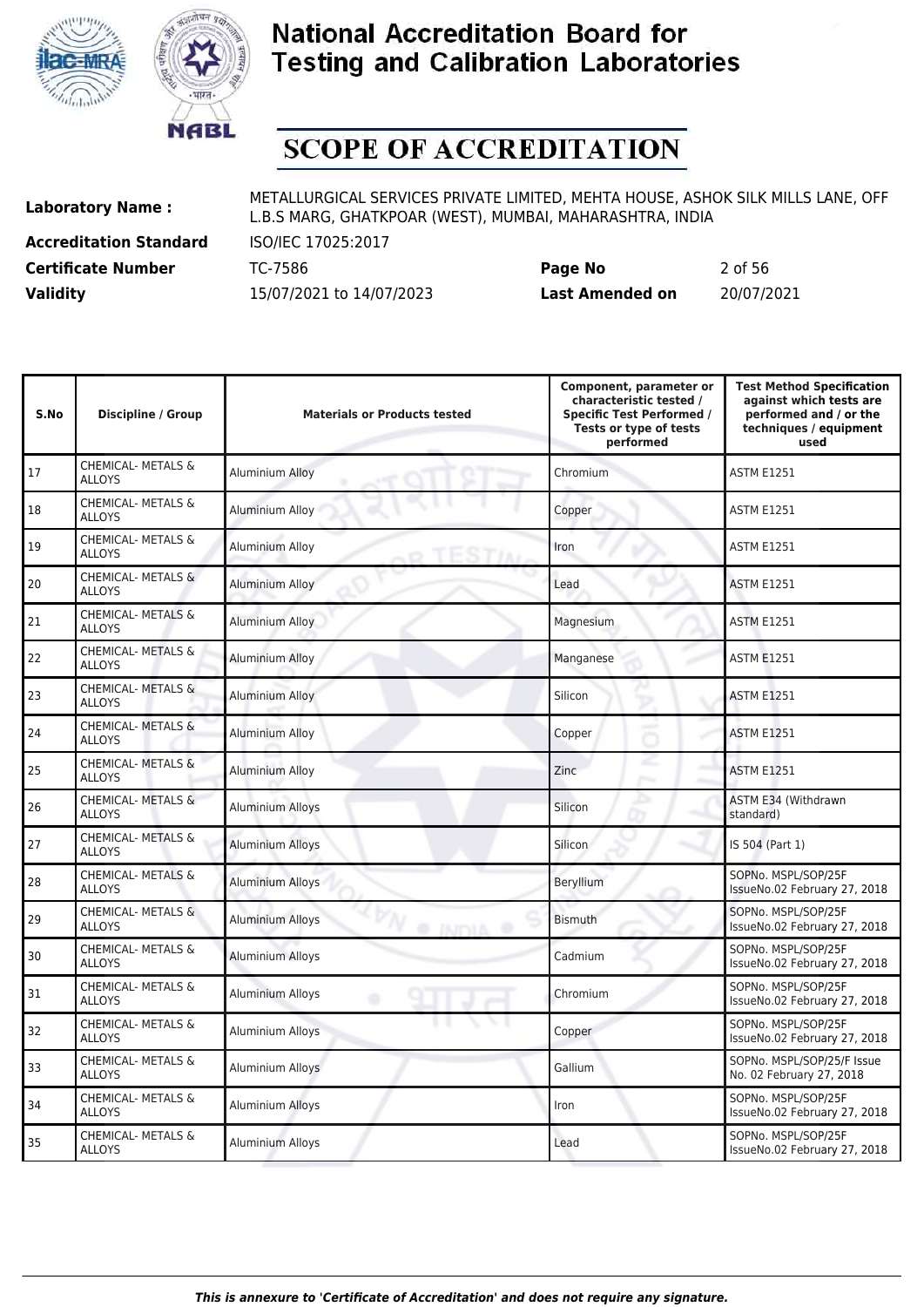# National Accreditation Board for Testing and Calibration Laboratories

## SCOPE OF ACCREDITATION

| | | | |
|---|---|---|---|
| **Laboratory Name :** | METALLURGICAL SERVICES PRIVATE LIMITED, MEHTA HOUSE, ASHOK SILK MILLS LANE, OFF L.B.S MARG, GHATKPOAR (WEST), MUMBAI, MAHARASHTRA, INDIA | | |
| **Accreditation Standard** | ISO/IEC 17025:2017 | | |
| **Certificate Number** | TC-7586 | **Page No** | 2 of 56 |
| **Validity** | 15/07/2021 to 14/07/2023 | **Last Amended on** | 20/07/2021 |

| S.No | Discipline / Group | Materials or Products tested | Component, parameter or characteristic tested / Specific Test Performed / Tests or type of tests performed | Test Method Specification against which tests are performed and / or the techniques / equipment used |
|---|---|---|---|---|
| 17 | CHEMICAL- METALS & ALLOYS | Aluminium Alloy | Chromium | ASTM E1251 |
| 18 | CHEMICAL- METALS & ALLOYS | Aluminium Alloy | Copper | ASTM E1251 |
| 19 | CHEMICAL- METALS & ALLOYS | Aluminium Alloy | Iron | ASTM E1251 |
| 20 | CHEMICAL- METALS & ALLOYS | Aluminium Alloy | Lead | ASTM E1251 |
| 21 | CHEMICAL- METALS & ALLOYS | Aluminium Alloy | Magnesium | ASTM E1251 |
| 22 | CHEMICAL- METALS & ALLOYS | Aluminium Alloy | Manganese | ASTM E1251 |
| 23 | CHEMICAL- METALS & ALLOYS | Aluminium Alloy | Silicon | ASTM E1251 |
| 24 | CHEMICAL- METALS & ALLOYS | Aluminium Alloy | Copper | ASTM E1251 |
| 25 | CHEMICAL- METALS & ALLOYS | Aluminium Alloy | Zinc | ASTM E1251 |
| 26 | CHEMICAL- METALS & ALLOYS | Aluminium Alloys | Silicon | ASTM E34 (Withdrawn standard) |
| 27 | CHEMICAL- METALS & ALLOYS | Aluminium Alloys | Silicon | IS 504 (Part 1) |
| 28 | CHEMICAL- METALS & ALLOYS | Aluminium Alloys | Beryllium | SOPNo. MSPL/SOP/25F IssueNo.02 February 27, 2018 |
| 29 | CHEMICAL- METALS & ALLOYS | Aluminium Alloys | Bismuth | SOPNo. MSPL/SOP/25F IssueNo.02 February 27, 2018 |
| 30 | CHEMICAL- METALS & ALLOYS | Aluminium Alloys | Cadmium | SOPNo. MSPL/SOP/25F IssueNo.02 February 27, 2018 |
| 31 | CHEMICAL- METALS & ALLOYS | Aluminium Alloys | Chromium | SOPNo. MSPL/SOP/25F IssueNo.02 February 27, 2018 |
| 32 | CHEMICAL- METALS & ALLOYS | Aluminium Alloys | Copper | SOPNo. MSPL/SOP/25F IssueNo.02 February 27, 2018 |
| 33 | CHEMICAL- METALS & ALLOYS | Aluminium Alloys | Gallium | SOPNo. MSPL/SOP/25/F Issue No. 02 February 27, 2018 |
| 34 | CHEMICAL- METALS & ALLOYS | Aluminium Alloys | Iron | SOPNo. MSPL/SOP/25F IssueNo.02 February 27, 2018 |
| 35 | CHEMICAL- METALS & ALLOYS | Aluminium Alloys | Lead | SOPNo. MSPL/SOP/25F IssueNo.02 February 27, 2018 |

*This is annexure to 'Certificate of Accreditation' and does not require any signature.*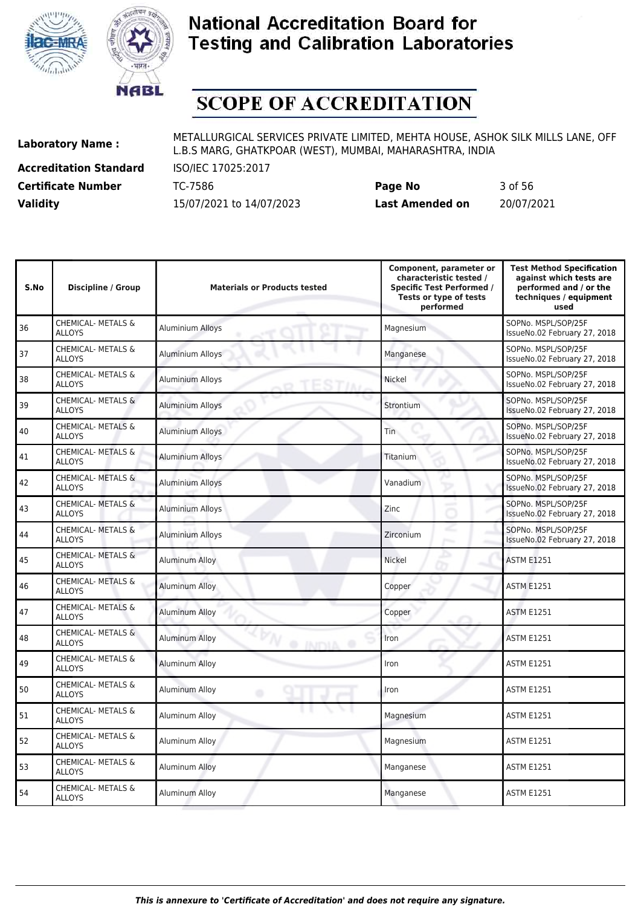# National Accreditation Board for Testing and Calibration Laboratories

## SCOPE OF ACCREDITATION

**Laboratory Name :** METALLURGICAL SERVICES PRIVATE LIMITED, MEHTA HOUSE, ASHOK SILK MILLS LANE, OFF L.B.S MARG, GHATKPOAR (WEST), MUMBAI, MAHARASHTRA, INDIA

**Accreditation Standard** ISO/IEC 17025:2017

**Certificate Number** TC-7586 **Page No** 3 of 56

**Validity** 15/07/2021 to 14/07/2023 **Last Amended on** 20/07/2021

| S.No | Discipline / Group | Materials or Products tested | Component, parameter or characteristic tested / Specific Test Performed / Tests or type of tests performed | Test Method Specification against which tests are performed and / or the techniques / equipment used |
|---|---|---|---|---|
| 36 | CHEMICAL- METALS & ALLOYS | Aluminium Alloys | Magnesium | SOPNo. MSPL/SOP/25F IssueNo.02 February 27, 2018 |
| 37 | CHEMICAL- METALS & ALLOYS | Aluminium Alloys | Manganese | SOPNo. MSPL/SOP/25F IssueNo.02 February 27, 2018 |
| 38 | CHEMICAL- METALS & ALLOYS | Aluminium Alloys | Nickel | SOPNo. MSPL/SOP/25F IssueNo.02 February 27, 2018 |
| 39 | CHEMICAL- METALS & ALLOYS | Aluminium Alloys | Strontium | SOPNo. MSPL/SOP/25F IssueNo.02 February 27, 2018 |
| 40 | CHEMICAL- METALS & ALLOYS | Aluminium Alloys | Tin | SOPNo. MSPL/SOP/25F IssueNo.02 February 27, 2018 |
| 41 | CHEMICAL- METALS & ALLOYS | Aluminium Alloys | Titanium | SOPNo. MSPL/SOP/25F IssueNo.02 February 27, 2018 |
| 42 | CHEMICAL- METALS & ALLOYS | Aluminium Alloys | Vanadium | SOPNo. MSPL/SOP/25F IssueNo.02 February 27, 2018 |
| 43 | CHEMICAL- METALS & ALLOYS | Aluminium Alloys | Zinc | SOPNo. MSPL/SOP/25F IssueNo.02 February 27, 2018 |
| 44 | CHEMICAL- METALS & ALLOYS | Aluminium Alloys | Zirconium | SOPNo. MSPL/SOP/25F IssueNo.02 February 27, 2018 |
| 45 | CHEMICAL- METALS & ALLOYS | Aluminum Alloy | Nickel | ASTM E1251 |
| 46 | CHEMICAL- METALS & ALLOYS | Aluminum Alloy | Copper | ASTM E1251 |
| 47 | CHEMICAL- METALS & ALLOYS | Aluminum Alloy | Copper | ASTM E1251 |
| 48 | CHEMICAL- METALS & ALLOYS | Aluminum Alloy | Iron | ASTM E1251 |
| 49 | CHEMICAL- METALS & ALLOYS | Aluminum Alloy | Iron | ASTM E1251 |
| 50 | CHEMICAL- METALS & ALLOYS | Aluminum Alloy | Iron | ASTM E1251 |
| 51 | CHEMICAL- METALS & ALLOYS | Aluminum Alloy | Magnesium | ASTM E1251 |
| 52 | CHEMICAL- METALS & ALLOYS | Aluminum Alloy | Magnesium | ASTM E1251 |
| 53 | CHEMICAL- METALS & ALLOYS | Aluminum Alloy | Manganese | ASTM E1251 |
| 54 | CHEMICAL- METALS & ALLOYS | Aluminum Alloy | Manganese | ASTM E1251 |

*This is annexure to 'Certificate of Accreditation' and does not require any signature.*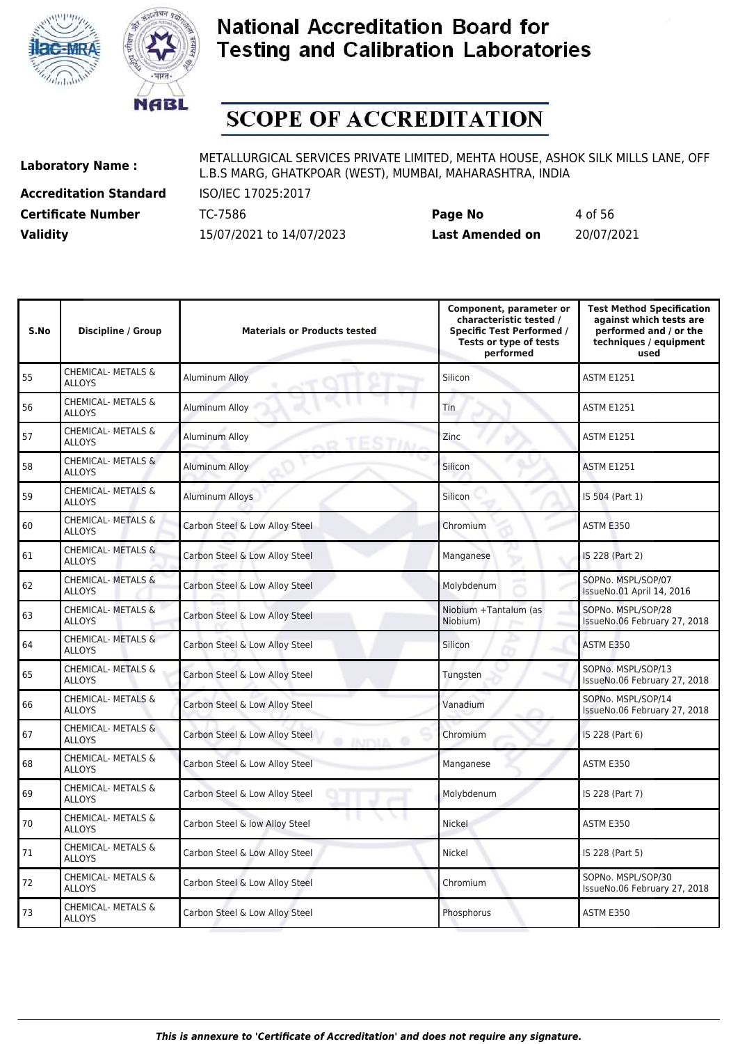# National Accreditation Board for Testing and Calibration Laboratories

## SCOPE OF ACCREDITATION

**Laboratory Name :** METALLURGICAL SERVICES PRIVATE LIMITED, MEHTA HOUSE, ASHOK SILK MILLS LANE, OFF L.B.S MARG, GHATKPOAR (WEST), MUMBAI, MAHARASHTRA, INDIA

**Accreditation Standard** ISO/IEC 17025:2017

**Certificate Number** TC-7586 **Page No** 4 of 56

**Validity** 15/07/2021 to 14/07/2023 **Last Amended on** 20/07/2021

| S.No | Discipline / Group | Materials or Products tested | Component, parameter or characteristic tested / Specific Test Performed / Tests or type of tests performed | Test Method Specification against which tests are performed and / or the techniques / equipment used |
|---|---|---|---|---|
| 55 | CHEMICAL- METALS & ALLOYS | Aluminum Alloy | Silicon | ASTM E1251 |
| 56 | CHEMICAL- METALS & ALLOYS | Aluminum Alloy | Tin | ASTM E1251 |
| 57 | CHEMICAL- METALS & ALLOYS | Aluminum Alloy | Zinc | ASTM E1251 |
| 58 | CHEMICAL- METALS & ALLOYS | Aluminum Alloy | Silicon | ASTM E1251 |
| 59 | CHEMICAL- METALS & ALLOYS | Aluminum Alloys | Silicon | IS 504 (Part 1) |
| 60 | CHEMICAL- METALS & ALLOYS | Carbon Steel & Low Alloy Steel | Chromium | ASTM E350 |
| 61 | CHEMICAL- METALS & ALLOYS | Carbon Steel & Low Alloy Steel | Manganese | IS 228 (Part 2) |
| 62 | CHEMICAL- METALS & ALLOYS | Carbon Steel & Low Alloy Steel | Molybdenum | SOPNo. MSPL/SOP/07 IssueNo.01 April 14, 2016 |
| 63 | CHEMICAL- METALS & ALLOYS | Carbon Steel & Low Alloy Steel | Niobium +Tantalum (as Niobium) | SOPNo. MSPL/SOP/28 IssueNo.06 February 27, 2018 |
| 64 | CHEMICAL- METALS & ALLOYS | Carbon Steel & Low Alloy Steel | Silicon | ASTM E350 |
| 65 | CHEMICAL- METALS & ALLOYS | Carbon Steel & Low Alloy Steel | Tungsten | SOPNo. MSPL/SOP/13 IssueNo.06 February 27, 2018 |
| 66 | CHEMICAL- METALS & ALLOYS | Carbon Steel & Low Alloy Steel | Vanadium | SOPNo. MSPL/SOP/14 IssueNo.06 February 27, 2018 |
| 67 | CHEMICAL- METALS & ALLOYS | Carbon Steel & Low Alloy Steel | Chromium | IS 228 (Part 6) |
| 68 | CHEMICAL- METALS & ALLOYS | Carbon Steel & Low Alloy Steel | Manganese | ASTM E350 |
| 69 | CHEMICAL- METALS & ALLOYS | Carbon Steel & Low Alloy Steel | Molybdenum | IS 228 (Part 7) |
| 70 | CHEMICAL- METALS & ALLOYS | Carbon Steel & low Alloy Steel | Nickel | ASTM E350 |
| 71 | CHEMICAL- METALS & ALLOYS | Carbon Steel & Low Alloy Steel | Nickel | IS 228 (Part 5) |
| 72 | CHEMICAL- METALS & ALLOYS | Carbon Steel & Low Alloy Steel | Chromium | SOPNo. MSPL/SOP/30 IssueNo.06 February 27, 2018 |
| 73 | CHEMICAL- METALS & ALLOYS | Carbon Steel & Low Alloy Steel | Phosphorus | ASTM E350 |

*This is annexure to 'Certificate of Accreditation' and does not require any signature.*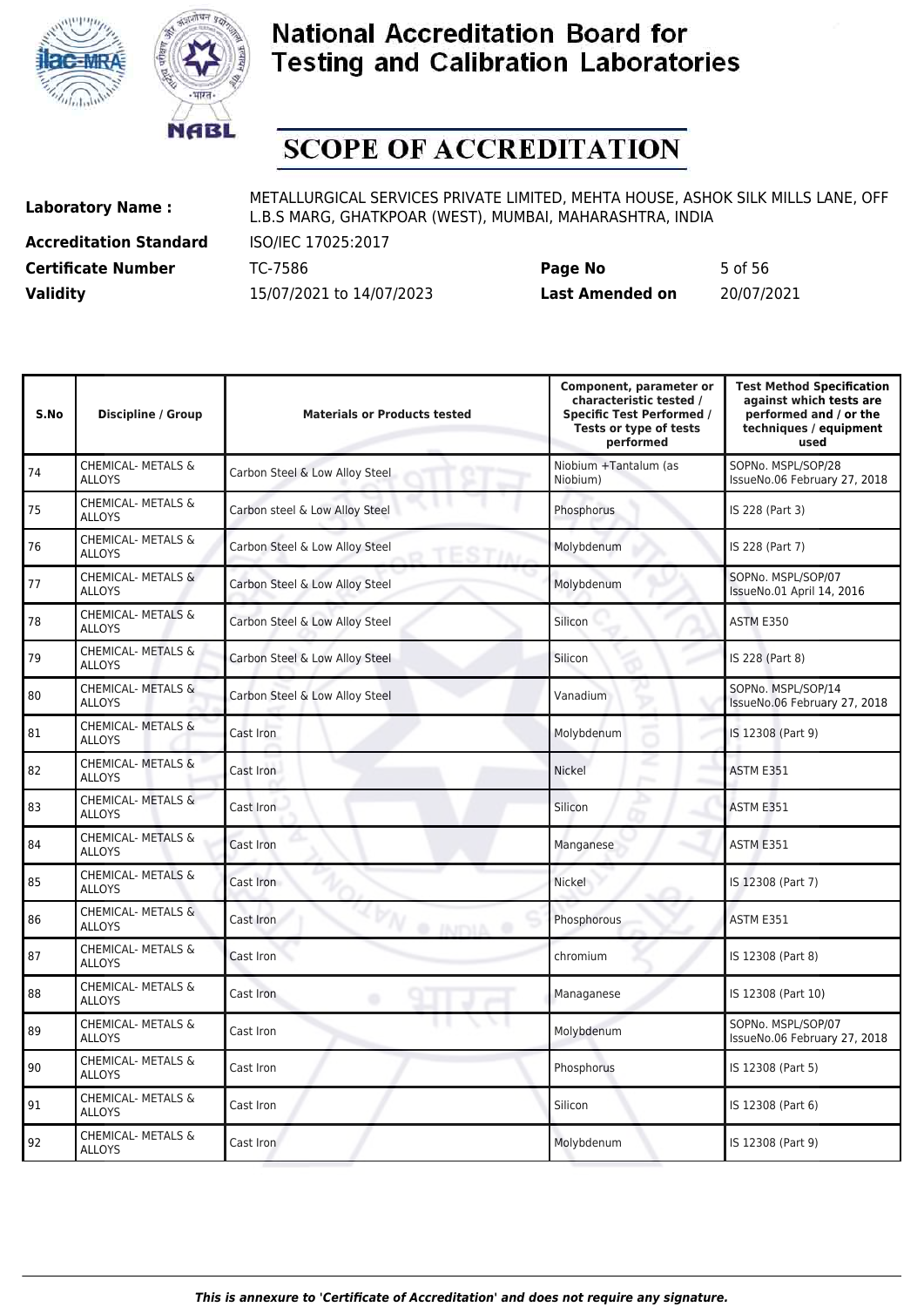# National Accreditation Board for Testing and Calibration Laboratories

# SCOPE OF ACCREDITATION

| | | | |
|---|---|---|---|
| **Laboratory Name :** | METALLURGICAL SERVICES PRIVATE LIMITED, MEHTA HOUSE, ASHOK SILK MILLS LANE, OFF L.B.S MARG, GHATKPOAR (WEST), MUMBAI, MAHARASHTRA, INDIA | | |
| **Accreditation Standard** | ISO/IEC 17025:2017 | | |
| **Certificate Number** | TC-7586 | **Page No** | 5 of 56 |
| **Validity** | 15/07/2021 to 14/07/2023 | **Last Amended on** | 20/07/2021 |

| S.No | Discipline / Group | Materials or Products tested | Component, parameter or characteristic tested / Specific Test Performed / Tests or type of tests performed | Test Method Specification against which tests are performed and / or the techniques / equipment used |
|---|---|---|---|---|
| 74 | CHEMICAL- METALS & ALLOYS | Carbon Steel & Low Alloy Steel | Niobium +Tantalum (as Niobium) | SOPNo. MSPL/SOP/28 IssueNo.06 February 27, 2018 |
| 75 | CHEMICAL- METALS & ALLOYS | Carbon steel & Low Alloy Steel | Phosphorus | IS 228 (Part 3) |
| 76 | CHEMICAL- METALS & ALLOYS | Carbon Steel & Low Alloy Steel | Molybdenum | IS 228 (Part 7) |
| 77 | CHEMICAL- METALS & ALLOYS | Carbon Steel & Low Alloy Steel | Molybdenum | SOPNo. MSPL/SOP/07 IssueNo.01 April 14, 2016 |
| 78 | CHEMICAL- METALS & ALLOYS | Carbon Steel & Low Alloy Steel | Silicon | ASTM E350 |
| 79 | CHEMICAL- METALS & ALLOYS | Carbon Steel & Low Alloy Steel | Silicon | IS 228 (Part 8) |
| 80 | CHEMICAL- METALS & ALLOYS | Carbon Steel & Low Alloy Steel | Vanadium | SOPNo. MSPL/SOP/14 IssueNo.06 February 27, 2018 |
| 81 | CHEMICAL- METALS & ALLOYS | Cast Iron | Molybdenum | IS 12308 (Part 9) |
| 82 | CHEMICAL- METALS & ALLOYS | Cast Iron | Nickel | ASTM E351 |
| 83 | CHEMICAL- METALS & ALLOYS | Cast Iron | Silicon | ASTM E351 |
| 84 | CHEMICAL- METALS & ALLOYS | Cast Iron | Manganese | ASTM E351 |
| 85 | CHEMICAL- METALS & ALLOYS | Cast Iron | Nickel | IS 12308 (Part 7) |
| 86 | CHEMICAL- METALS & ALLOYS | Cast Iron | Phosphorous | ASTM E351 |
| 87 | CHEMICAL- METALS & ALLOYS | Cast Iron | chromium | IS 12308 (Part 8) |
| 88 | CHEMICAL- METALS & ALLOYS | Cast Iron | Managanese | IS 12308 (Part 10) |
| 89 | CHEMICAL- METALS & ALLOYS | Cast Iron | Molybdenum | SOPNo. MSPL/SOP/07 IssueNo.06 February 27, 2018 |
| 90 | CHEMICAL- METALS & ALLOYS | Cast Iron | Phosphorus | IS 12308 (Part 5) |
| 91 | CHEMICAL- METALS & ALLOYS | Cast Iron | Silicon | IS 12308 (Part 6) |
| 92 | CHEMICAL- METALS & ALLOYS | Cast Iron | Molybdenum | IS 12308 (Part 9) |

*This is annexure to 'Certificate of Accreditation' and does not require any signature.*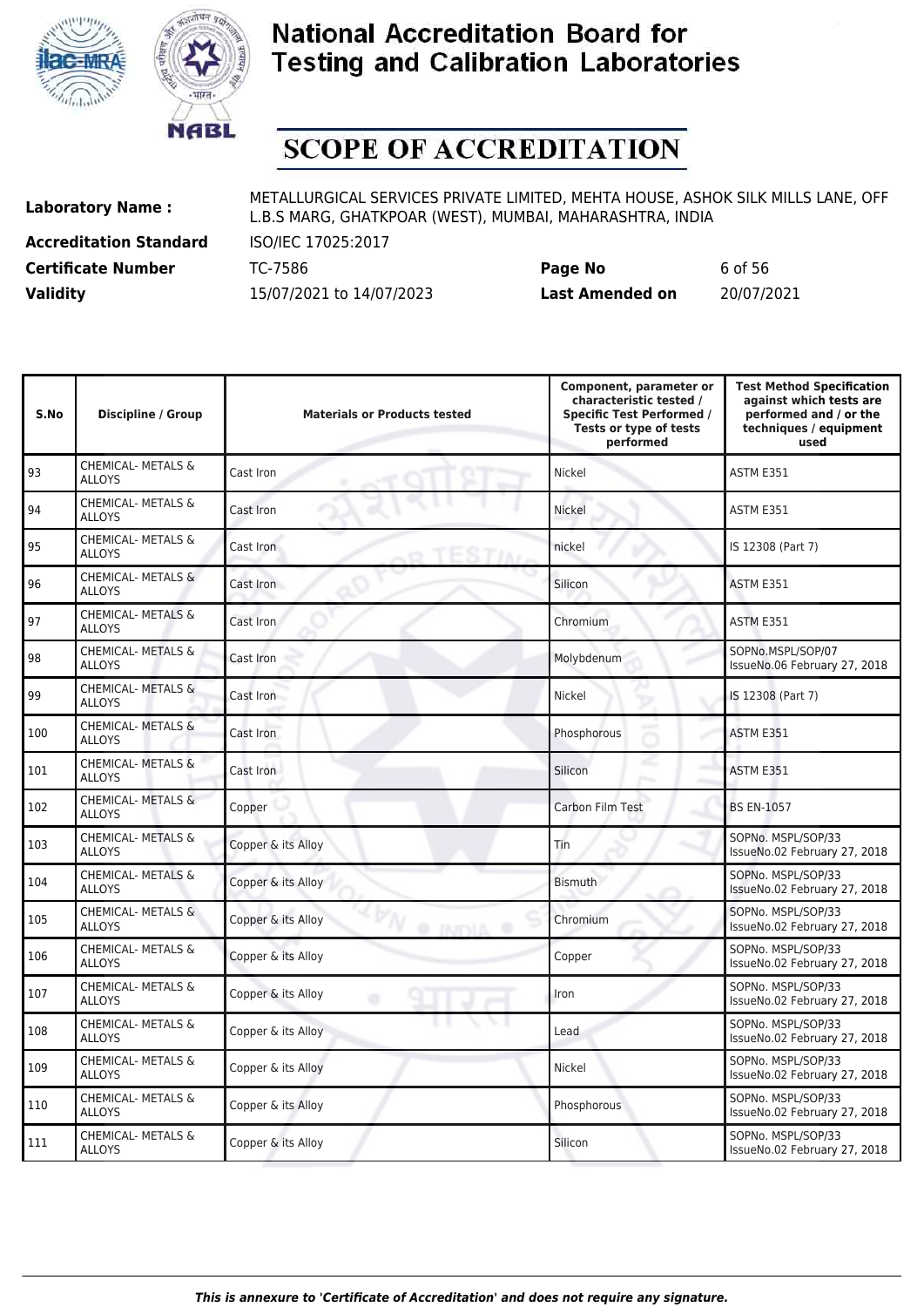# National Accreditation Board for Testing and Calibration Laboratories

## SCOPE OF ACCREDITATION

**Laboratory Name :** METALLURGICAL SERVICES PRIVATE LIMITED, MEHTA HOUSE, ASHOK SILK MILLS LANE, OFF L.B.S MARG, GHATKPOAR (WEST), MUMBAI, MAHARASHTRA, INDIA

**Accreditation Standard** ISO/IEC 17025:2017

**Certificate Number** TC-7586 **Page No** 6 of 56

**Validity** 15/07/2021 to 14/07/2023 **Last Amended on** 20/07/2021

| S.No | Discipline / Group | Materials or Products tested | Component, parameter or characteristic tested / Specific Test Performed / Tests or type of tests performed | Test Method Specification against which tests are performed and / or the techniques / equipment used |
|---|---|---|---|---|
| 93 | CHEMICAL- METALS & ALLOYS | Cast Iron | Nickel | ASTM E351 |
| 94 | CHEMICAL- METALS & ALLOYS | Cast Iron | Nickel | ASTM E351 |
| 95 | CHEMICAL- METALS & ALLOYS | Cast Iron | nickel | IS 12308 (Part 7) |
| 96 | CHEMICAL- METALS & ALLOYS | Cast Iron | Silicon | ASTM E351 |
| 97 | CHEMICAL- METALS & ALLOYS | Cast Iron | Chromium | ASTM E351 |
| 98 | CHEMICAL- METALS & ALLOYS | Cast Iron | Molybdenum | SOPNo.MSPL/SOP/07 IssueNo.06 February 27, 2018 |
| 99 | CHEMICAL- METALS & ALLOYS | Cast Iron | Nickel | IS 12308 (Part 7) |
| 100 | CHEMICAL- METALS & ALLOYS | Cast Iron | Phosphorous | ASTM E351 |
| 101 | CHEMICAL- METALS & ALLOYS | Cast Iron | Silicon | ASTM E351 |
| 102 | CHEMICAL- METALS & ALLOYS | Copper | Carbon Film Test | BS EN-1057 |
| 103 | CHEMICAL- METALS & ALLOYS | Copper & its Alloy | Tin | SOPNo. MSPL/SOP/33 IssueNo.02 February 27, 2018 |
| 104 | CHEMICAL- METALS & ALLOYS | Copper & its Alloy | Bismuth | SOPNo. MSPL/SOP/33 IssueNo.02 February 27, 2018 |
| 105 | CHEMICAL- METALS & ALLOYS | Copper & its Alloy | Chromium | SOPNo. MSPL/SOP/33 IssueNo.02 February 27, 2018 |
| 106 | CHEMICAL- METALS & ALLOYS | Copper & its Alloy | Copper | SOPNo. MSPL/SOP/33 IssueNo.02 February 27, 2018 |
| 107 | CHEMICAL- METALS & ALLOYS | Copper & its Alloy | Iron | SOPNo. MSPL/SOP/33 IssueNo.02 February 27, 2018 |
| 108 | CHEMICAL- METALS & ALLOYS | Copper & its Alloy | Lead | SOPNo. MSPL/SOP/33 IssueNo.02 February 27, 2018 |
| 109 | CHEMICAL- METALS & ALLOYS | Copper & its Alloy | Nickel | SOPNo. MSPL/SOP/33 IssueNo.02 February 27, 2018 |
| 110 | CHEMICAL- METALS & ALLOYS | Copper & its Alloy | Phosphorous | SOPNo. MSPL/SOP/33 IssueNo.02 February 27, 2018 |
| 111 | CHEMICAL- METALS & ALLOYS | Copper & its Alloy | Silicon | SOPNo. MSPL/SOP/33 IssueNo.02 February 27, 2018 |

*This is annexure to 'Certificate of Accreditation' and does not require any signature.*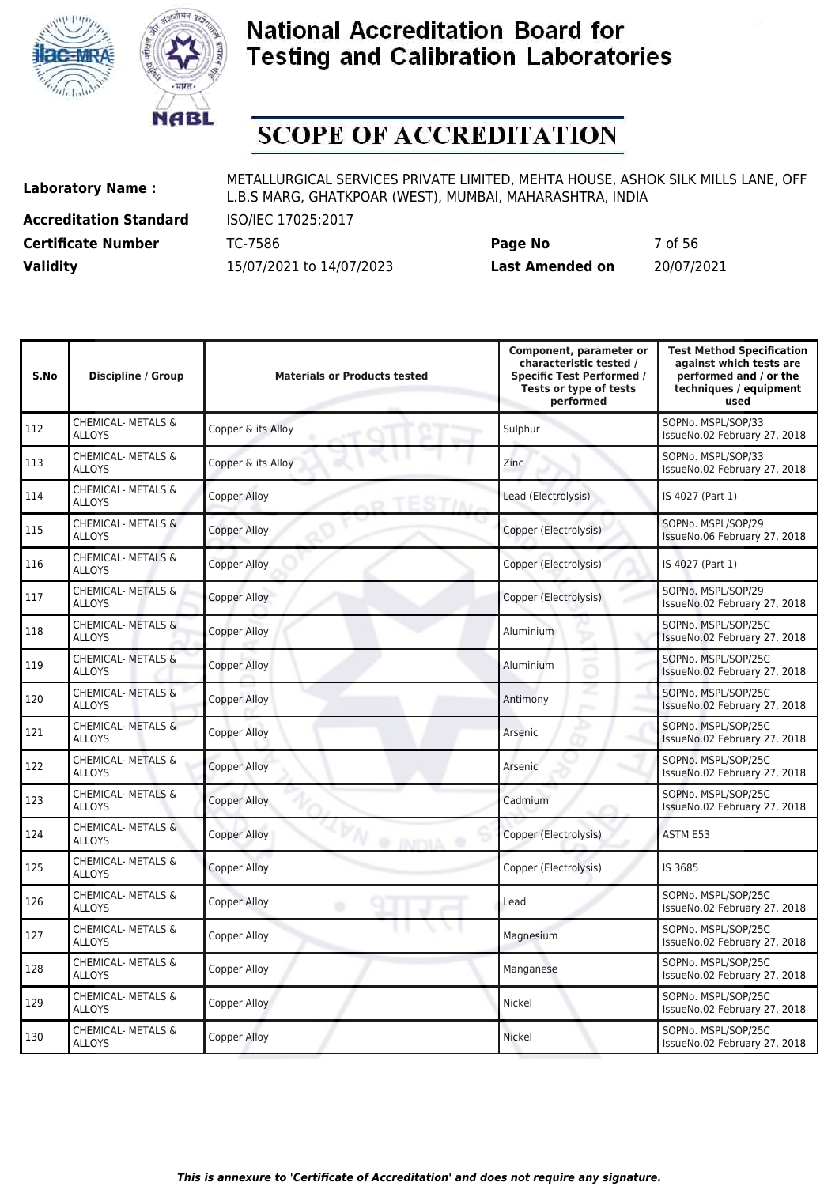# National Accreditation Board for Testing and Calibration Laboratories

# SCOPE OF ACCREDITATION

**Laboratory Name :** METALLURGICAL SERVICES PRIVATE LIMITED, MEHTA HOUSE, ASHOK SILK MILLS LANE, OFF L.B.S MARG, GHATKPOAR (WEST), MUMBAI, MAHARASHTRA, INDIA

**Accreditation Standard** ISO/IEC 17025:2017

**Certificate Number** TC-7586 **Page No** 7 of 56

**Validity** 15/07/2021 to 14/07/2023 **Last Amended on** 20/07/2021

| S.No | Discipline / Group | Materials or Products tested | Component, parameter or characteristic tested / Specific Test Performed / Tests or type of tests performed | Test Method Specification against which tests are performed and / or the techniques / equipment used |
|---|---|---|---|---|
| 112 | CHEMICAL- METALS & ALLOYS | Copper & its Alloy | Sulphur | SOPNo. MSPL/SOP/33 IssueNo.02 February 27, 2018 |
| 113 | CHEMICAL- METALS & ALLOYS | Copper & its Alloy | Zinc | SOPNo. MSPL/SOP/33 IssueNo.02 February 27, 2018 |
| 114 | CHEMICAL- METALS & ALLOYS | Copper Alloy | Lead (Electrolysis) | IS 4027 (Part 1) |
| 115 | CHEMICAL- METALS & ALLOYS | Copper Alloy | Copper (Electrolysis) | SOPNo. MSPL/SOP/29 IssueNo.06 February 27, 2018 |
| 116 | CHEMICAL- METALS & ALLOYS | Copper Alloy | Copper (Electrolysis) | IS 4027 (Part 1) |
| 117 | CHEMICAL- METALS & ALLOYS | Copper Alloy | Copper (Electrolysis) | SOPNo. MSPL/SOP/29 IssueNo.02 February 27, 2018 |
| 118 | CHEMICAL- METALS & ALLOYS | Copper Alloy | Aluminium | SOPNo. MSPL/SOP/25C IssueNo.02 February 27, 2018 |
| 119 | CHEMICAL- METALS & ALLOYS | Copper Alloy | Aluminium | SOPNo. MSPL/SOP/25C IssueNo.02 February 27, 2018 |
| 120 | CHEMICAL- METALS & ALLOYS | Copper Alloy | Antimony | SOPNo. MSPL/SOP/25C IssueNo.02 February 27, 2018 |
| 121 | CHEMICAL- METALS & ALLOYS | Copper Alloy | Arsenic | SOPNo. MSPL/SOP/25C IssueNo.02 February 27, 2018 |
| 122 | CHEMICAL- METALS & ALLOYS | Copper Alloy | Arsenic | SOPNo. MSPL/SOP/25C IssueNo.02 February 27, 2018 |
| 123 | CHEMICAL- METALS & ALLOYS | Copper Alloy | Cadmium | SOPNo. MSPL/SOP/25C IssueNo.02 February 27, 2018 |
| 124 | CHEMICAL- METALS & ALLOYS | Copper Alloy | Copper (Electrolysis) | ASTM E53 |
| 125 | CHEMICAL- METALS & ALLOYS | Copper Alloy | Copper (Electrolysis) | IS 3685 |
| 126 | CHEMICAL- METALS & ALLOYS | Copper Alloy | Lead | SOPNo. MSPL/SOP/25C IssueNo.02 February 27, 2018 |
| 127 | CHEMICAL- METALS & ALLOYS | Copper Alloy | Magnesium | SOPNo. MSPL/SOP/25C IssueNo.02 February 27, 2018 |
| 128 | CHEMICAL- METALS & ALLOYS | Copper Alloy | Manganese | SOPNo. MSPL/SOP/25C IssueNo.02 February 27, 2018 |
| 129 | CHEMICAL- METALS & ALLOYS | Copper Alloy | Nickel | SOPNo. MSPL/SOP/25C IssueNo.02 February 27, 2018 |
| 130 | CHEMICAL- METALS & ALLOYS | Copper Alloy | Nickel | SOPNo. MSPL/SOP/25C IssueNo.02 February 27, 2018 |

*This is annexure to 'Certificate of Accreditation' and does not require any signature.*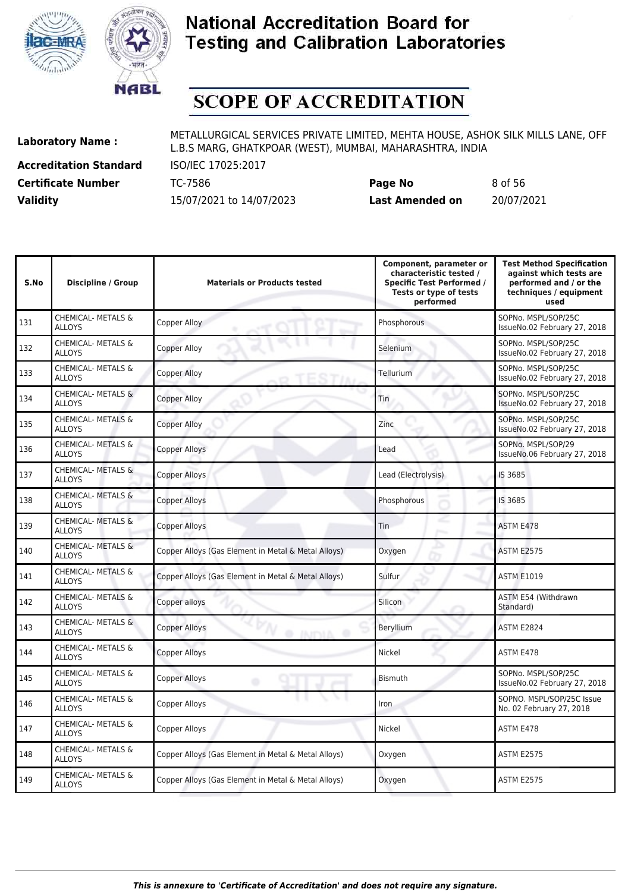# National Accreditation Board for Testing and Calibration Laboratories

# SCOPE OF ACCREDITATION

| | | | |
|---|---|---|---|
| **Laboratory Name :** | METALLURGICAL SERVICES PRIVATE LIMITED, MEHTA HOUSE, ASHOK SILK MILLS LANE, OFF L.B.S MARG, GHATKPOAR (WEST), MUMBAI, MAHARASHTRA, INDIA | | |
| **Accreditation Standard** | ISO/IEC 17025:2017 | | |
| **Certificate Number** | TC-7586 | **Page No** | 8 of 56 |
| **Validity** | 15/07/2021 to 14/07/2023 | **Last Amended on** | 20/07/2021 |

| S.No | Discipline / Group | Materials or Products tested | Component, parameter or characteristic tested / Specific Test Performed / Tests or type of tests performed | Test Method Specification against which tests are performed and / or the techniques / equipment used |
|---|---|---|---|---|
| 131 | CHEMICAL- METALS & ALLOYS | Copper Alloy | Phosphorous | SOPNo. MSPL/SOP/25C IssueNo.02 February 27, 2018 |
| 132 | CHEMICAL- METALS & ALLOYS | Copper Alloy | Selenium | SOPNo. MSPL/SOP/25C IssueNo.02 February 27, 2018 |
| 133 | CHEMICAL- METALS & ALLOYS | Copper Alloy | Tellurium | SOPNo. MSPL/SOP/25C IssueNo.02 February 27, 2018 |
| 134 | CHEMICAL- METALS & ALLOYS | Copper Alloy | Tin | SOPNo. MSPL/SOP/25C IssueNo.02 February 27, 2018 |
| 135 | CHEMICAL- METALS & ALLOYS | Copper Alloy | Zinc | SOPNo. MSPL/SOP/25C IssueNo.02 February 27, 2018 |
| 136 | CHEMICAL- METALS & ALLOYS | Copper Alloys | Lead | SOPNo. MSPL/SOP/29 IssueNo.06 February 27, 2018 |
| 137 | CHEMICAL- METALS & ALLOYS | Copper Alloys | Lead (Electrolysis) | IS 3685 |
| 138 | CHEMICAL- METALS & ALLOYS | Copper Alloys | Phosphorous | IS 3685 |
| 139 | CHEMICAL- METALS & ALLOYS | Copper Alloys | Tin | ASTM E478 |
| 140 | CHEMICAL- METALS & ALLOYS | Copper Alloys (Gas Element in Metal & Metal Alloys) | Oxygen | ASTM E2575 |
| 141 | CHEMICAL- METALS & ALLOYS | Copper Alloys (Gas Element in Metal & Metal Alloys) | Sulfur | ASTM E1019 |
| 142 | CHEMICAL- METALS & ALLOYS | Copper alloys | Silicon | ASTM E54 (Withdrawn Standard) |
| 143 | CHEMICAL- METALS & ALLOYS | Copper Alloys | Beryllium | ASTM E2824 |
| 144 | CHEMICAL- METALS & ALLOYS | Copper Alloys | Nickel | ASTM E478 |
| 145 | CHEMICAL- METALS & ALLOYS | Copper Alloys | Bismuth | SOPNo. MSPL/SOP/25C IssueNo.02 February 27, 2018 |
| 146 | CHEMICAL- METALS & ALLOYS | Copper Alloys | Iron | SOPNO. MSPL/SOP/25C Issue No. 02 February 27, 2018 |
| 147 | CHEMICAL- METALS & ALLOYS | Copper Alloys | Nickel | ASTM E478 |
| 148 | CHEMICAL- METALS & ALLOYS | Copper Alloys (Gas Element in Metal & Metal Alloys) | Oxygen | ASTM E2575 |
| 149 | CHEMICAL- METALS & ALLOYS | Copper Alloys (Gas Element in Metal & Metal Alloys) | Oxygen | ASTM E2575 |

*This is annexure to 'Certificate of Accreditation' and does not require any signature.*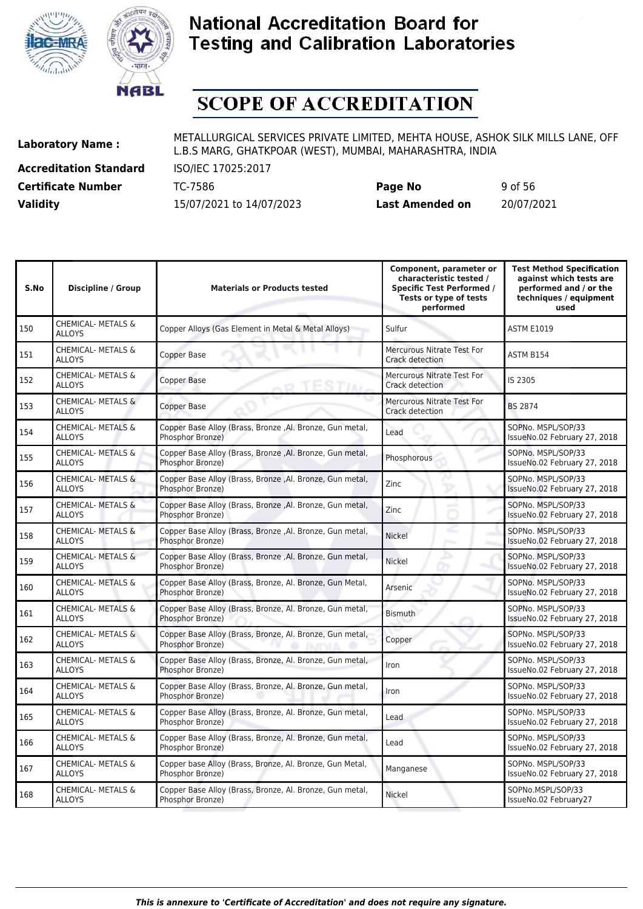# National Accreditation Board for Testing and Calibration Laboratories

# SCOPE OF ACCREDITATION

**Laboratory Name :** METALLURGICAL SERVICES PRIVATE LIMITED, MEHTA HOUSE, ASHOK SILK MILLS LANE, OFF L.B.S MARG, GHATKPOAR (WEST), MUMBAI, MAHARASHTRA, INDIA

**Accreditation Standard** ISO/IEC 17025:2017

**Certificate Number** TC-7586 **Page No** 9 of 56

**Validity** 15/07/2021 to 14/07/2023 **Last Amended on** 20/07/2021

| S.No | Discipline / Group | Materials or Products tested | Component, parameter or characteristic tested / Specific Test Performed / Tests or type of tests performed | Test Method Specification against which tests are performed and / or the techniques / equipment used |
|---|---|---|---|---|
| 150 | CHEMICAL- METALS & ALLOYS | Copper Alloys (Gas Element in Metal & Metal Alloys) | Sulfur | ASTM E1019 |
| 151 | CHEMICAL- METALS & ALLOYS | Copper Base | Mercurous Nitrate Test For Crack detection | ASTM B154 |
| 152 | CHEMICAL- METALS & ALLOYS | Copper Base | Mercurous Nitrate Test For Crack detection | IS 2305 |
| 153 | CHEMICAL- METALS & ALLOYS | Copper Base | Mercurous Nitrate Test For Crack detection | BS 2874 |
| 154 | CHEMICAL- METALS & ALLOYS | Copper Base Alloy (Brass, Bronze ,Al. Bronze, Gun metal, Phosphor Bronze) | Lead | SOPNo. MSPL/SOP/33 IssueNo.02 February 27, 2018 |
| 155 | CHEMICAL- METALS & ALLOYS | Copper Base Alloy (Brass, Bronze ,Al. Bronze, Gun metal, Phosphor Bronze) | Phosphorous | SOPNo. MSPL/SOP/33 IssueNo.02 February 27, 2018 |
| 156 | CHEMICAL- METALS & ALLOYS | Copper Base Alloy (Brass, Bronze ,Al. Bronze, Gun metal, Phosphor Bronze) | Zinc | SOPNo. MSPL/SOP/33 IssueNo.02 February 27, 2018 |
| 157 | CHEMICAL- METALS & ALLOYS | Copper Base Alloy (Brass, Bronze ,Al. Bronze, Gun metal, Phosphor Bronze) | Zinc | SOPNo. MSPL/SOP/33 IssueNo.02 February 27, 2018 |
| 158 | CHEMICAL- METALS & ALLOYS | Copper Base Alloy (Brass, Bronze ,Al. Bronze, Gun metal, Phosphor Bronze) | Nickel | SOPNo. MSPL/SOP/33 IssueNo.02 February 27, 2018 |
| 159 | CHEMICAL- METALS & ALLOYS | Copper Base Alloy (Brass, Bronze ,Al. Bronze, Gun metal, Phosphor Bronze) | Nickel | SOPNo. MSPL/SOP/33 IssueNo.02 February 27, 2018 |
| 160 | CHEMICAL- METALS & ALLOYS | Copper Base Alloy (Brass, Bronze, Al. Bronze, Gun Metal, Phosphor Bronze) | Arsenic | SOPNo. MSPL/SOP/33 IssueNo.02 February 27, 2018 |
| 161 | CHEMICAL- METALS & ALLOYS | Copper Base Alloy (Brass, Bronze, Al. Bronze, Gun metal, Phosphor Bronze) | Bismuth | SOPNo. MSPL/SOP/33 IssueNo.02 February 27, 2018 |
| 162 | CHEMICAL- METALS & ALLOYS | Copper Base Alloy (Brass, Bronze, Al. Bronze, Gun metal, Phosphor Bronze) | Copper | SOPNo. MSPL/SOP/33 IssueNo.02 February 27, 2018 |
| 163 | CHEMICAL- METALS & ALLOYS | Copper Base Alloy (Brass, Bronze, Al. Bronze, Gun metal, Phosphor Bronze) | Iron | SOPNo. MSPL/SOP/33 IssueNo.02 February 27, 2018 |
| 164 | CHEMICAL- METALS & ALLOYS | Copper Base Alloy (Brass, Bronze, Al. Bronze, Gun metal, Phosphor Bronze) | Iron | SOPNo. MSPL/SOP/33 IssueNo.02 February 27, 2018 |
| 165 | CHEMICAL- METALS & ALLOYS | Copper Base Alloy (Brass, Bronze, Al. Bronze, Gun metal, Phosphor Bronze) | Lead | SOPNo. MSPL/SOP/33 IssueNo.02 February 27, 2018 |
| 166 | CHEMICAL- METALS & ALLOYS | Copper Base Alloy (Brass, Bronze, Al. Bronze, Gun metal, Phosphor Bronze) | Lead | SOPNo. MSPL/SOP/33 IssueNo.02 February 27, 2018 |
| 167 | CHEMICAL- METALS & ALLOYS | Copper base Alloy (Brass, Bronze, Al. Bronze, Gun Metal, Phosphor Bronze) | Manganese | SOPNo. MSPL/SOP/33 IssueNo.02 February 27, 2018 |
| 168 | CHEMICAL- METALS & ALLOYS | Copper Base Alloy (Brass, Bronze, Al. Bronze, Gun metal, Phosphor Bronze) | Nickel | SOPNo.MSPL/SOP/33 IssueNo.02 February27 |

*This is annexure to 'Certificate of Accreditation' and does not require any signature.*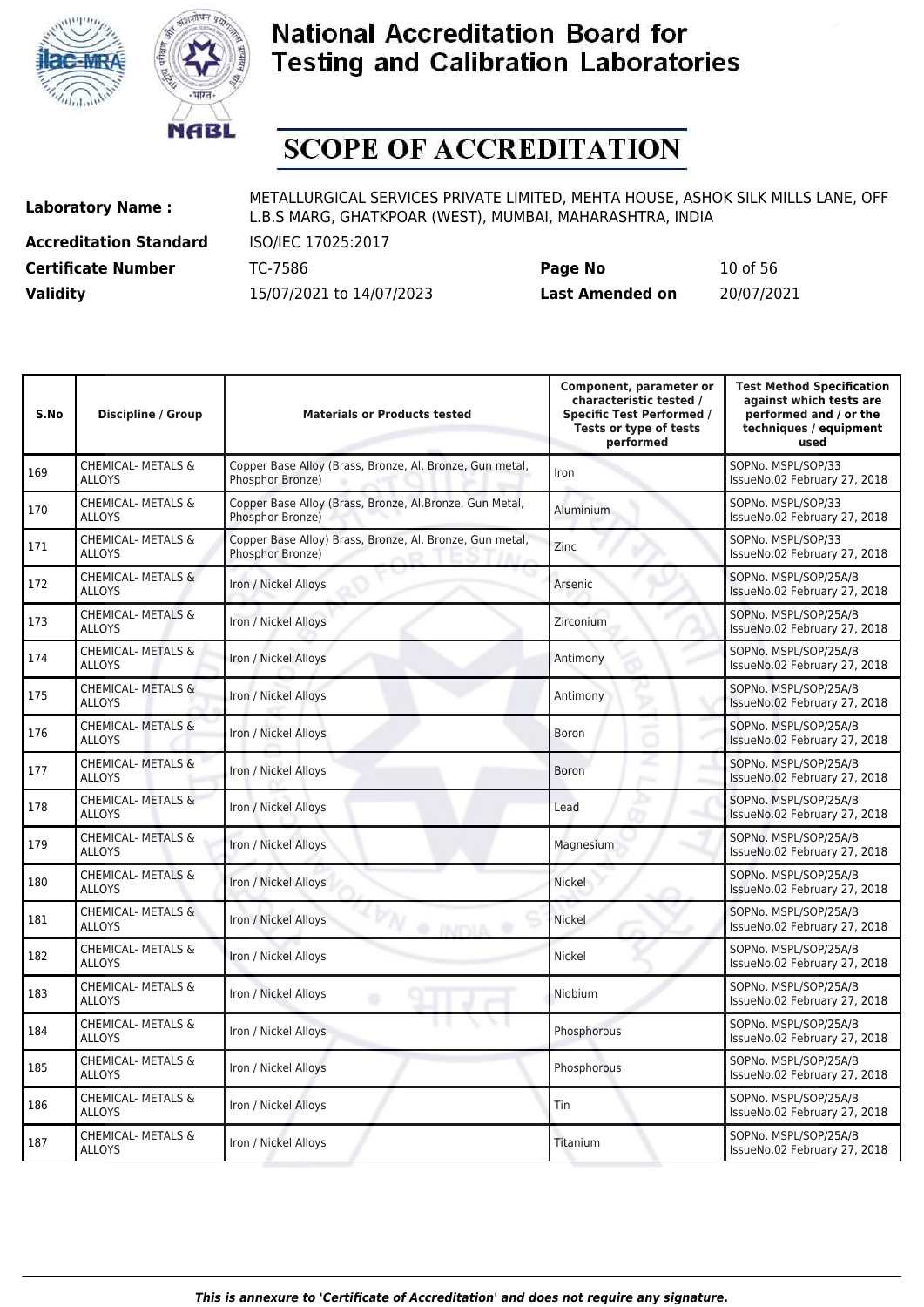# National Accreditation Board for Testing and Calibration Laboratories

# SCOPE OF ACCREDITATION

| | | | |
|---|---|---|---|
| **Laboratory Name :** | METALLURGICAL SERVICES PRIVATE LIMITED, MEHTA HOUSE, ASHOK SILK MILLS LANE, OFF L.B.S MARG, GHATKPOAR (WEST), MUMBAI, MAHARASHTRA, INDIA | | |
| **Accreditation Standard** | ISO/IEC 17025:2017 | | |
| **Certificate Number** | TC-7586 | **Page No** | 10 of 56 |
| **Validity** | 15/07/2021 to 14/07/2023 | **Last Amended on** | 20/07/2021 |

| S.No | Discipline / Group | Materials or Products tested | Component, parameter or characteristic tested / Specific Test Performed / Tests or type of tests performed | Test Method Specification against which tests are performed and / or the techniques / equipment used |
|---|---|---|---|---|
| 169 | CHEMICAL- METALS & ALLOYS | Copper Base Alloy (Brass, Bronze, Al. Bronze, Gun metal, Phosphor Bronze) | Iron | SOPNo. MSPL/SOP/33 IssueNo.02 February 27, 2018 |
| 170 | CHEMICAL- METALS & ALLOYS | Copper Base Alloy (Brass, Bronze, Al.Bronze, Gun Metal, Phosphor Bronze) | Aluminium | SOPNo. MSPL/SOP/33 IssueNo.02 February 27, 2018 |
| 171 | CHEMICAL- METALS & ALLOYS | Copper Base Alloy) Brass, Bronze, Al. Bronze, Gun metal, Phosphor Bronze) | Zinc | SOPNo. MSPL/SOP/33 IssueNo.02 February 27, 2018 |
| 172 | CHEMICAL- METALS & ALLOYS | Iron / Nickel Alloys | Arsenic | SOPNo. MSPL/SOP/25A/B IssueNo.02 February 27, 2018 |
| 173 | CHEMICAL- METALS & ALLOYS | Iron / Nickel Alloys | Zirconium | SOPNo. MSPL/SOP/25A/B IssueNo.02 February 27, 2018 |
| 174 | CHEMICAL- METALS & ALLOYS | Iron / Nickel Alloys | Antimony | SOPNo. MSPL/SOP/25A/B IssueNo.02 February 27, 2018 |
| 175 | CHEMICAL- METALS & ALLOYS | Iron / Nickel Alloys | Antimony | SOPNo. MSPL/SOP/25A/B IssueNo.02 February 27, 2018 |
| 176 | CHEMICAL- METALS & ALLOYS | Iron / Nickel Alloys | Boron | SOPNo. MSPL/SOP/25A/B IssueNo.02 February 27, 2018 |
| 177 | CHEMICAL- METALS & ALLOYS | Iron / Nickel Alloys | Boron | SOPNo. MSPL/SOP/25A/B IssueNo.02 February 27, 2018 |
| 178 | CHEMICAL- METALS & ALLOYS | Iron / Nickel Alloys | Lead | SOPNo. MSPL/SOP/25A/B IssueNo.02 February 27, 2018 |
| 179 | CHEMICAL- METALS & ALLOYS | Iron / Nickel Alloys | Magnesium | SOPNo. MSPL/SOP/25A/B IssueNo.02 February 27, 2018 |
| 180 | CHEMICAL- METALS & ALLOYS | Iron / Nickel Alloys | Nickel | SOPNo. MSPL/SOP/25A/B IssueNo.02 February 27, 2018 |
| 181 | CHEMICAL- METALS & ALLOYS | Iron / Nickel Alloys | Nickel | SOPNo. MSPL/SOP/25A/B IssueNo.02 February 27, 2018 |
| 182 | CHEMICAL- METALS & ALLOYS | Iron / Nickel Alloys | Nickel | SOPNo. MSPL/SOP/25A/B IssueNo.02 February 27, 2018 |
| 183 | CHEMICAL- METALS & ALLOYS | Iron / Nickel Alloys | Niobium | SOPNo. MSPL/SOP/25A/B IssueNo.02 February 27, 2018 |
| 184 | CHEMICAL- METALS & ALLOYS | Iron / Nickel Alloys | Phosphorous | SOPNo. MSPL/SOP/25A/B IssueNo.02 February 27, 2018 |
| 185 | CHEMICAL- METALS & ALLOYS | Iron / Nickel Alloys | Phosphorous | SOPNo. MSPL/SOP/25A/B IssueNo.02 February 27, 2018 |
| 186 | CHEMICAL- METALS & ALLOYS | Iron / Nickel Alloys | Tin | SOPNo. MSPL/SOP/25A/B IssueNo.02 February 27, 2018 |
| 187 | CHEMICAL- METALS & ALLOYS | Iron / Nickel Alloys | Titanium | SOPNo. MSPL/SOP/25A/B IssueNo.02 February 27, 2018 |

*This is annexure to 'Certificate of Accreditation' and does not require any signature.*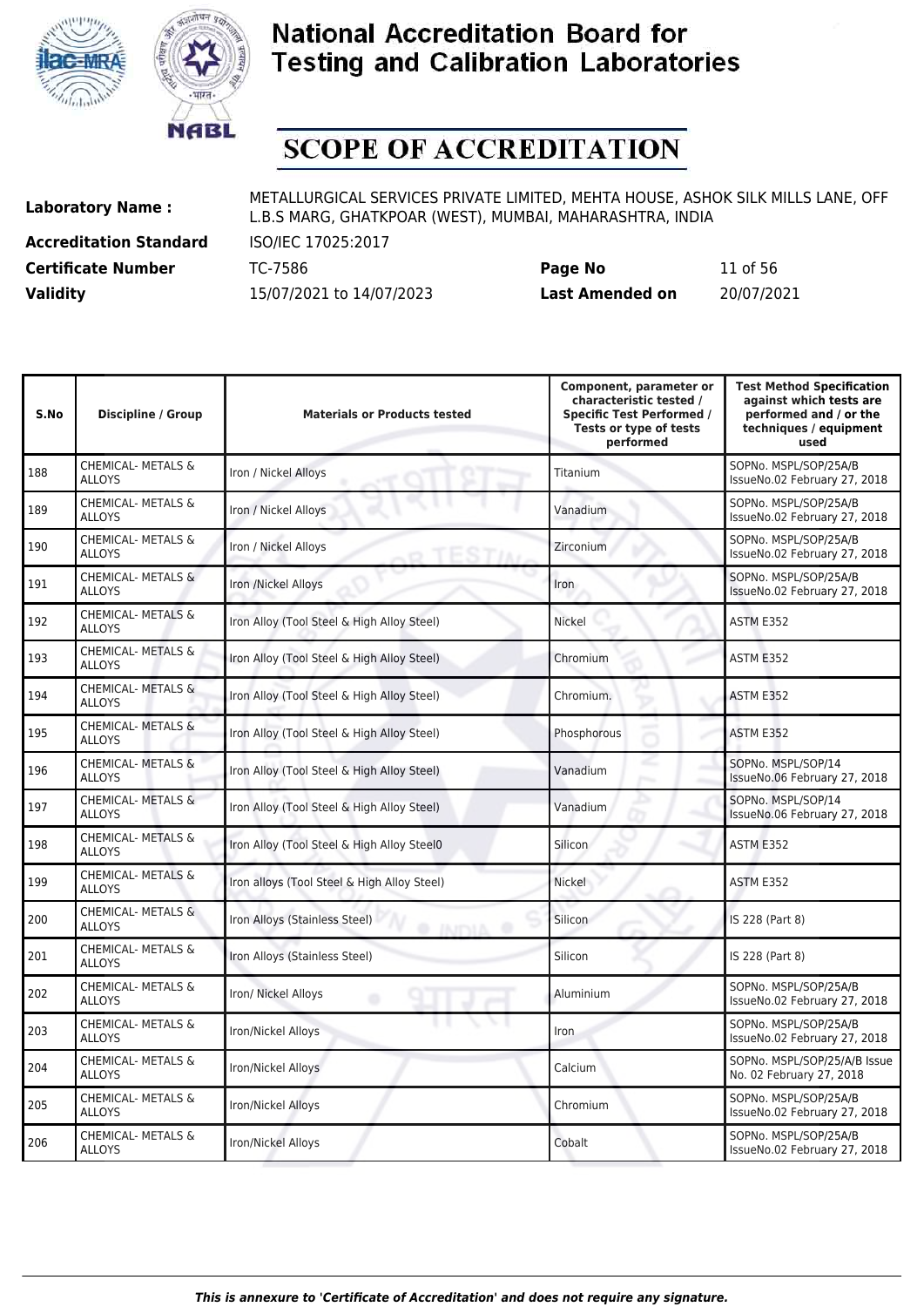# National Accreditation Board for Testing and Calibration Laboratories

# SCOPE OF ACCREDITATION

**Laboratory Name :** METALLURGICAL SERVICES PRIVATE LIMITED, MEHTA HOUSE, ASHOK SILK MILLS LANE, OFF L.B.S MARG, GHATKPOAR (WEST), MUMBAI, MAHARASHTRA, INDIA

**Accreditation Standard** ISO/IEC 17025:2017

**Certificate Number** TC-7586 **Page No** 11 of 56

**Validity** 15/07/2021 to 14/07/2023 **Last Amended on** 20/07/2021

| S.No | Discipline / Group | Materials or Products tested | Component, parameter or characteristic tested / Specific Test Performed / Tests or type of tests performed | Test Method Specification against which tests are performed and / or the techniques / equipment used |
|---|---|---|---|---|
| 188 | CHEMICAL- METALS & ALLOYS | Iron / Nickel Alloys | Titanium | SOPNo. MSPL/SOP/25A/B IssueNo.02 February 27, 2018 |
| 189 | CHEMICAL- METALS & ALLOYS | Iron / Nickel Alloys | Vanadium | SOPNo. MSPL/SOP/25A/B IssueNo.02 February 27, 2018 |
| 190 | CHEMICAL- METALS & ALLOYS | Iron / Nickel Alloys | Zirconium | SOPNo. MSPL/SOP/25A/B IssueNo.02 February 27, 2018 |
| 191 | CHEMICAL- METALS & ALLOYS | Iron /Nickel Alloys | Iron | SOPNo. MSPL/SOP/25A/B IssueNo.02 February 27, 2018 |
| 192 | CHEMICAL- METALS & ALLOYS | Iron Alloy (Tool Steel & High Alloy Steel) | Nickel | ASTM E352 |
| 193 | CHEMICAL- METALS & ALLOYS | Iron Alloy (Tool Steel & High Alloy Steel) | Chromium | ASTM E352 |
| 194 | CHEMICAL- METALS & ALLOYS | Iron Alloy (Tool Steel & High Alloy Steel) | Chromium. | ASTM E352 |
| 195 | CHEMICAL- METALS & ALLOYS | Iron Alloy (Tool Steel & High Alloy Steel) | Phosphorous | ASTM E352 |
| 196 | CHEMICAL- METALS & ALLOYS | Iron Alloy (Tool Steel & High Alloy Steel) | Vanadium | SOPNo. MSPL/SOP/14 IssueNo.06 February 27, 2018 |
| 197 | CHEMICAL- METALS & ALLOYS | Iron Alloy (Tool Steel & High Alloy Steel) | Vanadium | SOPNo. MSPL/SOP/14 IssueNo.06 February 27, 2018 |
| 198 | CHEMICAL- METALS & ALLOYS | Iron Alloy (Tool Steel & High Alloy Steel0 | Silicon | ASTM E352 |
| 199 | CHEMICAL- METALS & ALLOYS | Iron alloys (Tool Steel & High Alloy Steel) | Nickel | ASTM E352 |
| 200 | CHEMICAL- METALS & ALLOYS | Iron Alloys (Stainless Steel) | Silicon | IS 228 (Part 8) |
| 201 | CHEMICAL- METALS & ALLOYS | Iron Alloys (Stainless Steel) | Silicon | IS 228 (Part 8) |
| 202 | CHEMICAL- METALS & ALLOYS | Iron/ Nickel Alloys | Aluminium | SOPNo. MSPL/SOP/25A/B IssueNo.02 February 27, 2018 |
| 203 | CHEMICAL- METALS & ALLOYS | Iron/Nickel Alloys | Iron | SOPNo. MSPL/SOP/25A/B IssueNo.02 February 27, 2018 |
| 204 | CHEMICAL- METALS & ALLOYS | Iron/Nickel Alloys | Calcium | SOPNo. MSPL/SOP/25/A/B Issue No. 02 February 27, 2018 |
| 205 | CHEMICAL- METALS & ALLOYS | Iron/Nickel Alloys | Chromium | SOPNo. MSPL/SOP/25A/B IssueNo.02 February 27, 2018 |
| 206 | CHEMICAL- METALS & ALLOYS | Iron/Nickel Alloys | Cobalt | SOPNo. MSPL/SOP/25A/B IssueNo.02 February 27, 2018 |

*This is annexure to 'Certificate of Accreditation' and does not require any signature.*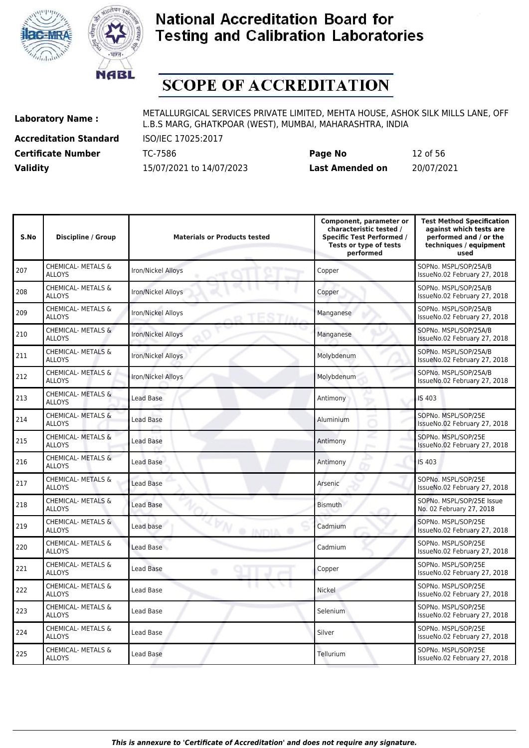# National Accreditation Board for Testing and Calibration Laboratories

# SCOPE OF ACCREDITATION

**Laboratory Name :** METALLURGICAL SERVICES PRIVATE LIMITED, MEHTA HOUSE, ASHOK SILK MILLS LANE, OFF L.B.S MARG, GHATKPOAR (WEST), MUMBAI, MAHARASHTRA, INDIA

**Accreditation Standard** ISO/IEC 17025:2017

**Certificate Number** TC-7586 **Page No** 12 of 56

**Validity** 15/07/2021 to 14/07/2023 **Last Amended on** 20/07/2021

| S.No | Discipline / Group | Materials or Products tested | Component, parameter or characteristic tested / Specific Test Performed / Tests or type of tests performed | Test Method Specification against which tests are performed and / or the techniques / equipment used |
|---|---|---|---|---|
| 207 | CHEMICAL- METALS & ALLOYS | Iron/Nickel Alloys | Copper | SOPNo. MSPL/SOP/25A/B IssueNo.02 February 27, 2018 |
| 208 | CHEMICAL- METALS & ALLOYS | Iron/Nickel Alloys | Copper | SOPNo. MSPL/SOP/25A/B IssueNo.02 February 27, 2018 |
| 209 | CHEMICAL- METALS & ALLOYS | Iron/Nickel Alloys | Manganese | SOPNo. MSPL/SOP/25A/B IssueNo.02 February 27, 2018 |
| 210 | CHEMICAL- METALS & ALLOYS | Iron/Nickel Alloys | Manganese | SOPNo. MSPL/SOP/25A/B IssueNo.02 February 27, 2018 |
| 211 | CHEMICAL- METALS & ALLOYS | Iron/Nickel Alloys | Molybdenum | SOPNo. MSPL/SOP/25A/B IssueNo.02 February 27, 2018 |
| 212 | CHEMICAL- METALS & ALLOYS | Iron/Nickel Alloys | Molybdenum | SOPNo. MSPL/SOP/25A/B IssueNo.02 February 27, 2018 |
| 213 | CHEMICAL- METALS & ALLOYS | Lead Base | Antimony | IS 403 |
| 214 | CHEMICAL- METALS & ALLOYS | Lead Base | Aluminium | SOPNo. MSPL/SOP/25E IssueNo.02 February 27, 2018 |
| 215 | CHEMICAL- METALS & ALLOYS | Lead Base | Antimony | SOPNo. MSPL/SOP/25E IssueNo.02 February 27, 2018 |
| 216 | CHEMICAL- METALS & ALLOYS | Lead Base | Antimony | IS 403 |
| 217 | CHEMICAL- METALS & ALLOYS | Lead Base | Arsenic | SOPNo. MSPL/SOP/25E IssueNo.02 February 27, 2018 |
| 218 | CHEMICAL- METALS & ALLOYS | Lead Base | Bismuth | SOPNo. MSPL/SOP/25E Issue No. 02 February 27, 2018 |
| 219 | CHEMICAL- METALS & ALLOYS | Lead base | Cadmium | SOPNo. MSPL/SOP/25E IssueNo.02 February 27, 2018 |
| 220 | CHEMICAL- METALS & ALLOYS | Lead Base | Cadmium | SOPNo. MSPL/SOP/25E IssueNo.02 February 27, 2018 |
| 221 | CHEMICAL- METALS & ALLOYS | Lead Base | Copper | SOPNo. MSPL/SOP/25E IssueNo.02 February 27, 2018 |
| 222 | CHEMICAL- METALS & ALLOYS | Lead Base | Nickel | SOPNo. MSPL/SOP/25E IssueNo.02 February 27, 2018 |
| 223 | CHEMICAL- METALS & ALLOYS | Lead Base | Selenium | SOPNo. MSPL/SOP/25E IssueNo.02 February 27, 2018 |
| 224 | CHEMICAL- METALS & ALLOYS | Lead Base | Silver | SOPNo. MSPL/SOP/25E IssueNo.02 February 27, 2018 |
| 225 | CHEMICAL- METALS & ALLOYS | Lead Base | Tellurium | SOPNo. MSPL/SOP/25E IssueNo.02 February 27, 2018 |

*This is annexure to 'Certificate of Accreditation' and does not require any signature.*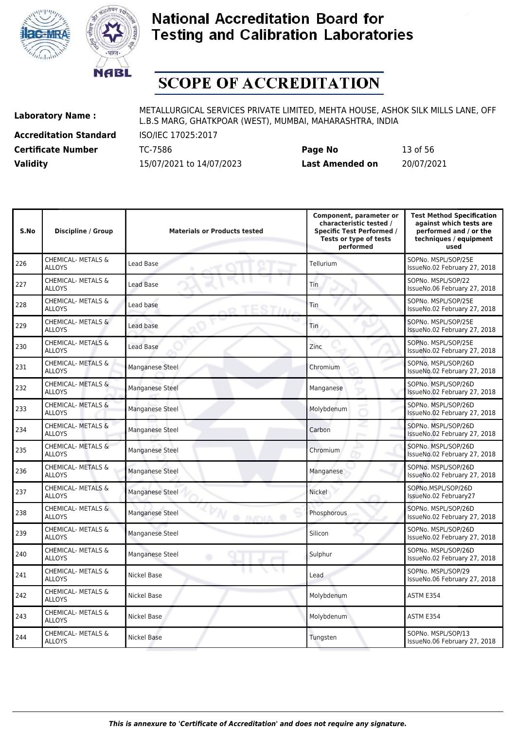# National Accreditation Board for Testing and Calibration Laboratories

# SCOPE OF ACCREDITATION

**Laboratory Name :** METALLURGICAL SERVICES PRIVATE LIMITED, MEHTA HOUSE, ASHOK SILK MILLS LANE, OFF L.B.S MARG, GHATKPOAR (WEST), MUMBAI, MAHARASHTRA, INDIA

**Accreditation Standard** ISO/IEC 17025:2017

**Certificate Number** TC-7586 **Page No** 13 of 56

**Validity** 15/07/2021 to 14/07/2023 **Last Amended on** 20/07/2021

| S.No | Discipline / Group | Materials or Products tested | Component, parameter or characteristic tested / Specific Test Performed / Tests or type of tests performed | Test Method Specification against which tests are performed and / or the techniques / equipment used |
|---|---|---|---|---|
| 226 | CHEMICAL- METALS & ALLOYS | Lead Base | Tellurium | SOPNo. MSPL/SOP/25E IssueNo.02 February 27, 2018 |
| 227 | CHEMICAL- METALS & ALLOYS | Lead Base | Tin | SOPNo. MSPL/SOP/22 IssueNo.06 February 27, 2018 |
| 228 | CHEMICAL- METALS & ALLOYS | Lead base | Tin | SOPNo. MSPL/SOP/25E IssueNo.02 February 27, 2018 |
| 229 | CHEMICAL- METALS & ALLOYS | Lead base | Tin | SOPNo. MSPL/SOP/25E IssueNo.02 February 27, 2018 |
| 230 | CHEMICAL- METALS & ALLOYS | Lead Base | Zinc | SOPNo. MSPL/SOP/25E IssueNo.02 February 27, 2018 |
| 231 | CHEMICAL- METALS & ALLOYS | Manganese Steel | Chromium | SOPNo. MSPL/SOP/26D IssueNo.02 February 27, 2018 |
| 232 | CHEMICAL- METALS & ALLOYS | Manganese Steel | Manganese | SOPNo. MSPL/SOP/26D IssueNo.02 February 27, 2018 |
| 233 | CHEMICAL- METALS & ALLOYS | Manganese Steel | Molybdenum | SOPNo. MSPL/SOP/26D IssueNo.02 February 27, 2018 |
| 234 | CHEMICAL- METALS & ALLOYS | Manganese Steel | Carbon | SOPNo. MSPL/SOP/26D IssueNo.02 February 27, 2018 |
| 235 | CHEMICAL- METALS & ALLOYS | Manganese Steel | Chromium | SOPNo. MSPL/SOP/26D IssueNo.02 February 27, 2018 |
| 236 | CHEMICAL- METALS & ALLOYS | Manganese Steel | Manganese | SOPNo. MSPL/SOP/26D IssueNo.02 February 27, 2018 |
| 237 | CHEMICAL- METALS & ALLOYS | Manganese Steel | Nickel | SOPNo.MSPL/SOP/26D IssueNo.02 February27 |
| 238 | CHEMICAL- METALS & ALLOYS | Manganese Steel | Phosphorous | SOPNo. MSPL/SOP/26D IssueNo.02 February 27, 2018 |
| 239 | CHEMICAL- METALS & ALLOYS | Manganese Steel | Silicon | SOPNo. MSPL/SOP/26D IssueNo.02 February 27, 2018 |
| 240 | CHEMICAL- METALS & ALLOYS | Manganese Steel | Sulphur | SOPNo. MSPL/SOP/26D IssueNo.02 February 27, 2018 |
| 241 | CHEMICAL- METALS & ALLOYS | Nickel Base | Lead | SOPNo. MSPL/SOP/29 IssueNo.06 February 27, 2018 |
| 242 | CHEMICAL- METALS & ALLOYS | Nickel Base | Molybdenum | ASTM E354 |
| 243 | CHEMICAL- METALS & ALLOYS | Nickel Base | Molybdenum | ASTM E354 |
| 244 | CHEMICAL- METALS & ALLOYS | Nickel Base | Tungsten | SOPNo. MSPL/SOP/13 IssueNo.06 February 27, 2018 |

*This is annexure to 'Certificate of Accreditation' and does not require any signature.*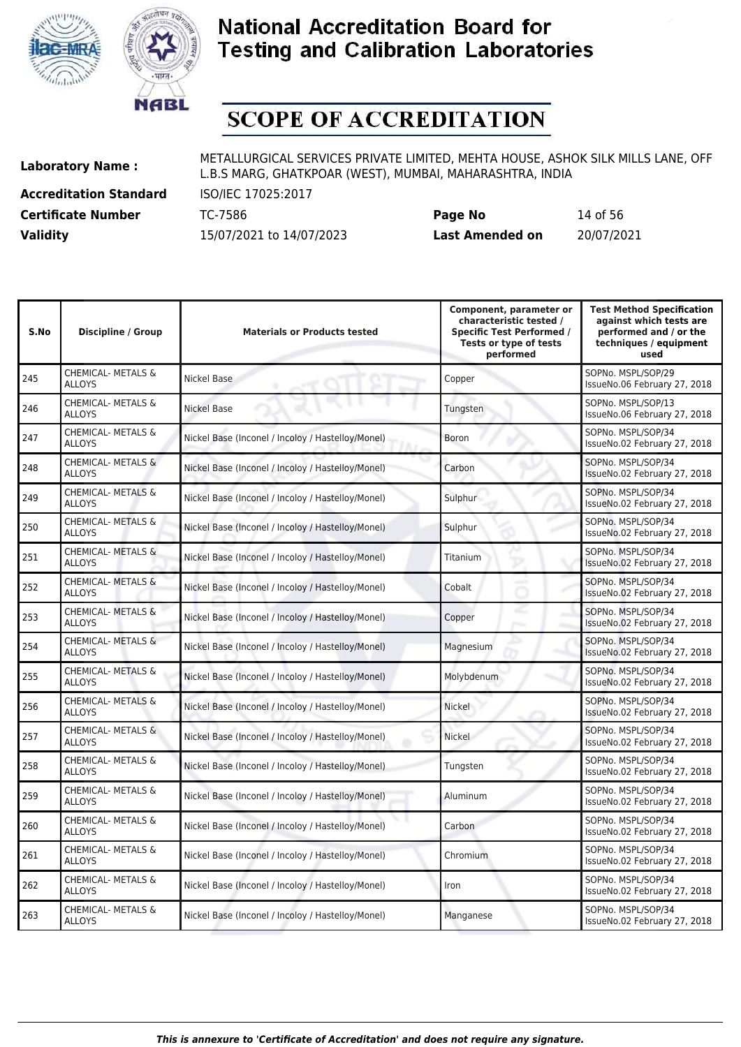# National Accreditation Board for Testing and Calibration Laboratories

# SCOPE OF ACCREDITATION

| | | | |
|---|---|---|---|
| **Laboratory Name :** | METALLURGICAL SERVICES PRIVATE LIMITED, MEHTA HOUSE, ASHOK SILK MILLS LANE, OFF L.B.S MARG, GHATKPOAR (WEST), MUMBAI, MAHARASHTRA, INDIA | | |
| **Accreditation Standard** | ISO/IEC 17025:2017 | | |
| **Certificate Number** | TC-7586 | **Page No** | 14 of 56 |
| **Validity** | 15/07/2021 to 14/07/2023 | **Last Amended on** | 20/07/2021 |

| S.No | Discipline / Group | Materials or Products tested | Component, parameter or characteristic tested / Specific Test Performed / Tests or type of tests performed | Test Method Specification against which tests are performed and / or the techniques / equipment used |
|---|---|---|---|---|
| 245 | CHEMICAL- METALS & ALLOYS | Nickel Base | Copper | SOPNo. MSPL/SOP/29 IssueNo.06 February 27, 2018 |
| 246 | CHEMICAL- METALS & ALLOYS | Nickel Base | Tungsten | SOPNo. MSPL/SOP/13 IssueNo.06 February 27, 2018 |
| 247 | CHEMICAL- METALS & ALLOYS | Nickel Base (Inconel / Incoloy / Hastelloy/Monel) | Boron | SOPNo. MSPL/SOP/34 IssueNo.02 February 27, 2018 |
| 248 | CHEMICAL- METALS & ALLOYS | Nickel Base (Inconel / Incoloy / Hastelloy/Monel) | Carbon | SOPNo. MSPL/SOP/34 IssueNo.02 February 27, 2018 |
| 249 | CHEMICAL- METALS & ALLOYS | Nickel Base (Inconel / Incoloy / Hastelloy/Monel) | Sulphur | SOPNo. MSPL/SOP/34 IssueNo.02 February 27, 2018 |
| 250 | CHEMICAL- METALS & ALLOYS | Nickel Base (Inconel / Incoloy / Hastelloy/Monel) | Sulphur | SOPNo. MSPL/SOP/34 IssueNo.02 February 27, 2018 |
| 251 | CHEMICAL- METALS & ALLOYS | Nickel Base (Inconel / Incoloy / Hastelloy/Monel) | Titanium | SOPNo. MSPL/SOP/34 IssueNo.02 February 27, 2018 |
| 252 | CHEMICAL- METALS & ALLOYS | Nickel Base (Inconel / Incoloy / Hastelloy/Monel) | Cobalt | SOPNo. MSPL/SOP/34 IssueNo.02 February 27, 2018 |
| 253 | CHEMICAL- METALS & ALLOYS | Nickel Base (Inconel / Incoloy / Hastelloy/Monel) | Copper | SOPNo. MSPL/SOP/34 IssueNo.02 February 27, 2018 |
| 254 | CHEMICAL- METALS & ALLOYS | Nickel Base (Inconel / Incoloy / Hastelloy/Monel) | Magnesium | SOPNo. MSPL/SOP/34 IssueNo.02 February 27, 2018 |
| 255 | CHEMICAL- METALS & ALLOYS | Nickel Base (Inconel / Incoloy / Hastelloy/Monel) | Molybdenum | SOPNo. MSPL/SOP/34 IssueNo.02 February 27, 2018 |
| 256 | CHEMICAL- METALS & ALLOYS | Nickel Base (Inconel / Incoloy / Hastelloy/Monel) | Nickel | SOPNo. MSPL/SOP/34 IssueNo.02 February 27, 2018 |
| 257 | CHEMICAL- METALS & ALLOYS | Nickel Base (Inconel / Incoloy / Hastelloy/Monel) | Nickel | SOPNo. MSPL/SOP/34 IssueNo.02 February 27, 2018 |
| 258 | CHEMICAL- METALS & ALLOYS | Nickel Base (Inconel / Incoloy / Hastelloy/Monel) | Tungsten | SOPNo. MSPL/SOP/34 IssueNo.02 February 27, 2018 |
| 259 | CHEMICAL- METALS & ALLOYS | Nickel Base (Inconel / Incoloy / Hastelloy/Monel) | Aluminum | SOPNo. MSPL/SOP/34 IssueNo.02 February 27, 2018 |
| 260 | CHEMICAL- METALS & ALLOYS | Nickel Base (Inconel / Incoloy / Hastelloy/Monel) | Carbon | SOPNo. MSPL/SOP/34 IssueNo.02 February 27, 2018 |
| 261 | CHEMICAL- METALS & ALLOYS | Nickel Base (Inconel / Incoloy / Hastelloy/Monel) | Chromium | SOPNo. MSPL/SOP/34 IssueNo.02 February 27, 2018 |
| 262 | CHEMICAL- METALS & ALLOYS | Nickel Base (Inconel / Incoloy / Hastelloy/Monel) | Iron | SOPNo. MSPL/SOP/34 IssueNo.02 February 27, 2018 |
| 263 | CHEMICAL- METALS & ALLOYS | Nickel Base (Inconel / Incoloy / Hastelloy/Monel) | Manganese | SOPNo. MSPL/SOP/34 IssueNo.02 February 27, 2018 |

*This is annexure to 'Certificate of Accreditation' and does not require any signature.*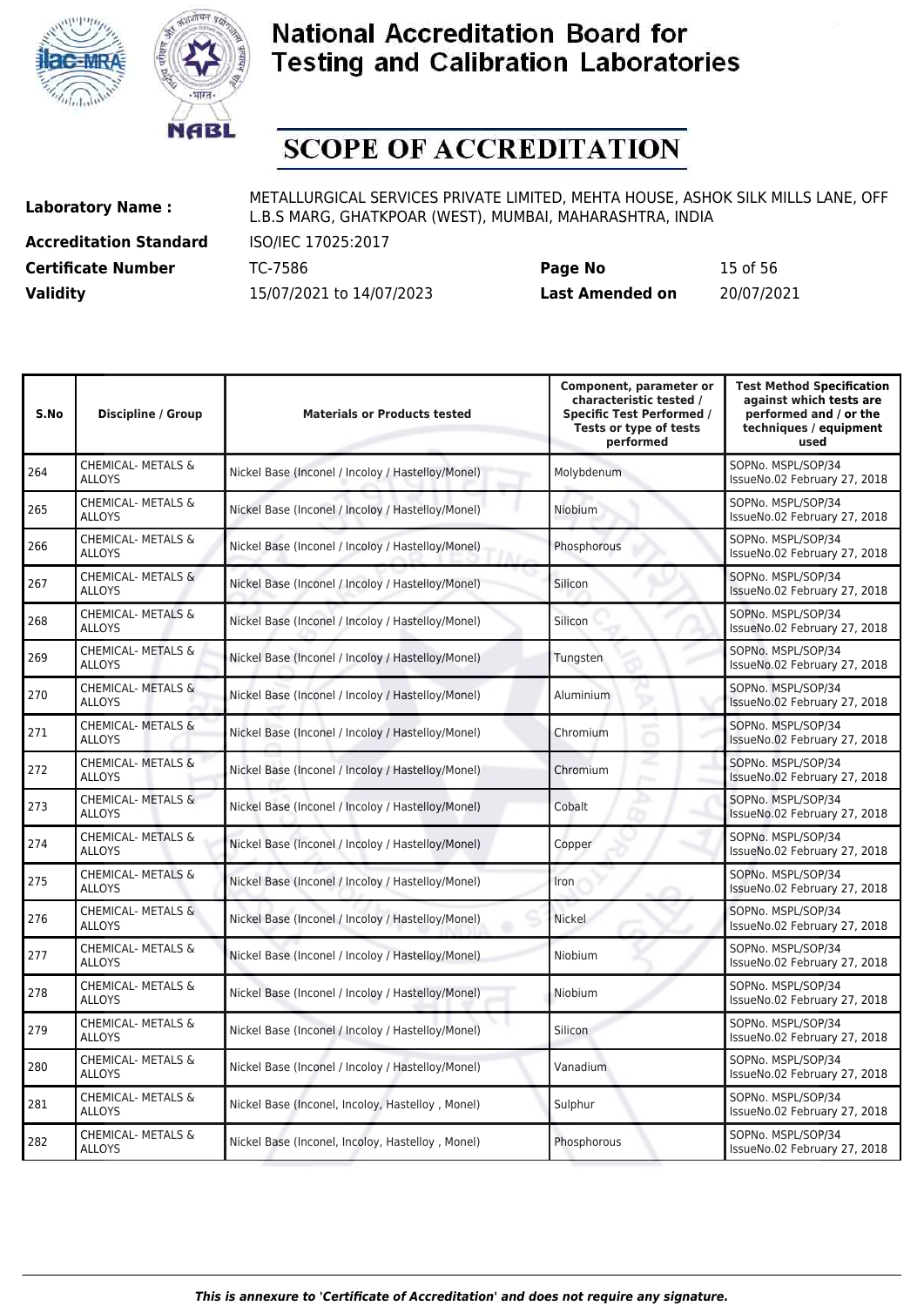# National Accreditation Board for Testing and Calibration Laboratories

# SCOPE OF ACCREDITATION

| | | | |
|---|---|---|---|
| **Laboratory Name :** | METALLURGICAL SERVICES PRIVATE LIMITED, MEHTA HOUSE, ASHOK SILK MILLS LANE, OFF L.B.S MARG, GHATKPOAR (WEST), MUMBAI, MAHARASHTRA, INDIA | | |
| **Accreditation Standard** | ISO/IEC 17025:2017 | | |
| **Certificate Number** | TC-7586 | **Page No** | 15 of 56 |
| **Validity** | 15/07/2021 to 14/07/2023 | **Last Amended on** | 20/07/2021 |

| S.No | Discipline / Group | Materials or Products tested | Component, parameter or characteristic tested / Specific Test Performed / Tests or type of tests performed | Test Method Specification against which tests are performed and / or the techniques / equipment used |
|---|---|---|---|---|
| 264 | CHEMICAL- METALS & ALLOYS | Nickel Base (Inconel / Incoloy / Hastelloy/Monel) | Molybdenum | SOPNo. MSPL/SOP/34 IssueNo.02 February 27, 2018 |
| 265 | CHEMICAL- METALS & ALLOYS | Nickel Base (Inconel / Incoloy / Hastelloy/Monel) | Niobium | SOPNo. MSPL/SOP/34 IssueNo.02 February 27, 2018 |
| 266 | CHEMICAL- METALS & ALLOYS | Nickel Base (Inconel / Incoloy / Hastelloy/Monel) | Phosphorous | SOPNo. MSPL/SOP/34 IssueNo.02 February 27, 2018 |
| 267 | CHEMICAL- METALS & ALLOYS | Nickel Base (Inconel / Incoloy / Hastelloy/Monel) | Silicon | SOPNo. MSPL/SOP/34 IssueNo.02 February 27, 2018 |
| 268 | CHEMICAL- METALS & ALLOYS | Nickel Base (Inconel / Incoloy / Hastelloy/Monel) | Silicon | SOPNo. MSPL/SOP/34 IssueNo.02 February 27, 2018 |
| 269 | CHEMICAL- METALS & ALLOYS | Nickel Base (Inconel / Incoloy / Hastelloy/Monel) | Tungsten | SOPNo. MSPL/SOP/34 IssueNo.02 February 27, 2018 |
| 270 | CHEMICAL- METALS & ALLOYS | Nickel Base (Inconel / Incoloy / Hastelloy/Monel) | Aluminium | SOPNo. MSPL/SOP/34 IssueNo.02 February 27, 2018 |
| 271 | CHEMICAL- METALS & ALLOYS | Nickel Base (Inconel / Incoloy / Hastelloy/Monel) | Chromium | SOPNo. MSPL/SOP/34 IssueNo.02 February 27, 2018 |
| 272 | CHEMICAL- METALS & ALLOYS | Nickel Base (Inconel / Incoloy / Hastelloy/Monel) | Chromium | SOPNo. MSPL/SOP/34 IssueNo.02 February 27, 2018 |
| 273 | CHEMICAL- METALS & ALLOYS | Nickel Base (Inconel / Incoloy / Hastelloy/Monel) | Cobalt | SOPNo. MSPL/SOP/34 IssueNo.02 February 27, 2018 |
| 274 | CHEMICAL- METALS & ALLOYS | Nickel Base (Inconel / Incoloy / Hastelloy/Monel) | Copper | SOPNo. MSPL/SOP/34 IssueNo.02 February 27, 2018 |
| 275 | CHEMICAL- METALS & ALLOYS | Nickel Base (Inconel / Incoloy / Hastelloy/Monel) | Iron | SOPNo. MSPL/SOP/34 IssueNo.02 February 27, 2018 |
| 276 | CHEMICAL- METALS & ALLOYS | Nickel Base (Inconel / Incoloy / Hastelloy/Monel) | Nickel | SOPNo. MSPL/SOP/34 IssueNo.02 February 27, 2018 |
| 277 | CHEMICAL- METALS & ALLOYS | Nickel Base (Inconel / Incoloy / Hastelloy/Monel) | Niobium | SOPNo. MSPL/SOP/34 IssueNo.02 February 27, 2018 |
| 278 | CHEMICAL- METALS & ALLOYS | Nickel Base (Inconel / Incoloy / Hastelloy/Monel) | Niobium | SOPNo. MSPL/SOP/34 IssueNo.02 February 27, 2018 |
| 279 | CHEMICAL- METALS & ALLOYS | Nickel Base (Inconel / Incoloy / Hastelloy/Monel) | Silicon | SOPNo. MSPL/SOP/34 IssueNo.02 February 27, 2018 |
| 280 | CHEMICAL- METALS & ALLOYS | Nickel Base (Inconel / Incoloy / Hastelloy/Monel) | Vanadium | SOPNo. MSPL/SOP/34 IssueNo.02 February 27, 2018 |
| 281 | CHEMICAL- METALS & ALLOYS | Nickel Base (Inconel, Incoloy, Hastelloy , Monel) | Sulphur | SOPNo. MSPL/SOP/34 IssueNo.02 February 27, 2018 |
| 282 | CHEMICAL- METALS & ALLOYS | Nickel Base (Inconel, Incoloy, Hastelloy , Monel) | Phosphorous | SOPNo. MSPL/SOP/34 IssueNo.02 February 27, 2018 |

*This is annexure to 'Certificate of Accreditation' and does not require any signature.*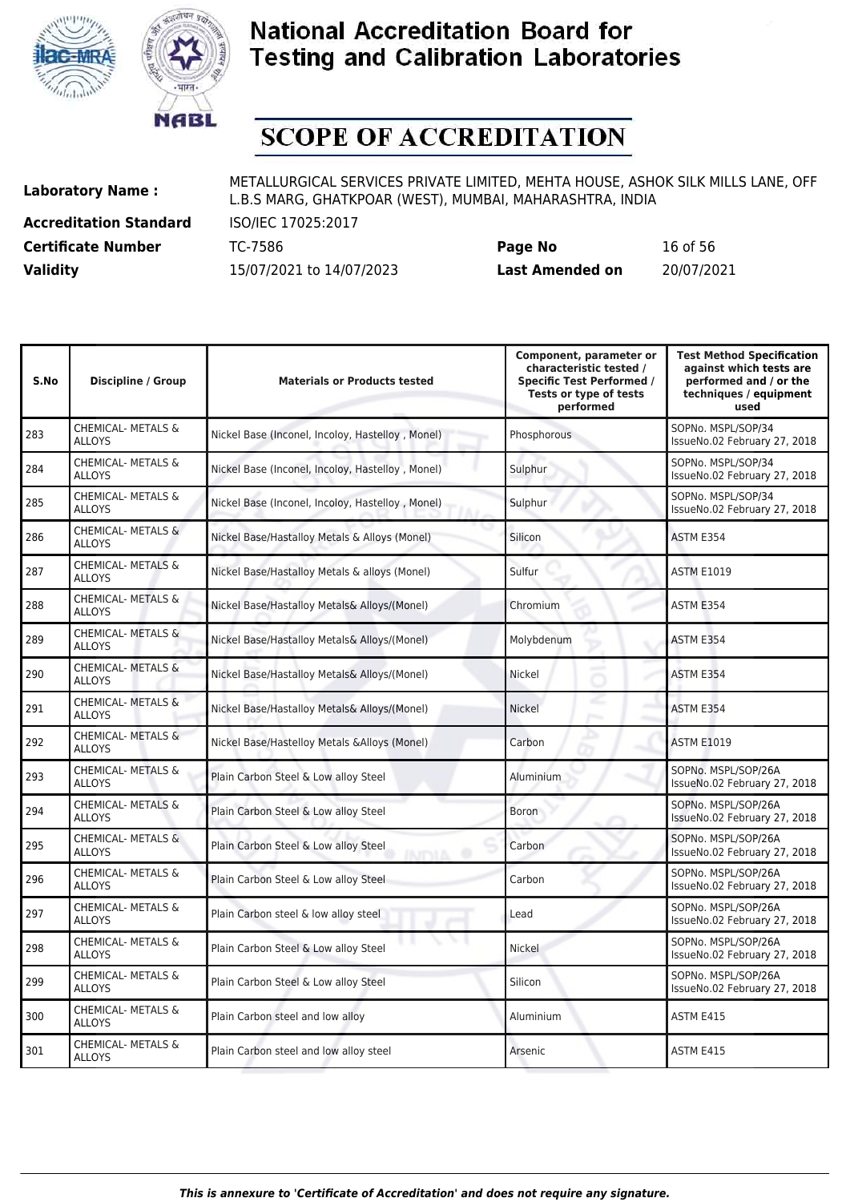| S.No | Discipline / Group | Materials or Products tested | Component, parameter or characteristic tested / Specific Test Performed / Tests or type of tests performed | Test Method Specification against which tests are performed and / or the techniques / equipment used |
|---|---|---|---|---|
| 283 | CHEMICAL- METALS & ALLOYS | Nickel Base (Inconel, Incoloy, Hastelloy , Monel) | Phosphorous | SOPNo. MSPL/SOP/34 IssueNo.02 February 27, 2018 |
| 284 | CHEMICAL- METALS & ALLOYS | Nickel Base (Inconel, Incoloy, Hastelloy , Monel) | Sulphur | SOPNo. MSPL/SOP/34 IssueNo.02 February 27, 2018 |
| 285 | CHEMICAL- METALS & ALLOYS | Nickel Base (Inconel, Incoloy, Hastelloy , Monel) | Sulphur | SOPNo. MSPL/SOP/34 IssueNo.02 February 27, 2018 |
| 286 | CHEMICAL- METALS & ALLOYS | Nickel Base/Hastalloy Metals & Alloys (Monel) | Silicon | ASTM E354 |
| 287 | CHEMICAL- METALS & ALLOYS | Nickel Base/Hastalloy Metals & alloys (Monel) | Sulfur | ASTM E1019 |
| 288 | CHEMICAL- METALS & ALLOYS | Nickel Base/Hastalloy Metals& Alloys/(Monel) | Chromium | ASTM E354 |
| 289 | CHEMICAL- METALS & ALLOYS | Nickel Base/Hastalloy Metals& Alloys/(Monel) | Molybdenum | ASTM E354 |
| 290 | CHEMICAL- METALS & ALLOYS | Nickel Base/Hastalloy Metals& Alloys/(Monel) | Nickel | ASTM E354 |
| 291 | CHEMICAL- METALS & ALLOYS | Nickel Base/Hastalloy Metals& Alloys/(Monel) | Nickel | ASTM E354 |
| 292 | CHEMICAL- METALS & ALLOYS | Nickel Base/Hastelloy Metals &Alloys (Monel) | Carbon | ASTM E1019 |
| 293 | CHEMICAL- METALS & ALLOYS | Plain Carbon Steel & Low alloy Steel | Aluminium | SOPNo. MSPL/SOP/26A IssueNo.02 February 27, 2018 |
| 294 | CHEMICAL- METALS & ALLOYS | Plain Carbon Steel & Low alloy Steel | Boron | SOPNo. MSPL/SOP/26A IssueNo.02 February 27, 2018 |
| 295 | CHEMICAL- METALS & ALLOYS | Plain Carbon Steel & Low alloy Steel | Carbon | SOPNo. MSPL/SOP/26A IssueNo.02 February 27, 2018 |
| 296 | CHEMICAL- METALS & ALLOYS | Plain Carbon Steel & Low alloy Steel | Carbon | SOPNo. MSPL/SOP/26A IssueNo.02 February 27, 2018 |
| 297 | CHEMICAL- METALS & ALLOYS | Plain Carbon steel & low alloy steel | Lead | SOPNo. MSPL/SOP/26A IssueNo.02 February 27, 2018 |
| 298 | CHEMICAL- METALS & ALLOYS | Plain Carbon Steel & Low alloy Steel | Nickel | SOPNo. MSPL/SOP/26A IssueNo.02 February 27, 2018 |
| 299 | CHEMICAL- METALS & ALLOYS | Plain Carbon Steel & Low alloy Steel | Silicon | SOPNo. MSPL/SOP/26A IssueNo.02 February 27, 2018 |
| 300 | CHEMICAL- METALS & ALLOYS | Plain Carbon steel and low alloy | Aluminium | ASTM E415 |
| 301 | CHEMICAL- METALS & ALLOYS | Plain Carbon steel and low alloy steel | Arsenic | ASTM E415 |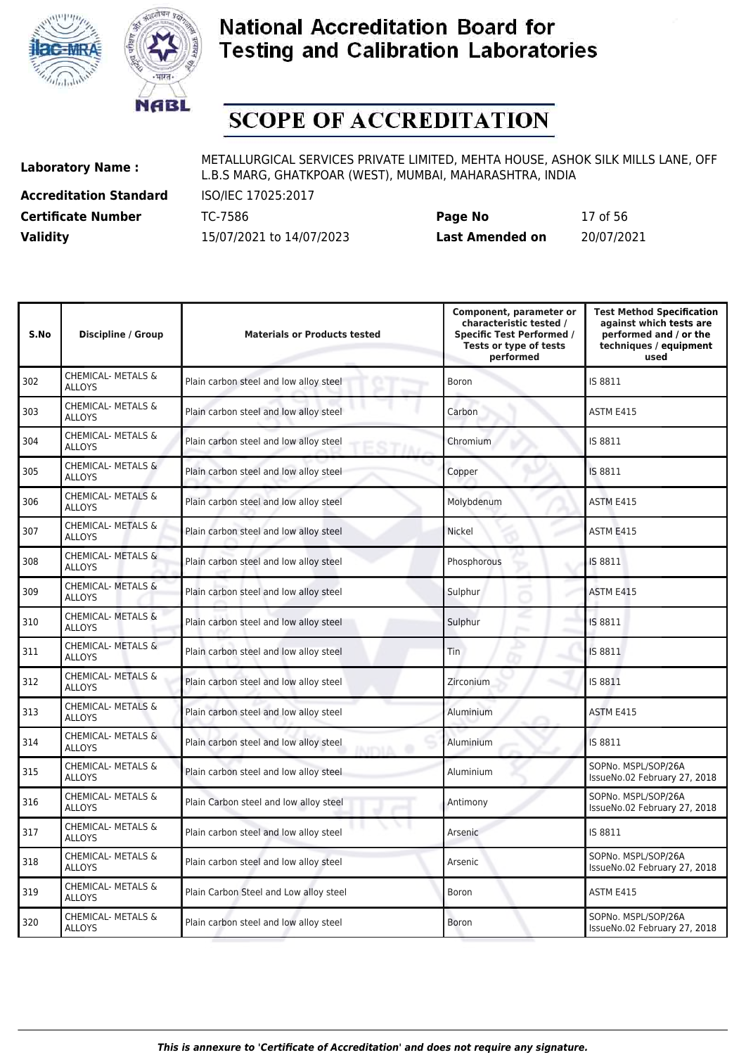# National Accreditation Board for Testing and Calibration Laboratories

# SCOPE OF ACCREDITATION

| | | | |
|---|---|---|---|
| **Laboratory Name :** | METALLURGICAL SERVICES PRIVATE LIMITED, MEHTA HOUSE, ASHOK SILK MILLS LANE, OFF L.B.S MARG, GHATKPOAR (WEST), MUMBAI, MAHARASHTRA, INDIA | | |
| **Accreditation Standard** | ISO/IEC 17025:2017 | | |
| **Certificate Number** | TC-7586 | **Page No** | 17 of 56 |
| **Validity** | 15/07/2021 to 14/07/2023 | **Last Amended on** | 20/07/2021 |

| S.No | Discipline / Group | Materials or Products tested | Component, parameter or characteristic tested / Specific Test Performed / Tests or type of tests performed | Test Method Specification against which tests are performed and / or the techniques / equipment used |
|---|---|---|---|---|
| 302 | CHEMICAL- METALS & ALLOYS | Plain carbon steel and low alloy steel | Boron | IS 8811 |
| 303 | CHEMICAL- METALS & ALLOYS | Plain carbon steel and low alloy steel | Carbon | ASTM E415 |
| 304 | CHEMICAL- METALS & ALLOYS | Plain carbon steel and low alloy steel | Chromium | IS 8811 |
| 305 | CHEMICAL- METALS & ALLOYS | Plain carbon steel and low alloy steel | Copper | IS 8811 |
| 306 | CHEMICAL- METALS & ALLOYS | Plain carbon steel and low alloy steel | Molybdenum | ASTM E415 |
| 307 | CHEMICAL- METALS & ALLOYS | Plain carbon steel and low alloy steel | Nickel | ASTM E415 |
| 308 | CHEMICAL- METALS & ALLOYS | Plain carbon steel and low alloy steel | Phosphorous | IS 8811 |
| 309 | CHEMICAL- METALS & ALLOYS | Plain carbon steel and low alloy steel | Sulphur | ASTM E415 |
| 310 | CHEMICAL- METALS & ALLOYS | Plain carbon steel and low alloy steel | Sulphur | IS 8811 |
| 311 | CHEMICAL- METALS & ALLOYS | Plain carbon steel and low alloy steel | Tin | IS 8811 |
| 312 | CHEMICAL- METALS & ALLOYS | Plain carbon steel and low alloy steel | Zirconium | IS 8811 |
| 313 | CHEMICAL- METALS & ALLOYS | Plain carbon steel and low alloy steel | Aluminium | ASTM E415 |
| 314 | CHEMICAL- METALS & ALLOYS | Plain carbon steel and low alloy steel | Aluminium | IS 8811 |
| 315 | CHEMICAL- METALS & ALLOYS | Plain carbon steel and low alloy steel | Aluminium | SOPNo. MSPL/SOP/26A IssueNo.02 February 27, 2018 |
| 316 | CHEMICAL- METALS & ALLOYS | Plain Carbon steel and low alloy steel | Antimony | SOPNo. MSPL/SOP/26A IssueNo.02 February 27, 2018 |
| 317 | CHEMICAL- METALS & ALLOYS | Plain carbon steel and low alloy steel | Arsenic | IS 8811 |
| 318 | CHEMICAL- METALS & ALLOYS | Plain carbon steel and low alloy steel | Arsenic | SOPNo. MSPL/SOP/26A IssueNo.02 February 27, 2018 |
| 319 | CHEMICAL- METALS & ALLOYS | Plain Carbon Steel and Low alloy steel | Boron | ASTM E415 |
| 320 | CHEMICAL- METALS & ALLOYS | Plain carbon steel and low alloy steel | Boron | SOPNo. MSPL/SOP/26A IssueNo.02 February 27, 2018 |

*This is annexure to 'Certificate of Accreditation' and does not require any signature.*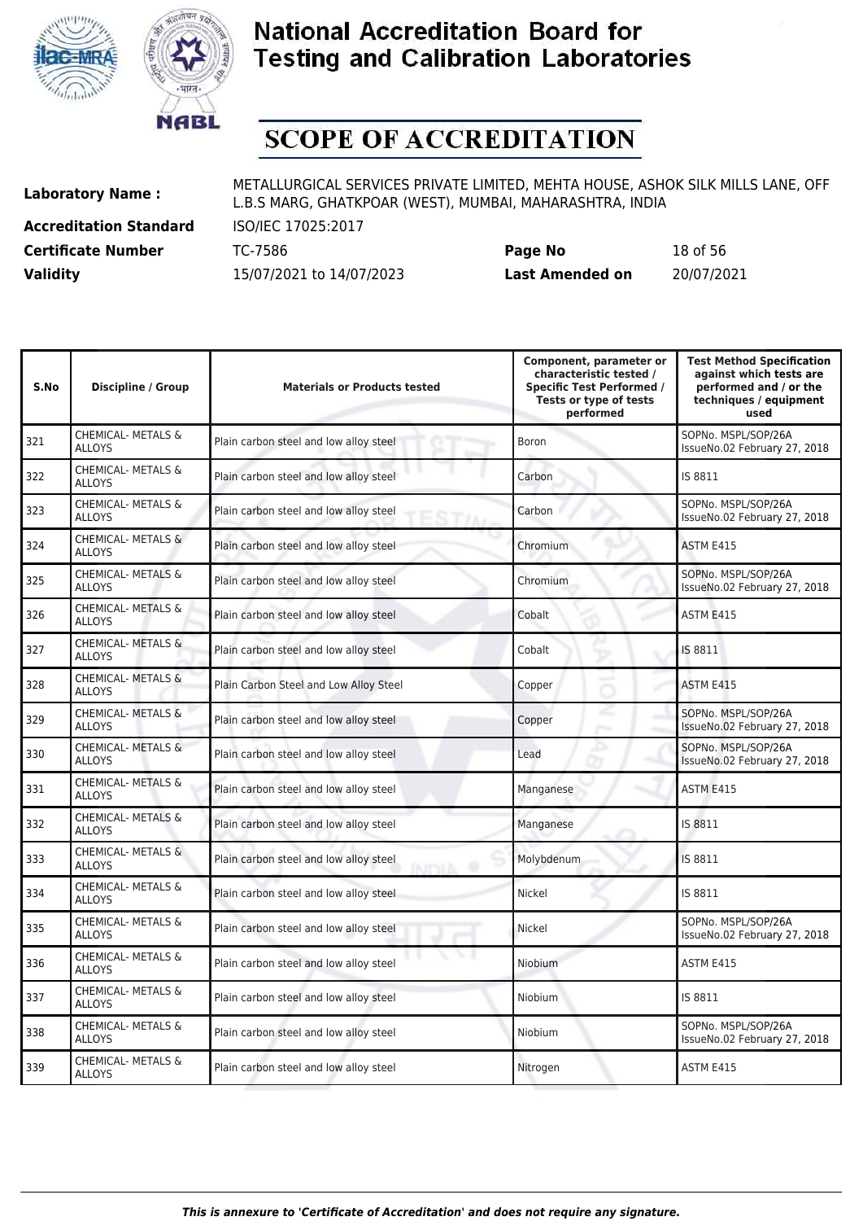# National Accreditation Board for Testing and Calibration Laboratories

# SCOPE OF ACCREDITATION

| | | | |
|---|---|---|---|
| **Laboratory Name :** | METALLURGICAL SERVICES PRIVATE LIMITED, MEHTA HOUSE, ASHOK SILK MILLS LANE, OFF L.B.S MARG, GHATKPOAR (WEST), MUMBAI, MAHARASHTRA, INDIA | | |
| **Accreditation Standard** | ISO/IEC 17025:2017 | | |
| **Certificate Number** | TC-7586 | **Page No** | 18 of 56 |
| **Validity** | 15/07/2021 to 14/07/2023 | **Last Amended on** | 20/07/2021 |

| S.No | Discipline / Group | Materials or Products tested | Component, parameter or characteristic tested / Specific Test Performed / Tests or type of tests performed | Test Method Specification against which tests are performed and / or the techniques / equipment used |
|---|---|---|---|---|
| 321 | CHEMICAL- METALS & ALLOYS | Plain carbon steel and low alloy steel | Boron | SOPNo. MSPL/SOP/26A IssueNo.02 February 27, 2018 |
| 322 | CHEMICAL- METALS & ALLOYS | Plain carbon steel and low alloy steel | Carbon | IS 8811 |
| 323 | CHEMICAL- METALS & ALLOYS | Plain carbon steel and low alloy steel | Carbon | SOPNo. MSPL/SOP/26A IssueNo.02 February 27, 2018 |
| 324 | CHEMICAL- METALS & ALLOYS | Plain carbon steel and low alloy steel | Chromium | ASTM E415 |
| 325 | CHEMICAL- METALS & ALLOYS | Plain carbon steel and low alloy steel | Chromium | SOPNo. MSPL/SOP/26A IssueNo.02 February 27, 2018 |
| 326 | CHEMICAL- METALS & ALLOYS | Plain carbon steel and low alloy steel | Cobalt | ASTM E415 |
| 327 | CHEMICAL- METALS & ALLOYS | Plain carbon steel and low alloy steel | Cobalt | IS 8811 |
| 328 | CHEMICAL- METALS & ALLOYS | Plain Carbon Steel and Low Alloy Steel | Copper | ASTM E415 |
| 329 | CHEMICAL- METALS & ALLOYS | Plain carbon steel and low alloy steel | Copper | SOPNo. MSPL/SOP/26A IssueNo.02 February 27, 2018 |
| 330 | CHEMICAL- METALS & ALLOYS | Plain carbon steel and low alloy steel | Lead | SOPNo. MSPL/SOP/26A IssueNo.02 February 27, 2018 |
| 331 | CHEMICAL- METALS & ALLOYS | Plain carbon steel and low alloy steel | Manganese | ASTM E415 |
| 332 | CHEMICAL- METALS & ALLOYS | Plain carbon steel and low alloy steel | Manganese | IS 8811 |
| 333 | CHEMICAL- METALS & ALLOYS | Plain carbon steel and low alloy steel | Molybdenum | IS 8811 |
| 334 | CHEMICAL- METALS & ALLOYS | Plain carbon steel and low alloy steel | Nickel | IS 8811 |
| 335 | CHEMICAL- METALS & ALLOYS | Plain carbon steel and low alloy steel | Nickel | SOPNo. MSPL/SOP/26A IssueNo.02 February 27, 2018 |
| 336 | CHEMICAL- METALS & ALLOYS | Plain carbon steel and low alloy steel | Niobium | ASTM E415 |
| 337 | CHEMICAL- METALS & ALLOYS | Plain carbon steel and low alloy steel | Niobium | IS 8811 |
| 338 | CHEMICAL- METALS & ALLOYS | Plain carbon steel and low alloy steel | Niobium | SOPNo. MSPL/SOP/26A IssueNo.02 February 27, 2018 |
| 339 | CHEMICAL- METALS & ALLOYS | Plain carbon steel and low alloy steel | Nitrogen | ASTM E415 |

*This is annexure to 'Certificate of Accreditation' and does not require any signature.*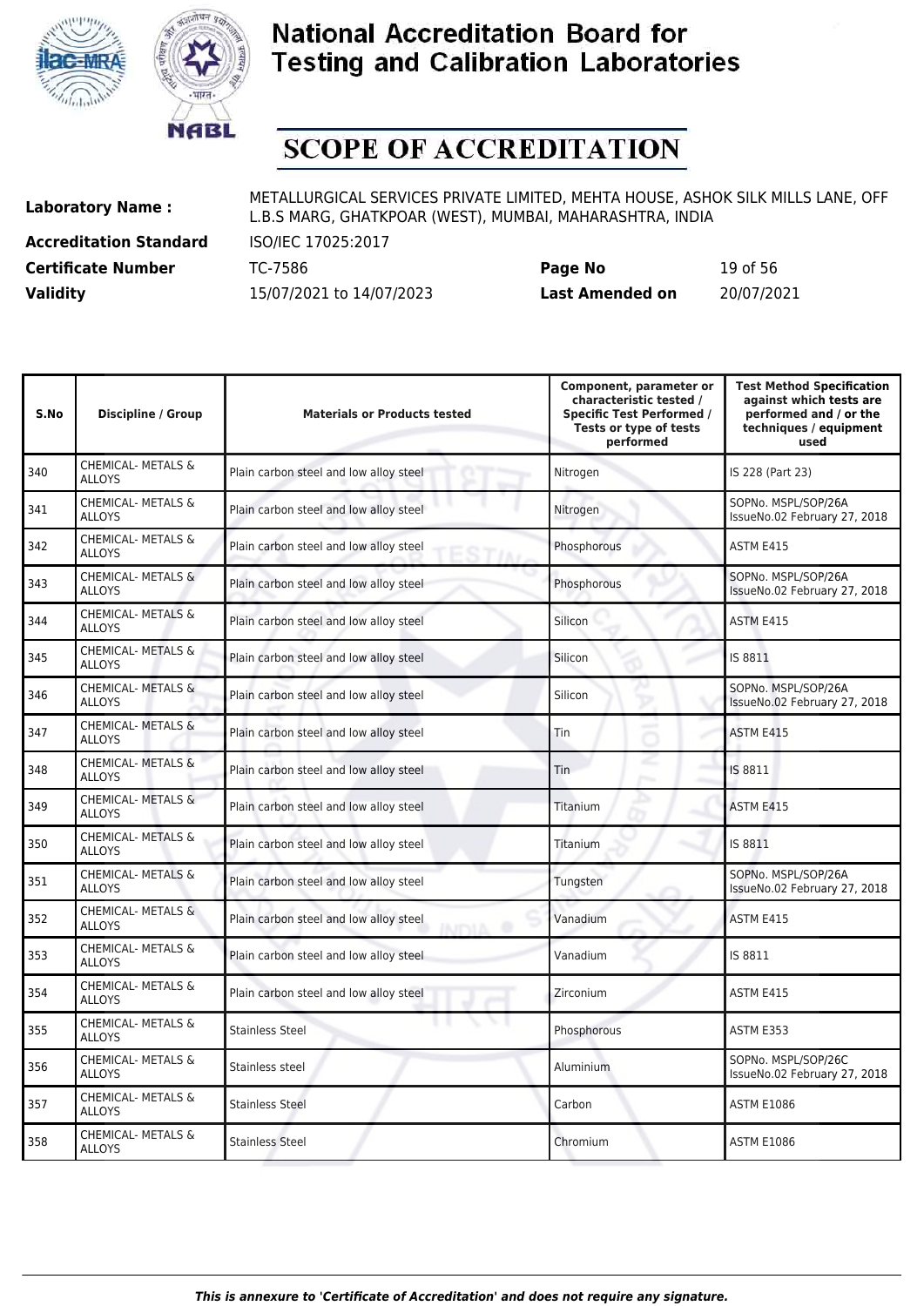# National Accreditation Board for Testing and Calibration Laboratories

## SCOPE OF ACCREDITATION

**Laboratory Name :** METALLURGICAL SERVICES PRIVATE LIMITED, MEHTA HOUSE, ASHOK SILK MILLS LANE, OFF L.B.S MARG, GHATKPOAR (WEST), MUMBAI, MAHARASHTRA, INDIA

**Accreditation Standard** ISO/IEC 17025:2017

**Certificate Number** TC-7586 **Page No** 19 of 56

**Validity** 15/07/2021 to 14/07/2023 **Last Amended on** 20/07/2021

| S.No | Discipline / Group | Materials or Products tested | Component, parameter or characteristic tested / Specific Test Performed / Tests or type of tests performed | Test Method Specification against which tests are performed and / or the techniques / equipment used |
|---|---|---|---|---|
| 340 | CHEMICAL- METALS & ALLOYS | Plain carbon steel and low alloy steel | Nitrogen | IS 228 (Part 23) |
| 341 | CHEMICAL- METALS & ALLOYS | Plain carbon steel and low alloy steel | Nitrogen | SOPNo. MSPL/SOP/26A IssueNo.02 February 27, 2018 |
| 342 | CHEMICAL- METALS & ALLOYS | Plain carbon steel and low alloy steel | Phosphorous | ASTM E415 |
| 343 | CHEMICAL- METALS & ALLOYS | Plain carbon steel and low alloy steel | Phosphorous | SOPNo. MSPL/SOP/26A IssueNo.02 February 27, 2018 |
| 344 | CHEMICAL- METALS & ALLOYS | Plain carbon steel and low alloy steel | Silicon | ASTM E415 |
| 345 | CHEMICAL- METALS & ALLOYS | Plain carbon steel and low alloy steel | Silicon | IS 8811 |
| 346 | CHEMICAL- METALS & ALLOYS | Plain carbon steel and low alloy steel | Silicon | SOPNo. MSPL/SOP/26A IssueNo.02 February 27, 2018 |
| 347 | CHEMICAL- METALS & ALLOYS | Plain carbon steel and low alloy steel | Tin | ASTM E415 |
| 348 | CHEMICAL- METALS & ALLOYS | Plain carbon steel and low alloy steel | Tin | IS 8811 |
| 349 | CHEMICAL- METALS & ALLOYS | Plain carbon steel and low alloy steel | Titanium | ASTM E415 |
| 350 | CHEMICAL- METALS & ALLOYS | Plain carbon steel and low alloy steel | Titanium | IS 8811 |
| 351 | CHEMICAL- METALS & ALLOYS | Plain carbon steel and low alloy steel | Tungsten | SOPNo. MSPL/SOP/26A IssueNo.02 February 27, 2018 |
| 352 | CHEMICAL- METALS & ALLOYS | Plain carbon steel and low alloy steel | Vanadium | ASTM E415 |
| 353 | CHEMICAL- METALS & ALLOYS | Plain carbon steel and low alloy steel | Vanadium | IS 8811 |
| 354 | CHEMICAL- METALS & ALLOYS | Plain carbon steel and low alloy steel | Zirconium | ASTM E415 |
| 355 | CHEMICAL- METALS & ALLOYS | Stainless Steel | Phosphorous | ASTM E353 |
| 356 | CHEMICAL- METALS & ALLOYS | Stainless steel | Aluminium | SOPNo. MSPL/SOP/26C IssueNo.02 February 27, 2018 |
| 357 | CHEMICAL- METALS & ALLOYS | Stainless Steel | Carbon | ASTM E1086 |
| 358 | CHEMICAL- METALS & ALLOYS | Stainless Steel | Chromium | ASTM E1086 |

*This is annexure to 'Certificate of Accreditation' and does not require any signature.*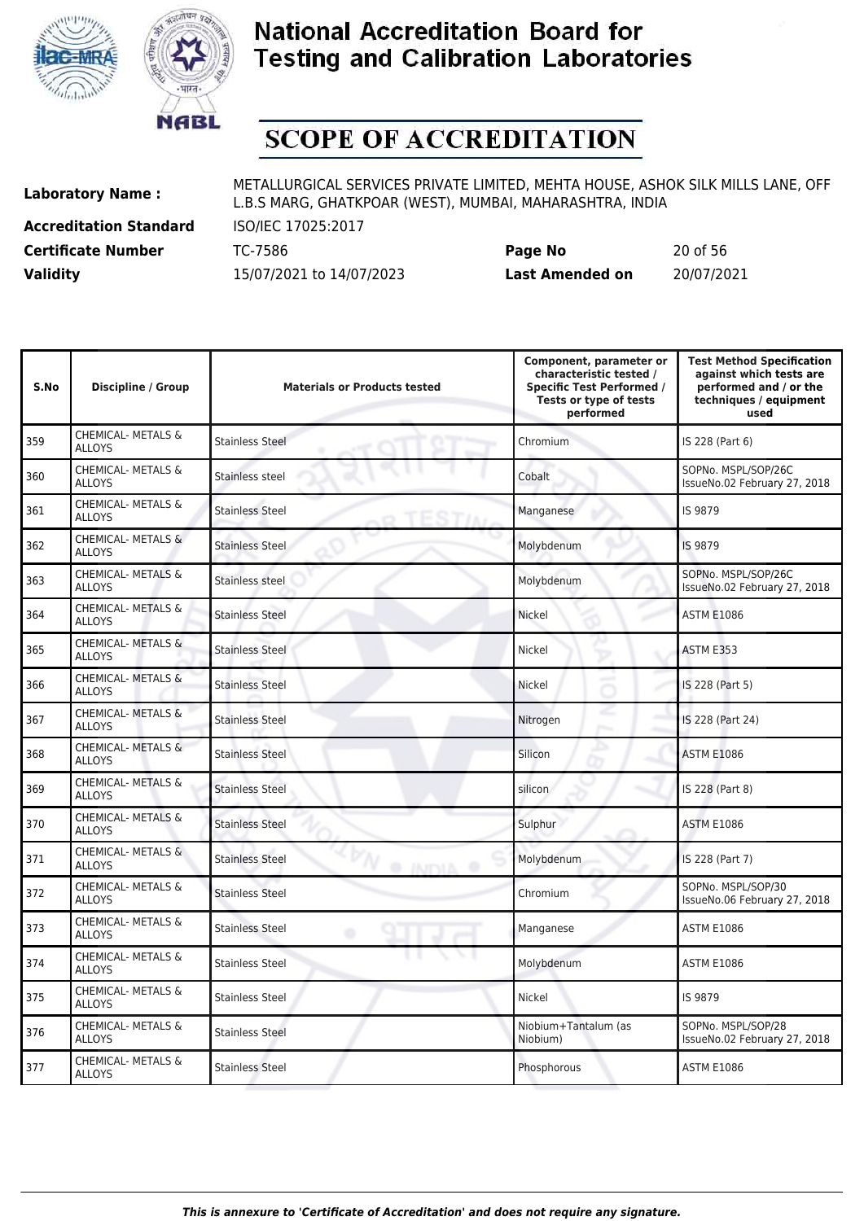# National Accreditation Board for Testing and Calibration Laboratories

## SCOPE OF ACCREDITATION

**Laboratory Name :** METALLURGICAL SERVICES PRIVATE LIMITED, MEHTA HOUSE, ASHOK SILK MILLS LANE, OFF L.B.S MARG, GHATKPOAR (WEST), MUMBAI, MAHARASHTRA, INDIA

**Accreditation Standard** ISO/IEC 17025:2017

**Certificate Number** TC-7586 **Page No** 20 of 56

**Validity** 15/07/2021 to 14/07/2023 **Last Amended on** 20/07/2021

| S.No | Discipline / Group | Materials or Products tested | Component, parameter or characteristic tested / Specific Test Performed / Tests or type of tests performed | Test Method Specification against which tests are performed and / or the techniques / equipment used |
|---|---|---|---|---|
| 359 | CHEMICAL- METALS & ALLOYS | Stainless Steel | Chromium | IS 228 (Part 6) |
| 360 | CHEMICAL- METALS & ALLOYS | Stainless steel | Cobalt | SOPNo. MSPL/SOP/26C IssueNo.02 February 27, 2018 |
| 361 | CHEMICAL- METALS & ALLOYS | Stainless Steel | Manganese | IS 9879 |
| 362 | CHEMICAL- METALS & ALLOYS | Stainless Steel | Molybdenum | IS 9879 |
| 363 | CHEMICAL- METALS & ALLOYS | Stainless steel | Molybdenum | SOPNo. MSPL/SOP/26C IssueNo.02 February 27, 2018 |
| 364 | CHEMICAL- METALS & ALLOYS | Stainless Steel | Nickel | ASTM E1086 |
| 365 | CHEMICAL- METALS & ALLOYS | Stainless Steel | Nickel | ASTM E353 |
| 366 | CHEMICAL- METALS & ALLOYS | Stainless Steel | Nickel | IS 228 (Part 5) |
| 367 | CHEMICAL- METALS & ALLOYS | Stainless Steel | Nitrogen | IS 228 (Part 24) |
| 368 | CHEMICAL- METALS & ALLOYS | Stainless Steel | Silicon | ASTM E1086 |
| 369 | CHEMICAL- METALS & ALLOYS | Stainless Steel | silicon | IS 228 (Part 8) |
| 370 | CHEMICAL- METALS & ALLOYS | Stainless Steel | Sulphur | ASTM E1086 |
| 371 | CHEMICAL- METALS & ALLOYS | Stainless Steel | Molybdenum | IS 228 (Part 7) |
| 372 | CHEMICAL- METALS & ALLOYS | Stainless Steel | Chromium | SOPNo. MSPL/SOP/30 IssueNo.06 February 27, 2018 |
| 373 | CHEMICAL- METALS & ALLOYS | Stainless Steel | Manganese | ASTM E1086 |
| 374 | CHEMICAL- METALS & ALLOYS | Stainless Steel | Molybdenum | ASTM E1086 |
| 375 | CHEMICAL- METALS & ALLOYS | Stainless Steel | Nickel | IS 9879 |
| 376 | CHEMICAL- METALS & ALLOYS | Stainless Steel | Niobium+Tantalum (as Niobium) | SOPNo. MSPL/SOP/28 IssueNo.02 February 27, 2018 |
| 377 | CHEMICAL- METALS & ALLOYS | Stainless Steel | Phosphorous | ASTM E1086 |

*This is annexure to 'Certificate of Accreditation' and does not require any signature.*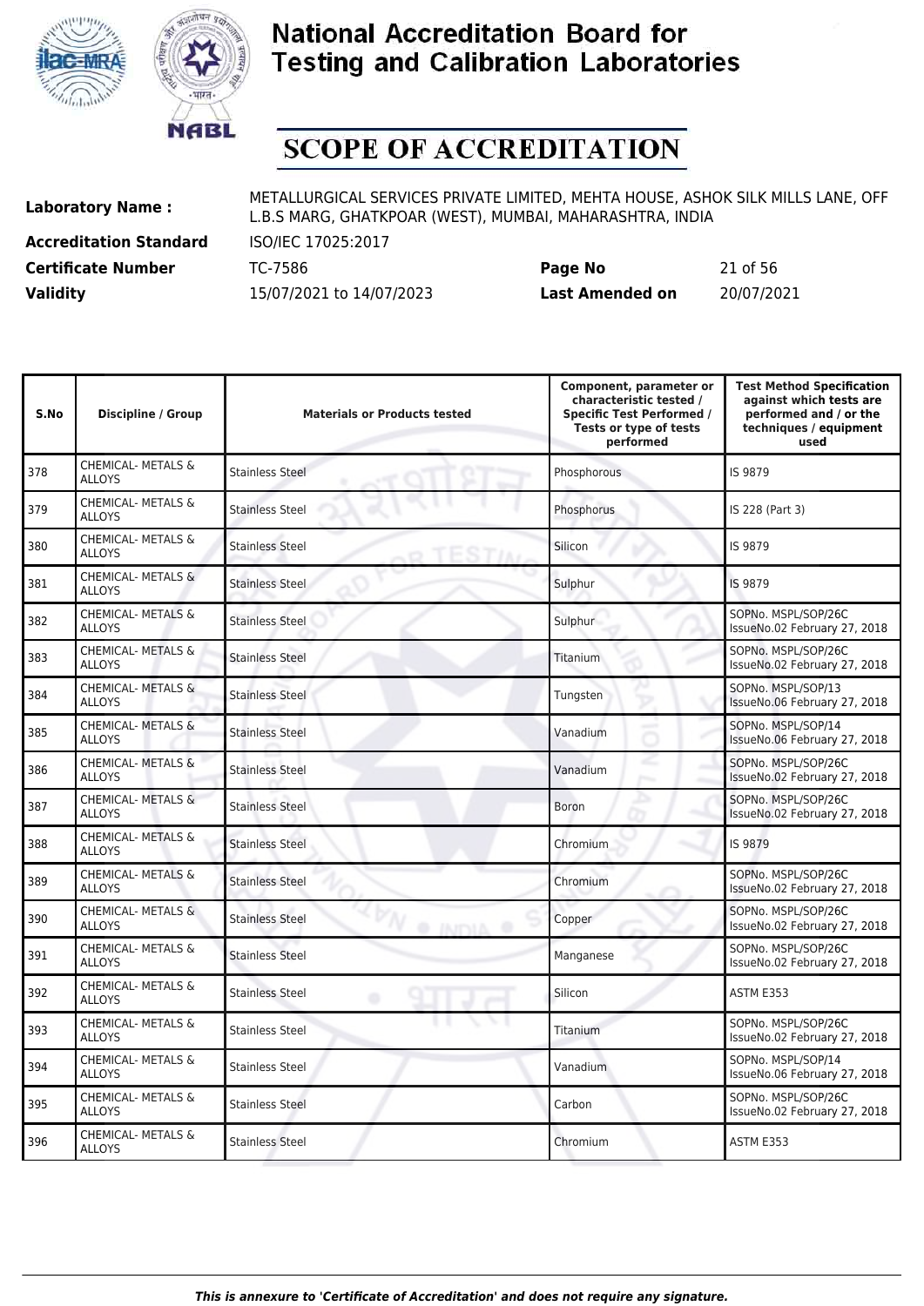# National Accreditation Board for Testing and Calibration Laboratories

# SCOPE OF ACCREDITATION

| | | | |
|---|---|---|---|
| **Laboratory Name :** | METALLURGICAL SERVICES PRIVATE LIMITED, MEHTA HOUSE, ASHOK SILK MILLS LANE, OFF L.B.S MARG, GHATKPOAR (WEST), MUMBAI, MAHARASHTRA, INDIA | | |
| **Accreditation Standard** | ISO/IEC 17025:2017 | | |
| **Certificate Number** | TC-7586 | **Page No** | 21 of 56 |
| **Validity** | 15/07/2021 to 14/07/2023 | **Last Amended on** | 20/07/2021 |

| S.No | Discipline / Group | Materials or Products tested | Component, parameter or characteristic tested / Specific Test Performed / Tests or type of tests performed | Test Method Specification against which tests are performed and / or the techniques / equipment used |
|---|---|---|---|---|
| 378 | CHEMICAL- METALS & ALLOYS | Stainless Steel | Phosphorous | IS 9879 |
| 379 | CHEMICAL- METALS & ALLOYS | Stainless Steel | Phosphorus | IS 228 (Part 3) |
| 380 | CHEMICAL- METALS & ALLOYS | Stainless Steel | Silicon | IS 9879 |
| 381 | CHEMICAL- METALS & ALLOYS | Stainless Steel | Sulphur | IS 9879 |
| 382 | CHEMICAL- METALS & ALLOYS | Stainless Steel | Sulphur | SOPNo. MSPL/SOP/26C IssueNo.02 February 27, 2018 |
| 383 | CHEMICAL- METALS & ALLOYS | Stainless Steel | Titanium | SOPNo. MSPL/SOP/26C IssueNo.02 February 27, 2018 |
| 384 | CHEMICAL- METALS & ALLOYS | Stainless Steel | Tungsten | SOPNo. MSPL/SOP/13 IssueNo.06 February 27, 2018 |
| 385 | CHEMICAL- METALS & ALLOYS | Stainless Steel | Vanadium | SOPNo. MSPL/SOP/14 IssueNo.06 February 27, 2018 |
| 386 | CHEMICAL- METALS & ALLOYS | Stainless Steel | Vanadium | SOPNo. MSPL/SOP/26C IssueNo.02 February 27, 2018 |
| 387 | CHEMICAL- METALS & ALLOYS | Stainless Steel | Boron | SOPNo. MSPL/SOP/26C IssueNo.02 February 27, 2018 |
| 388 | CHEMICAL- METALS & ALLOYS | Stainless Steel | Chromium | IS 9879 |
| 389 | CHEMICAL- METALS & ALLOYS | Stainless Steel | Chromium | SOPNo. MSPL/SOP/26C IssueNo.02 February 27, 2018 |
| 390 | CHEMICAL- METALS & ALLOYS | Stainless Steel | Copper | SOPNo. MSPL/SOP/26C IssueNo.02 February 27, 2018 |
| 391 | CHEMICAL- METALS & ALLOYS | Stainless Steel | Manganese | SOPNo. MSPL/SOP/26C IssueNo.02 February 27, 2018 |
| 392 | CHEMICAL- METALS & ALLOYS | Stainless Steel | Silicon | ASTM E353 |
| 393 | CHEMICAL- METALS & ALLOYS | Stainless Steel | Titanium | SOPNo. MSPL/SOP/26C IssueNo.02 February 27, 2018 |
| 394 | CHEMICAL- METALS & ALLOYS | Stainless Steel | Vanadium | SOPNo. MSPL/SOP/14 IssueNo.06 February 27, 2018 |
| 395 | CHEMICAL- METALS & ALLOYS | Stainless Steel | Carbon | SOPNo. MSPL/SOP/26C IssueNo.02 February 27, 2018 |
| 396 | CHEMICAL- METALS & ALLOYS | Stainless Steel | Chromium | ASTM E353 |

*This is annexure to 'Certificate of Accreditation' and does not require any signature.*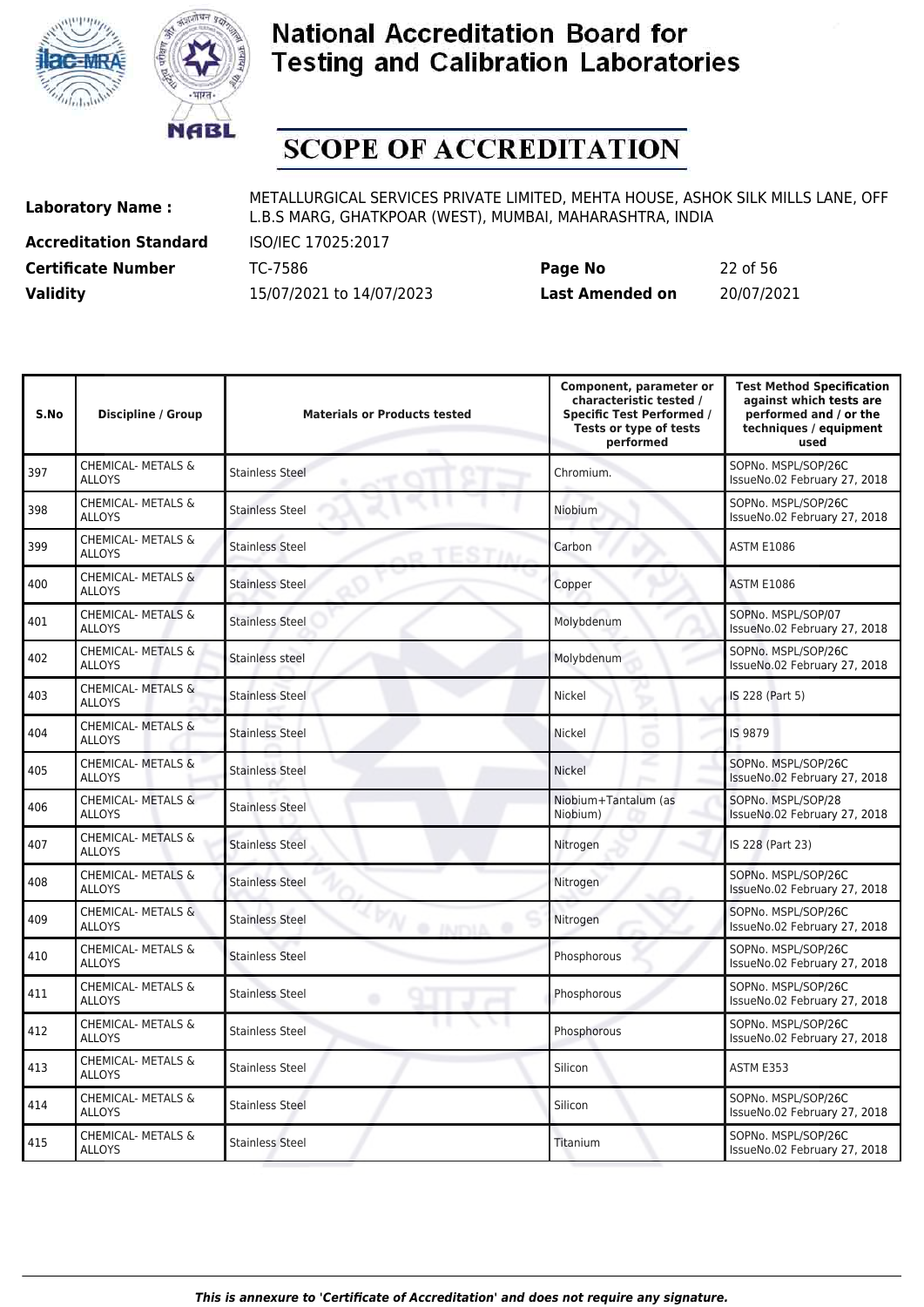# National Accreditation Board for Testing and Calibration Laboratories

# SCOPE OF ACCREDITATION

| | | | |
|---|---|---|---|
| **Laboratory Name :** | METALLURGICAL SERVICES PRIVATE LIMITED, MEHTA HOUSE, ASHOK SILK MILLS LANE, OFF L.B.S MARG, GHATKPOAR (WEST), MUMBAI, MAHARASHTRA, INDIA | | |
| **Accreditation Standard** | ISO/IEC 17025:2017 | | |
| **Certificate Number** | TC-7586 | **Page No** | 22 of 56 |
| **Validity** | 15/07/2021 to 14/07/2023 | **Last Amended on** | 20/07/2021 |

| S.No | Discipline / Group | Materials or Products tested | Component, parameter or characteristic tested / Specific Test Performed / Tests or type of tests performed | Test Method Specification against which tests are performed and / or the techniques / equipment used |
|---|---|---|---|---|
| 397 | CHEMICAL- METALS & ALLOYS | Stainless Steel | Chromium. | SOPNo. MSPL/SOP/26C IssueNo.02 February 27, 2018 |
| 398 | CHEMICAL- METALS & ALLOYS | Stainless Steel | Niobium | SOPNo. MSPL/SOP/26C IssueNo.02 February 27, 2018 |
| 399 | CHEMICAL- METALS & ALLOYS | Stainless Steel | Carbon | ASTM E1086 |
| 400 | CHEMICAL- METALS & ALLOYS | Stainless Steel | Copper | ASTM E1086 |
| 401 | CHEMICAL- METALS & ALLOYS | Stainless Steel | Molybdenum | SOPNo. MSPL/SOP/07 IssueNo.02 February 27, 2018 |
| 402 | CHEMICAL- METALS & ALLOYS | Stainless steel | Molybdenum | SOPNo. MSPL/SOP/26C IssueNo.02 February 27, 2018 |
| 403 | CHEMICAL- METALS & ALLOYS | Stainless Steel | Nickel | IS 228 (Part 5) |
| 404 | CHEMICAL- METALS & ALLOYS | Stainless Steel | Nickel | IS 9879 |
| 405 | CHEMICAL- METALS & ALLOYS | Stainless Steel | Nickel | SOPNo. MSPL/SOP/26C IssueNo.02 February 27, 2018 |
| 406 | CHEMICAL- METALS & ALLOYS | Stainless Steel | Niobium+Tantalum (as Niobium) | SOPNo. MSPL/SOP/28 IssueNo.02 February 27, 2018 |
| 407 | CHEMICAL- METALS & ALLOYS | Stainless Steel | Nitrogen | IS 228 (Part 23) |
| 408 | CHEMICAL- METALS & ALLOYS | Stainless Steel | Nitrogen | SOPNo. MSPL/SOP/26C IssueNo.02 February 27, 2018 |
| 409 | CHEMICAL- METALS & ALLOYS | Stainless Steel | Nitrogen | SOPNo. MSPL/SOP/26C IssueNo.02 February 27, 2018 |
| 410 | CHEMICAL- METALS & ALLOYS | Stainless Steel | Phosphorous | SOPNo. MSPL/SOP/26C IssueNo.02 February 27, 2018 |
| 411 | CHEMICAL- METALS & ALLOYS | Stainless Steel | Phosphorous | SOPNo. MSPL/SOP/26C IssueNo.02 February 27, 2018 |
| 412 | CHEMICAL- METALS & ALLOYS | Stainless Steel | Phosphorous | SOPNo. MSPL/SOP/26C IssueNo.02 February 27, 2018 |
| 413 | CHEMICAL- METALS & ALLOYS | Stainless Steel | Silicon | ASTM E353 |
| 414 | CHEMICAL- METALS & ALLOYS | Stainless Steel | Silicon | SOPNo. MSPL/SOP/26C IssueNo.02 February 27, 2018 |
| 415 | CHEMICAL- METALS & ALLOYS | Stainless Steel | Titanium | SOPNo. MSPL/SOP/26C IssueNo.02 February 27, 2018 |

*This is annexure to 'Certificate of Accreditation' and does not require any signature.*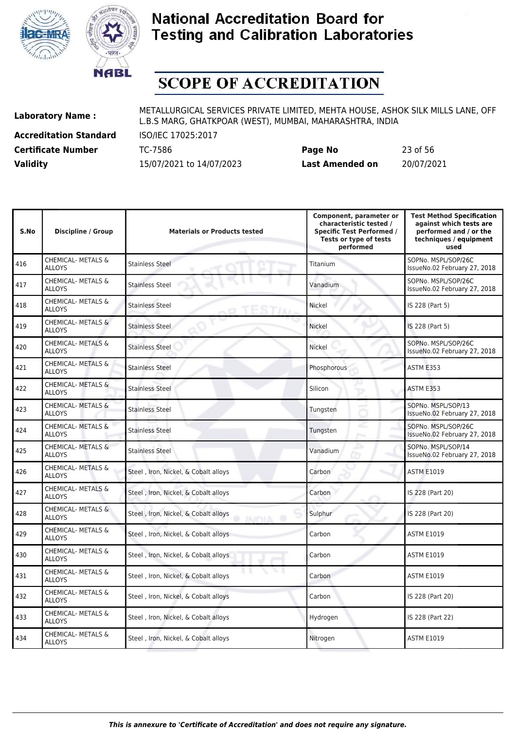# National Accreditation Board for Testing and Calibration Laboratories

# SCOPE OF ACCREDITATION

**Laboratory Name :** METALLURGICAL SERVICES PRIVATE LIMITED, MEHTA HOUSE, ASHOK SILK MILLS LANE, OFF L.B.S MARG, GHATKPOAR (WEST), MUMBAI, MAHARASHTRA, INDIA

**Accreditation Standard** ISO/IEC 17025:2017

**Certificate Number** TC-7586 **Page No** 23 of 56

**Validity** 15/07/2021 to 14/07/2023 **Last Amended on** 20/07/2021

| S.No | Discipline / Group | Materials or Products tested | Component, parameter or characteristic tested / Specific Test Performed / Tests or type of tests performed | Test Method Specification against which tests are performed and / or the techniques / equipment used |
|---|---|---|---|---|
| 416 | CHEMICAL- METALS & ALLOYS | Stainless Steel | Titanium | SOPNo. MSPL/SOP/26C IssueNo.02 February 27, 2018 |
| 417 | CHEMICAL- METALS & ALLOYS | Stainless Steel | Vanadium | SOPNo. MSPL/SOP/26C IssueNo.02 February 27, 2018 |
| 418 | CHEMICAL- METALS & ALLOYS | Stainless Steel | Nickel | IS 228 (Part 5) |
| 419 | CHEMICAL- METALS & ALLOYS | Stainless Steel | Nickel | IS 228 (Part 5) |
| 420 | CHEMICAL- METALS & ALLOYS | Stainless Steel | Nickel | SOPNo. MSPL/SOP/26C IssueNo.02 February 27, 2018 |
| 421 | CHEMICAL- METALS & ALLOYS | Stainless Steel | Phosphorous | ASTM E353 |
| 422 | CHEMICAL- METALS & ALLOYS | Stainless Steel | Silicon | ASTM E353 |
| 423 | CHEMICAL- METALS & ALLOYS | Stainless Steel | Tungsten | SOPNo. MSPL/SOP/13 IssueNo.02 February 27, 2018 |
| 424 | CHEMICAL- METALS & ALLOYS | Stainless Steel | Tungsten | SOPNo. MSPL/SOP/26C IssueNo.02 February 27, 2018 |
| 425 | CHEMICAL- METALS & ALLOYS | Stainless Steel | Vanadium | SOPNo. MSPL/SOP/14 IssueNo.02 February 27, 2018 |
| 426 | CHEMICAL- METALS & ALLOYS | Steel , Iron, Nickel, & Cobalt alloys | Carbon | ASTM E1019 |
| 427 | CHEMICAL- METALS & ALLOYS | Steel , Iron, Nickel, & Cobalt alloys | Carbon | IS 228 (Part 20) |
| 428 | CHEMICAL- METALS & ALLOYS | Steel , Iron, Nickel, & Cobalt alloys | Sulphur | IS 228 (Part 20) |
| 429 | CHEMICAL- METALS & ALLOYS | Steel , Iron, Nickel, & Cobalt alloys | Carbon | ASTM E1019 |
| 430 | CHEMICAL- METALS & ALLOYS | Steel , Iron, Nickel, & Cobalt alloys | Carbon | ASTM E1019 |
| 431 | CHEMICAL- METALS & ALLOYS | Steel , Iron, Nickel, & Cobalt alloys | Carbon | ASTM E1019 |
| 432 | CHEMICAL- METALS & ALLOYS | Steel , Iron, Nickel, & Cobalt alloys | Carbon | IS 228 (Part 20) |
| 433 | CHEMICAL- METALS & ALLOYS | Steel , Iron, Nickel, & Cobalt alloys | Hydrogen | IS 228 (Part 22) |
| 434 | CHEMICAL- METALS & ALLOYS | Steel , Iron, Nickel, & Cobalt alloys | Nitrogen | ASTM E1019 |

*This is annexure to 'Certificate of Accreditation' and does not require any signature.*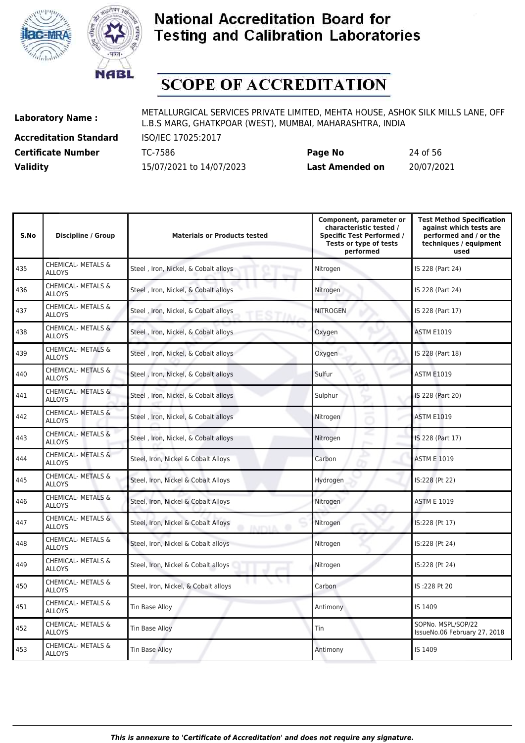# National Accreditation Board for Testing and Calibration Laboratories

# SCOPE OF ACCREDITATION

| | | | |
|---|---|---|---|
| **Laboratory Name :** | METALLURGICAL SERVICES PRIVATE LIMITED, MEHTA HOUSE, ASHOK SILK MILLS LANE, OFF L.B.S MARG, GHATKPOAR (WEST), MUMBAI, MAHARASHTRA, INDIA | | |
| **Accreditation Standard** | ISO/IEC 17025:2017 | | |
| **Certificate Number** | TC-7586 | **Page No** | 24 of 56 |
| **Validity** | 15/07/2021 to 14/07/2023 | **Last Amended on** | 20/07/2021 |

| S.No | Discipline / Group | Materials or Products tested | Component, parameter or characteristic tested / Specific Test Performed / Tests or type of tests performed | Test Method Specification against which tests are performed and / or the techniques / equipment used |
|---|---|---|---|---|
| 435 | CHEMICAL- METALS & ALLOYS | Steel , Iron, Nickel, & Cobalt alloys | Nitrogen | IS 228 (Part 24) |
| 436 | CHEMICAL- METALS & ALLOYS | Steel , Iron, Nickel, & Cobalt alloys | Nitrogen | IS 228 (Part 24) |
| 437 | CHEMICAL- METALS & ALLOYS | Steel , Iron, Nickel, & Cobalt alloys | NITROGEN | IS 228 (Part 17) |
| 438 | CHEMICAL- METALS & ALLOYS | Steel , Iron, Nickel, & Cobalt alloys | Oxygen | ASTM E1019 |
| 439 | CHEMICAL- METALS & ALLOYS | Steel , Iron, Nickel, & Cobalt alloys | Oxygen | IS 228 (Part 18) |
| 440 | CHEMICAL- METALS & ALLOYS | Steel , Iron, Nickel, & Cobalt alloys | Sulfur | ASTM E1019 |
| 441 | CHEMICAL- METALS & ALLOYS | Steel , Iron, Nickel, & Cobalt alloys | Sulphur | IS 228 (Part 20) |
| 442 | CHEMICAL- METALS & ALLOYS | Steel , Iron, Nickel, & Cobalt alloys | Nitrogen | ASTM E1019 |
| 443 | CHEMICAL- METALS & ALLOYS | Steel , Iron, Nickel, & Cobalt alloys | Nitrogen | IS 228 (Part 17) |
| 444 | CHEMICAL- METALS & ALLOYS | Steel, Iron, Nickel & Cobalt Alloys | Carbon | ASTM E 1019 |
| 445 | CHEMICAL- METALS & ALLOYS | Steel, Iron, Nickel & Cobalt Alloys | Hydrogen | IS:228 (Pt 22) |
| 446 | CHEMICAL- METALS & ALLOYS | Steel, Iron, Nickel & Cobalt Alloys | Nitrogen | ASTM E 1019 |
| 447 | CHEMICAL- METALS & ALLOYS | Steel, Iron, Nickel & Cobalt Alloys | Nitrogen | IS:228 (Pt 17) |
| 448 | CHEMICAL- METALS & ALLOYS | Steel, Iron, Nickel & Cobalt alloys | Nitrogen | IS:228 (Pt 24) |
| 449 | CHEMICAL- METALS & ALLOYS | Steel, Iron, Nickel & Cobalt alloys | Nitrogen | IS:228 (Pt 24) |
| 450 | CHEMICAL- METALS & ALLOYS | Steel, Iron, Nickel, & Cobalt alloys | Carbon | IS :228 Pt 20 |
| 451 | CHEMICAL- METALS & ALLOYS | Tin Base Alloy | Antimony | IS 1409 |
| 452 | CHEMICAL- METALS & ALLOYS | Tin Base Alloy | Tin | SOPNo. MSPL/SOP/22 IssueNo.06 February 27, 2018 |
| 453 | CHEMICAL- METALS & ALLOYS | Tin Base Alloy | Antimony | IS 1409 |

*This is annexure to 'Certificate of Accreditation' and does not require any signature.*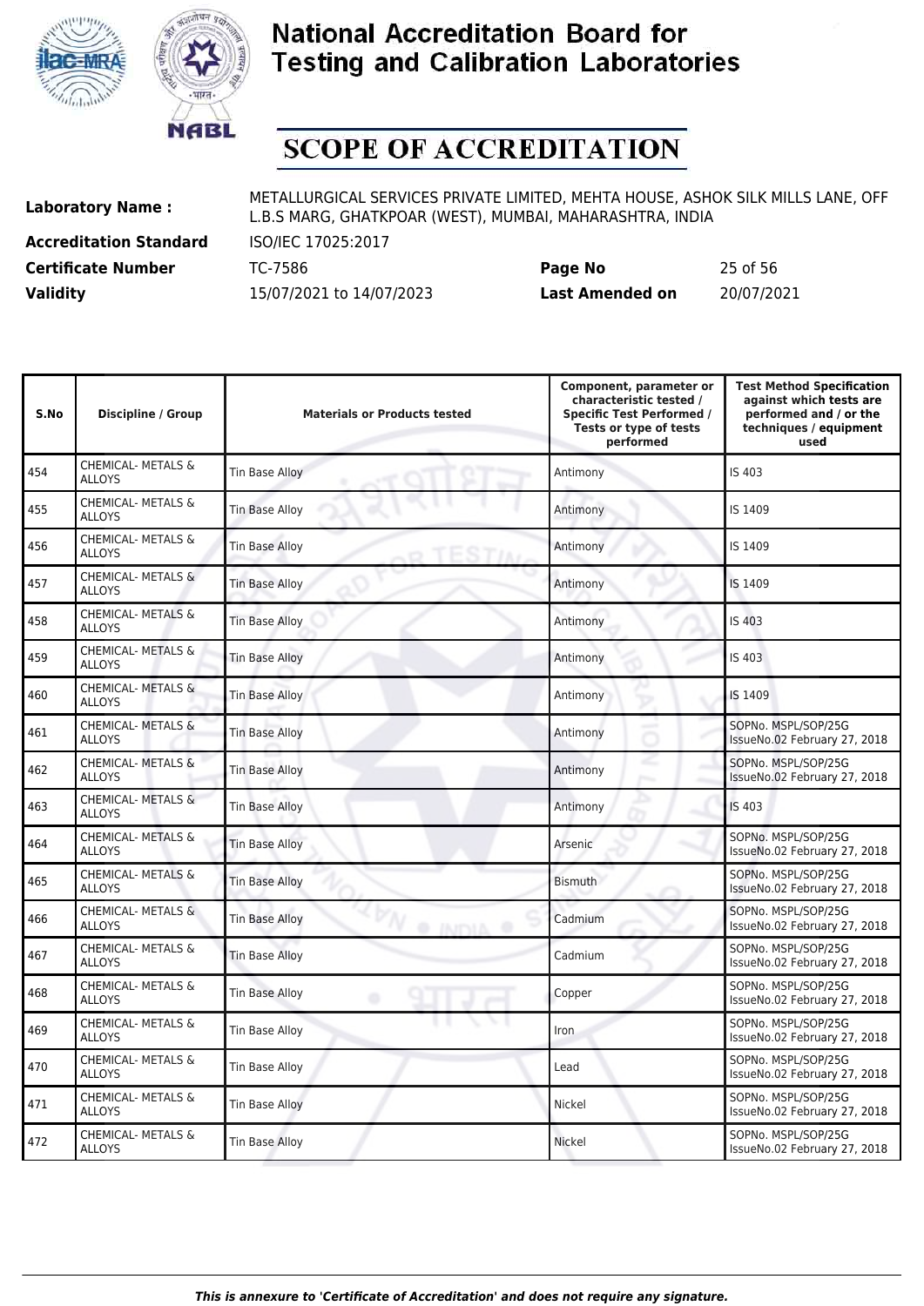# National Accreditation Board for Testing and Calibration Laboratories

## SCOPE OF ACCREDITATION

**Laboratory Name :** METALLURGICAL SERVICES PRIVATE LIMITED, MEHTA HOUSE, ASHOK SILK MILLS LANE, OFF L.B.S MARG, GHATKPOAR (WEST), MUMBAI, MAHARASHTRA, INDIA

**Accreditation Standard** ISO/IEC 17025:2017

**Certificate Number** TC-7586 **Page No** 25 of 56

**Validity** 15/07/2021 to 14/07/2023 **Last Amended on** 20/07/2021

| S.No | Discipline / Group | Materials or Products tested | Component, parameter or characteristic tested / Specific Test Performed / Tests or type of tests performed | Test Method Specification against which tests are performed and / or the techniques / equipment used |
|---|---|---|---|---|
| 454 | CHEMICAL- METALS & ALLOYS | Tin Base Alloy | Antimony | IS 403 |
| 455 | CHEMICAL- METALS & ALLOYS | Tin Base Alloy | Antimony | IS 1409 |
| 456 | CHEMICAL- METALS & ALLOYS | Tin Base Alloy | Antimony | IS 1409 |
| 457 | CHEMICAL- METALS & ALLOYS | Tin Base Alloy | Antimony | IS 1409 |
| 458 | CHEMICAL- METALS & ALLOYS | Tin Base Alloy | Antimony | IS 403 |
| 459 | CHEMICAL- METALS & ALLOYS | Tin Base Alloy | Antimony | IS 403 |
| 460 | CHEMICAL- METALS & ALLOYS | Tin Base Alloy | Antimony | IS 1409 |
| 461 | CHEMICAL- METALS & ALLOYS | Tin Base Alloy | Antimony | SOPNo. MSPL/SOP/25G IssueNo.02 February 27, 2018 |
| 462 | CHEMICAL- METALS & ALLOYS | Tin Base Alloy | Antimony | SOPNo. MSPL/SOP/25G IssueNo.02 February 27, 2018 |
| 463 | CHEMICAL- METALS & ALLOYS | Tin Base Alloy | Antimony | IS 403 |
| 464 | CHEMICAL- METALS & ALLOYS | Tin Base Alloy | Arsenic | SOPNo. MSPL/SOP/25G IssueNo.02 February 27, 2018 |
| 465 | CHEMICAL- METALS & ALLOYS | Tin Base Alloy | Bismuth | SOPNo. MSPL/SOP/25G IssueNo.02 February 27, 2018 |
| 466 | CHEMICAL- METALS & ALLOYS | Tin Base Alloy | Cadmium | SOPNo. MSPL/SOP/25G IssueNo.02 February 27, 2018 |
| 467 | CHEMICAL- METALS & ALLOYS | Tin Base Alloy | Cadmium | SOPNo. MSPL/SOP/25G IssueNo.02 February 27, 2018 |
| 468 | CHEMICAL- METALS & ALLOYS | Tin Base Alloy | Copper | SOPNo. MSPL/SOP/25G IssueNo.02 February 27, 2018 |
| 469 | CHEMICAL- METALS & ALLOYS | Tin Base Alloy | Iron | SOPNo. MSPL/SOP/25G IssueNo.02 February 27, 2018 |
| 470 | CHEMICAL- METALS & ALLOYS | Tin Base Alloy | Lead | SOPNo. MSPL/SOP/25G IssueNo.02 February 27, 2018 |
| 471 | CHEMICAL- METALS & ALLOYS | Tin Base Alloy | Nickel | SOPNo. MSPL/SOP/25G IssueNo.02 February 27, 2018 |
| 472 | CHEMICAL- METALS & ALLOYS | Tin Base Alloy | Nickel | SOPNo. MSPL/SOP/25G IssueNo.02 February 27, 2018 |

*This is annexure to 'Certificate of Accreditation' and does not require any signature.*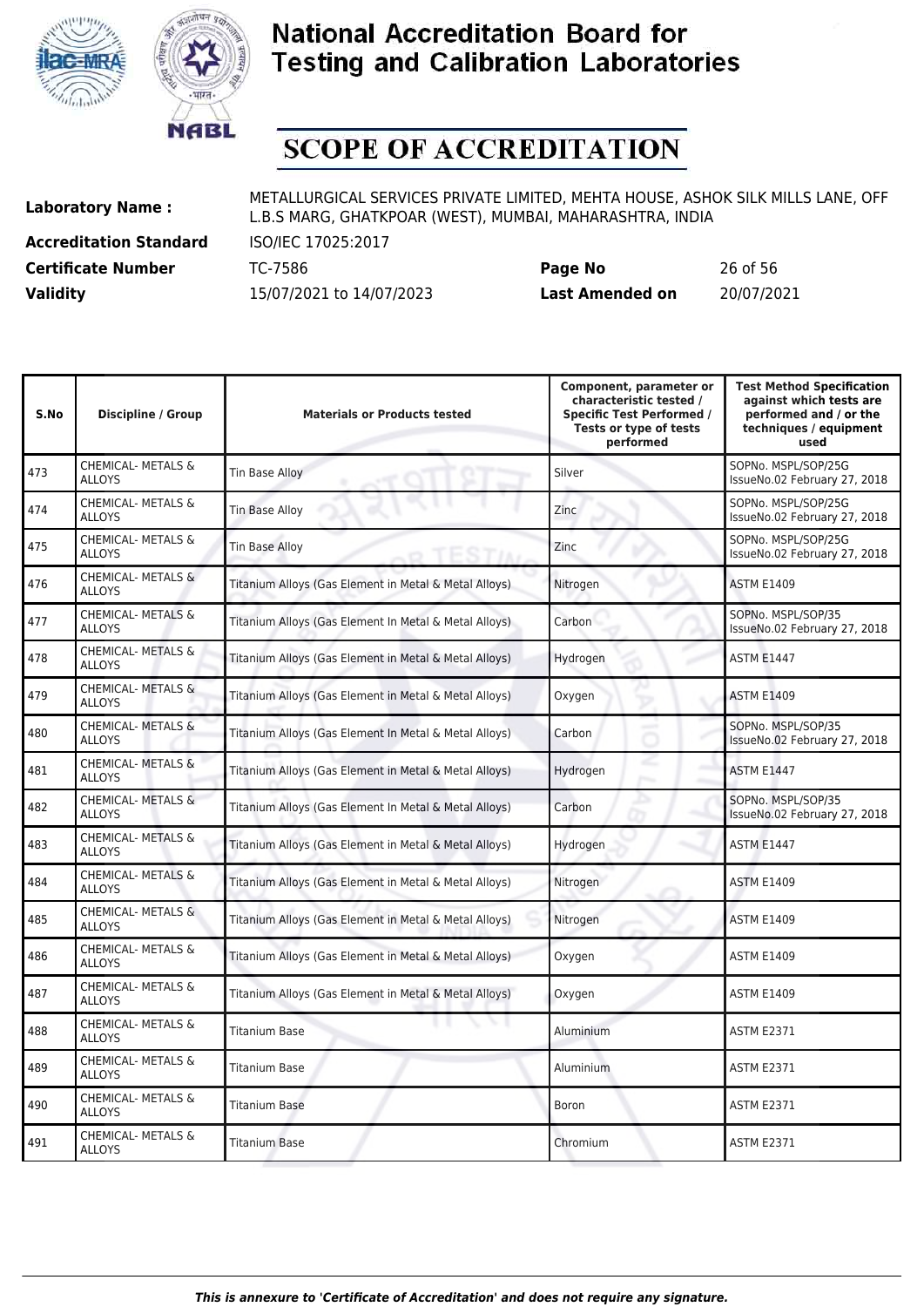# National Accreditation Board for Testing and Calibration Laboratories

# SCOPE OF ACCREDITATION

| | | | |
|---|---|---|---|
| **Laboratory Name :** | METALLURGICAL SERVICES PRIVATE LIMITED, MEHTA HOUSE, ASHOK SILK MILLS LANE, OFF L.B.S MARG, GHATKPOAR (WEST), MUMBAI, MAHARASHTRA, INDIA | | |
| **Accreditation Standard** | ISO/IEC 17025:2017 | | |
| **Certificate Number** | TC-7586 | **Page No** | 26 of 56 |
| **Validity** | 15/07/2021 to 14/07/2023 | **Last Amended on** | 20/07/2021 |

| S.No | Discipline / Group | Materials or Products tested | Component, parameter or characteristic tested / Specific Test Performed / Tests or type of tests performed | Test Method Specification against which tests are performed and / or the techniques / equipment used |
|---|---|---|---|---|
| 473 | CHEMICAL- METALS & ALLOYS | Tin Base Alloy | Silver | SOPNo. MSPL/SOP/25G IssueNo.02 February 27, 2018 |
| 474 | CHEMICAL- METALS & ALLOYS | Tin Base Alloy | Zinc | SOPNo. MSPL/SOP/25G IssueNo.02 February 27, 2018 |
| 475 | CHEMICAL- METALS & ALLOYS | Tin Base Alloy | Zinc | SOPNo. MSPL/SOP/25G IssueNo.02 February 27, 2018 |
| 476 | CHEMICAL- METALS & ALLOYS | Titanium Alloys (Gas Element in Metal & Metal Alloys) | Nitrogen | ASTM E1409 |
| 477 | CHEMICAL- METALS & ALLOYS | Titanium Alloys (Gas Element In Metal & Metal Alloys) | Carbon | SOPNo. MSPL/SOP/35 IssueNo.02 February 27, 2018 |
| 478 | CHEMICAL- METALS & ALLOYS | Titanium Alloys (Gas Element in Metal & Metal Alloys) | Hydrogen | ASTM E1447 |
| 479 | CHEMICAL- METALS & ALLOYS | Titanium Alloys (Gas Element in Metal & Metal Alloys) | Oxygen | ASTM E1409 |
| 480 | CHEMICAL- METALS & ALLOYS | Titanium Alloys (Gas Element In Metal & Metal Alloys) | Carbon | SOPNo. MSPL/SOP/35 IssueNo.02 February 27, 2018 |
| 481 | CHEMICAL- METALS & ALLOYS | Titanium Alloys (Gas Element in Metal & Metal Alloys) | Hydrogen | ASTM E1447 |
| 482 | CHEMICAL- METALS & ALLOYS | Titanium Alloys (Gas Element In Metal & Metal Alloys) | Carbon | SOPNo. MSPL/SOP/35 IssueNo.02 February 27, 2018 |
| 483 | CHEMICAL- METALS & ALLOYS | Titanium Alloys (Gas Element in Metal & Metal Alloys) | Hydrogen | ASTM E1447 |
| 484 | CHEMICAL- METALS & ALLOYS | Titanium Alloys (Gas Element in Metal & Metal Alloys) | Nitrogen | ASTM E1409 |
| 485 | CHEMICAL- METALS & ALLOYS | Titanium Alloys (Gas Element in Metal & Metal Alloys) | Nitrogen | ASTM E1409 |
| 486 | CHEMICAL- METALS & ALLOYS | Titanium Alloys (Gas Element in Metal & Metal Alloys) | Oxygen | ASTM E1409 |
| 487 | CHEMICAL- METALS & ALLOYS | Titanium Alloys (Gas Element in Metal & Metal Alloys) | Oxygen | ASTM E1409 |
| 488 | CHEMICAL- METALS & ALLOYS | Titanium Base | Aluminium | ASTM E2371 |
| 489 | CHEMICAL- METALS & ALLOYS | Titanium Base | Aluminium | ASTM E2371 |
| 490 | CHEMICAL- METALS & ALLOYS | Titanium Base | Boron | ASTM E2371 |
| 491 | CHEMICAL- METALS & ALLOYS | Titanium Base | Chromium | ASTM E2371 |

*This is annexure to 'Certificate of Accreditation' and does not require any signature.*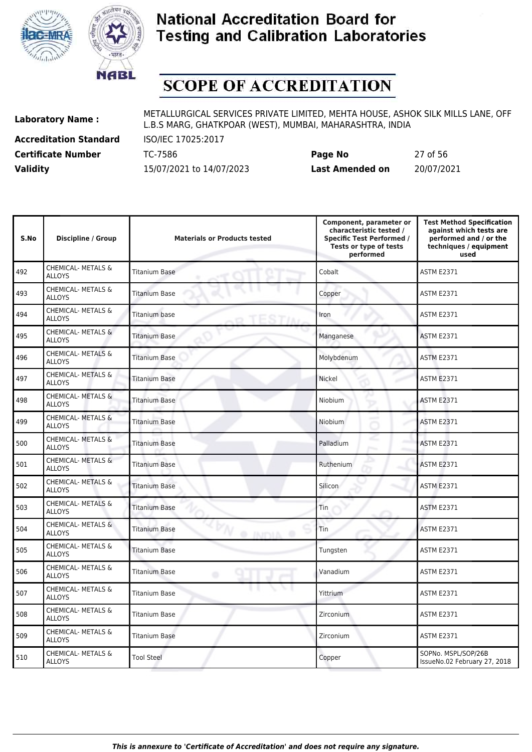# National Accreditation Board for Testing and Calibration Laboratories

## SCOPE OF ACCREDITATION

**Laboratory Name :** METALLURGICAL SERVICES PRIVATE LIMITED, MEHTA HOUSE, ASHOK SILK MILLS LANE, OFF L.B.S MARG, GHATKPOAR (WEST), MUMBAI, MAHARASHTRA, INDIA

**Accreditation Standard** ISO/IEC 17025:2017

**Certificate Number** TC-7586 **Page No** 27 of 56

**Validity** 15/07/2021 to 14/07/2023 **Last Amended on** 20/07/2021

| S.No | Discipline / Group | Materials or Products tested | Component, parameter or characteristic tested / Specific Test Performed / Tests or type of tests performed | Test Method Specification against which tests are performed and / or the techniques / equipment used |
|---|---|---|---|---|
| 492 | CHEMICAL- METALS & ALLOYS | Titanium Base | Cobalt | ASTM E2371 |
| 493 | CHEMICAL- METALS & ALLOYS | Titanium Base | Copper | ASTM E2371 |
| 494 | CHEMICAL- METALS & ALLOYS | Titanium base | Iron | ASTM E2371 |
| 495 | CHEMICAL- METALS & ALLOYS | Titanium Base | Manganese | ASTM E2371 |
| 496 | CHEMICAL- METALS & ALLOYS | Titanium Base | Molybdenum | ASTM E2371 |
| 497 | CHEMICAL- METALS & ALLOYS | Titanium Base | Nickel | ASTM E2371 |
| 498 | CHEMICAL- METALS & ALLOYS | Titanium Base | Niobium | ASTM E2371 |
| 499 | CHEMICAL- METALS & ALLOYS | Titanium Base | Niobium | ASTM E2371 |
| 500 | CHEMICAL- METALS & ALLOYS | Titanium Base | Palladium | ASTM E2371 |
| 501 | CHEMICAL- METALS & ALLOYS | Titanium Base | Ruthenium | ASTM E2371 |
| 502 | CHEMICAL- METALS & ALLOYS | Titanium Base | Silicon | ASTM E2371 |
| 503 | CHEMICAL- METALS & ALLOYS | Titanium Base | Tin | ASTM E2371 |
| 504 | CHEMICAL- METALS & ALLOYS | Titanium Base | Tin | ASTM E2371 |
| 505 | CHEMICAL- METALS & ALLOYS | Titanium Base | Tungsten | ASTM E2371 |
| 506 | CHEMICAL- METALS & ALLOYS | Titanium Base | Vanadium | ASTM E2371 |
| 507 | CHEMICAL- METALS & ALLOYS | Titanium Base | Yittrium | ASTM E2371 |
| 508 | CHEMICAL- METALS & ALLOYS | Titanium Base | Zirconium | ASTM E2371 |
| 509 | CHEMICAL- METALS & ALLOYS | Titanium Base | Zirconium | ASTM E2371 |
| 510 | CHEMICAL- METALS & ALLOYS | Tool Steel | Copper | SOPNo. MSPL/SOP/26B IssueNo.02 February 27, 2018 |

*This is annexure to 'Certificate of Accreditation' and does not require any signature.*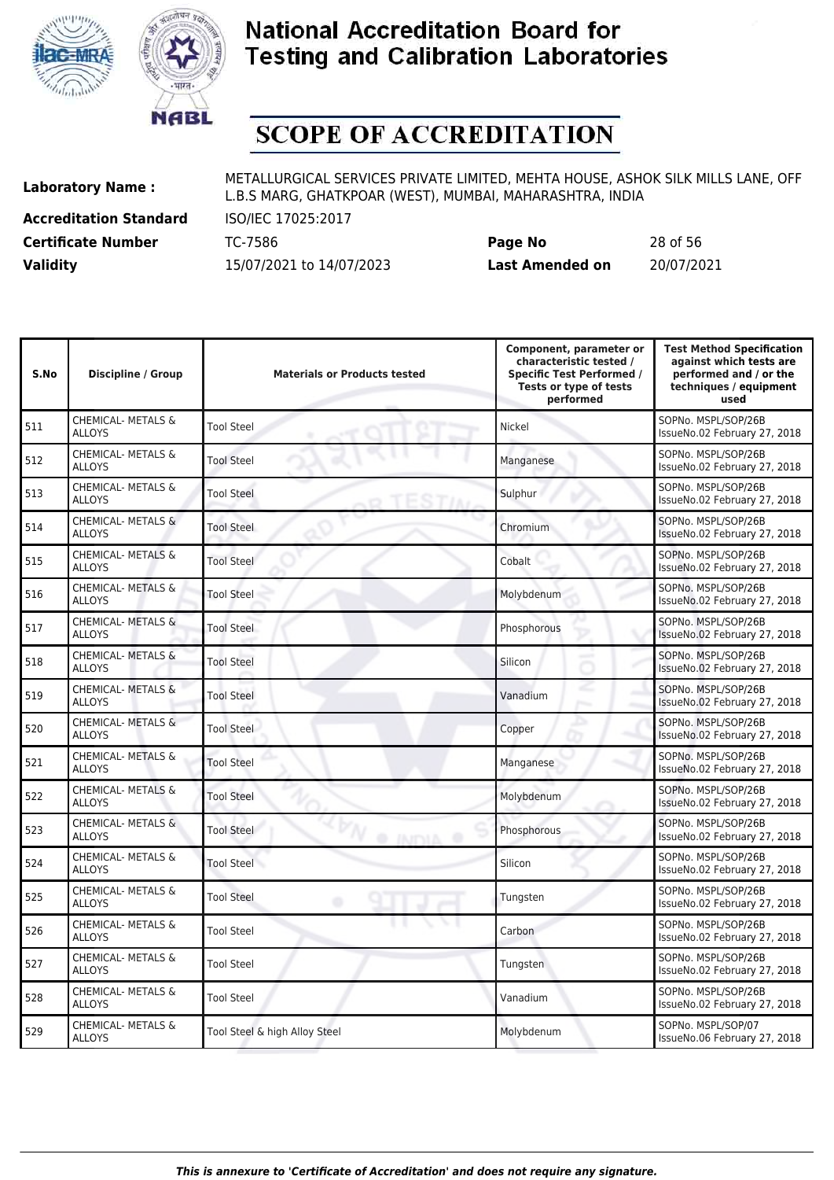# National Accreditation Board for Testing and Calibration Laboratories

# SCOPE OF ACCREDITATION

| | | | |
|---|---|---|---|
| **Laboratory Name :** | METALLURGICAL SERVICES PRIVATE LIMITED, MEHTA HOUSE, ASHOK SILK MILLS LANE, OFF L.B.S MARG, GHATKPOAR (WEST), MUMBAI, MAHARASHTRA, INDIA | | |
| **Accreditation Standard** | ISO/IEC 17025:2017 | | |
| **Certificate Number** | TC-7586 | **Page No** | 28 of 56 |
| **Validity** | 15/07/2021 to 14/07/2023 | **Last Amended on** | 20/07/2021 |

| S.No | Discipline / Group | Materials or Products tested | Component, parameter or characteristic tested / Specific Test Performed / Tests or type of tests performed | Test Method Specification against which tests are performed and / or the techniques / equipment used |
|---|---|---|---|---|
| 511 | CHEMICAL- METALS & ALLOYS | Tool Steel | Nickel | SOPNo. MSPL/SOP/26B IssueNo.02 February 27, 2018 |
| 512 | CHEMICAL- METALS & ALLOYS | Tool Steel | Manganese | SOPNo. MSPL/SOP/26B IssueNo.02 February 27, 2018 |
| 513 | CHEMICAL- METALS & ALLOYS | Tool Steel | Sulphur | SOPNo. MSPL/SOP/26B IssueNo.02 February 27, 2018 |
| 514 | CHEMICAL- METALS & ALLOYS | Tool Steel | Chromium | SOPNo. MSPL/SOP/26B IssueNo.02 February 27, 2018 |
| 515 | CHEMICAL- METALS & ALLOYS | Tool Steel | Cobalt | SOPNo. MSPL/SOP/26B IssueNo.02 February 27, 2018 |
| 516 | CHEMICAL- METALS & ALLOYS | Tool Steel | Molybdenum | SOPNo. MSPL/SOP/26B IssueNo.02 February 27, 2018 |
| 517 | CHEMICAL- METALS & ALLOYS | Tool Steel | Phosphorous | SOPNo. MSPL/SOP/26B IssueNo.02 February 27, 2018 |
| 518 | CHEMICAL- METALS & ALLOYS | Tool Steel | Silicon | SOPNo. MSPL/SOP/26B IssueNo.02 February 27, 2018 |
| 519 | CHEMICAL- METALS & ALLOYS | Tool Steel | Vanadium | SOPNo. MSPL/SOP/26B IssueNo.02 February 27, 2018 |
| 520 | CHEMICAL- METALS & ALLOYS | Tool Steel | Copper | SOPNo. MSPL/SOP/26B IssueNo.02 February 27, 2018 |
| 521 | CHEMICAL- METALS & ALLOYS | Tool Steel | Manganese | SOPNo. MSPL/SOP/26B IssueNo.02 February 27, 2018 |
| 522 | CHEMICAL- METALS & ALLOYS | Tool Steel | Molybdenum | SOPNo. MSPL/SOP/26B IssueNo.02 February 27, 2018 |
| 523 | CHEMICAL- METALS & ALLOYS | Tool Steel | Phosphorous | SOPNo. MSPL/SOP/26B IssueNo.02 February 27, 2018 |
| 524 | CHEMICAL- METALS & ALLOYS | Tool Steel | Silicon | SOPNo. MSPL/SOP/26B IssueNo.02 February 27, 2018 |
| 525 | CHEMICAL- METALS & ALLOYS | Tool Steel | Tungsten | SOPNo. MSPL/SOP/26B IssueNo.02 February 27, 2018 |
| 526 | CHEMICAL- METALS & ALLOYS | Tool Steel | Carbon | SOPNo. MSPL/SOP/26B IssueNo.02 February 27, 2018 |
| 527 | CHEMICAL- METALS & ALLOYS | Tool Steel | Tungsten | SOPNo. MSPL/SOP/26B IssueNo.02 February 27, 2018 |
| 528 | CHEMICAL- METALS & ALLOYS | Tool Steel | Vanadium | SOPNo. MSPL/SOP/26B IssueNo.02 February 27, 2018 |
| 529 | CHEMICAL- METALS & ALLOYS | Tool Steel & high Alloy Steel | Molybdenum | SOPNo. MSPL/SOP/07 IssueNo.06 February 27, 2018 |

*This is annexure to 'Certificate of Accreditation' and does not require any signature.*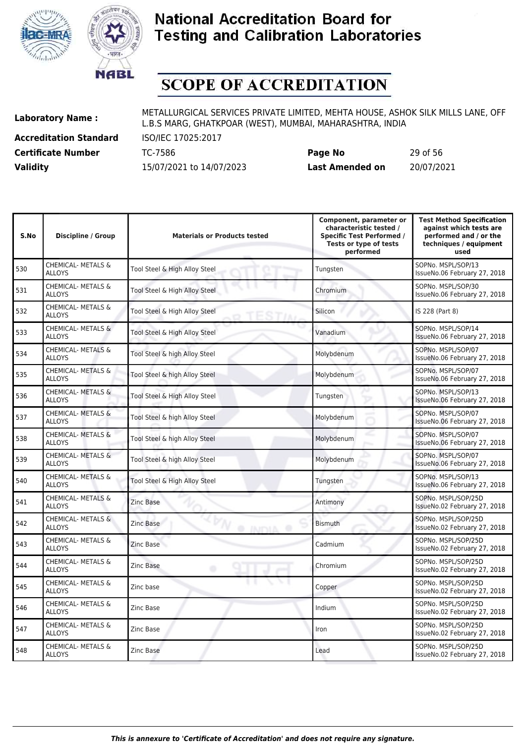# National Accreditation Board for Testing and Calibration Laboratories

# SCOPE OF ACCREDITATION

**Laboratory Name :** METALLURGICAL SERVICES PRIVATE LIMITED, MEHTA HOUSE, ASHOK SILK MILLS LANE, OFF L.B.S MARG, GHATKPOAR (WEST), MUMBAI, MAHARASHTRA, INDIA

**Accreditation Standard** ISO/IEC 17025:2017

**Certificate Number** TC-7586 **Page No** 29 of 56

**Validity** 15/07/2021 to 14/07/2023 **Last Amended on** 20/07/2021

| S.No | Discipline / Group | Materials or Products tested | Component, parameter or characteristic tested / Specific Test Performed / Tests or type of tests performed | Test Method Specification against which tests are performed and / or the techniques / equipment used |
|---|---|---|---|---|
| 530 | CHEMICAL- METALS & ALLOYS | Tool Steel & High Alloy Steel | Tungsten | SOPNo. MSPL/SOP/13 IssueNo.06 February 27, 2018 |
| 531 | CHEMICAL- METALS & ALLOYS | Tool Steel & High Alloy Steel | Chromium | SOPNo. MSPL/SOP/30 IssueNo.06 February 27, 2018 |
| 532 | CHEMICAL- METALS & ALLOYS | Tool Steel & High Alloy Steel | Silicon | IS 228 (Part 8) |
| 533 | CHEMICAL- METALS & ALLOYS | Tool Steel & High Alloy Steel | Vanadium | SOPNo. MSPL/SOP/14 IssueNo.06 February 27, 2018 |
| 534 | CHEMICAL- METALS & ALLOYS | Tool Steel & high Alloy Steel | Molybdenum | SOPNo. MSPL/SOP/07 IssueNo.06 February 27, 2018 |
| 535 | CHEMICAL- METALS & ALLOYS | Tool Steel & high Alloy Steel | Molybdenum | SOPNo. MSPL/SOP/07 IssueNo.06 February 27, 2018 |
| 536 | CHEMICAL- METALS & ALLOYS | Tool Steel & High Alloy Steel | Tungsten | SOPNo. MSPL/SOP/13 IssueNo.06 February 27, 2018 |
| 537 | CHEMICAL- METALS & ALLOYS | Tool Steel & high Alloy Steel | Molybdenum | SOPNo. MSPL/SOP/07 IssueNo.06 February 27, 2018 |
| 538 | CHEMICAL- METALS & ALLOYS | Tool Steel & high Alloy Steel | Molybdenum | SOPNo. MSPL/SOP/07 IssueNo.06 February 27, 2018 |
| 539 | CHEMICAL- METALS & ALLOYS | Tool Steel & high Alloy Steel | Molybdenum | SOPNo. MSPL/SOP/07 IssueNo.06 February 27, 2018 |
| 540 | CHEMICAL- METALS & ALLOYS | Tool Steel & High Alloy Steel | Tungsten | SOPNo. MSPL/SOP/13 IssueNo.06 February 27, 2018 |
| 541 | CHEMICAL- METALS & ALLOYS | Zinc Base | Antimony | SOPNo. MSPL/SOP/25D IssueNo.02 February 27, 2018 |
| 542 | CHEMICAL- METALS & ALLOYS | Zinc Base | Bismuth | SOPNo. MSPL/SOP/25D IssueNo.02 February 27, 2018 |
| 543 | CHEMICAL- METALS & ALLOYS | Zinc Base | Cadmium | SOPNo. MSPL/SOP/25D IssueNo.02 February 27, 2018 |
| 544 | CHEMICAL- METALS & ALLOYS | Zinc Base | Chromium | SOPNo. MSPL/SOP/25D IssueNo.02 February 27, 2018 |
| 545 | CHEMICAL- METALS & ALLOYS | Zinc base | Copper | SOPNo. MSPL/SOP/25D IssueNo.02 February 27, 2018 |
| 546 | CHEMICAL- METALS & ALLOYS | Zinc Base | Indium | SOPNo. MSPL/SOP/25D IssueNo.02 February 27, 2018 |
| 547 | CHEMICAL- METALS & ALLOYS | Zinc Base | Iron | SOPNo. MSPL/SOP/25D IssueNo.02 February 27, 2018 |
| 548 | CHEMICAL- METALS & ALLOYS | Zinc Base | Lead | SOPNo. MSPL/SOP/25D IssueNo.02 February 27, 2018 |

*This is annexure to 'Certificate of Accreditation' and does not require any signature.*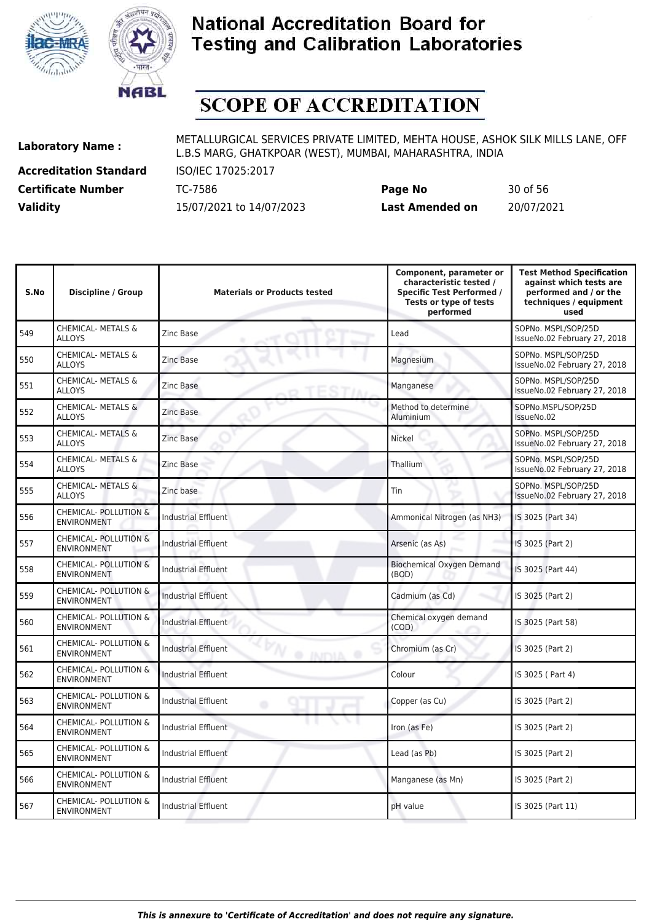# National Accreditation Board for Testing and Calibration Laboratories

# SCOPE OF ACCREDITATION

| | | | |
|---|---|---|---|
| **Laboratory Name :** | METALLURGICAL SERVICES PRIVATE LIMITED, MEHTA HOUSE, ASHOK SILK MILLS LANE, OFF L.B.S MARG, GHATKPOAR (WEST), MUMBAI, MAHARASHTRA, INDIA | | |
| **Accreditation Standard** | ISO/IEC 17025:2017 | | |
| **Certificate Number** | TC-7586 | **Page No** | 30 of 56 |
| **Validity** | 15/07/2021 to 14/07/2023 | **Last Amended on** | 20/07/2021 |

| S.No | Discipline / Group | Materials or Products tested | Component, parameter or characteristic tested / Specific Test Performed / Tests or type of tests performed | Test Method Specification against which tests are performed and / or the techniques / equipment used |
|---|---|---|---|---|
| 549 | CHEMICAL- METALS & ALLOYS | Zinc Base | Lead | SOPNo. MSPL/SOP/25D IssueNo.02 February 27, 2018 |
| 550 | CHEMICAL- METALS & ALLOYS | Zinc Base | Magnesium | SOPNo. MSPL/SOP/25D IssueNo.02 February 27, 2018 |
| 551 | CHEMICAL- METALS & ALLOYS | Zinc Base | Manganese | SOPNo. MSPL/SOP/25D IssueNo.02 February 27, 2018 |
| 552 | CHEMICAL- METALS & ALLOYS | Zinc Base | Method to determine Aluminium | SOPNo.MSPL/SOP/25D IssueNo.02 |
| 553 | CHEMICAL- METALS & ALLOYS | Zinc Base | Nickel | SOPNo. MSPL/SOP/25D IssueNo.02 February 27, 2018 |
| 554 | CHEMICAL- METALS & ALLOYS | Zinc Base | Thallium | SOPNo. MSPL/SOP/25D IssueNo.02 February 27, 2018 |
| 555 | CHEMICAL- METALS & ALLOYS | Zinc base | Tin | SOPNo. MSPL/SOP/25D IssueNo.02 February 27, 2018 |
| 556 | CHEMICAL- POLLUTION & ENVIRONMENT | Industrial Effluent | Ammonical Nitrogen (as $NH_3$) | IS 3025 (Part 34) |
| 557 | CHEMICAL- POLLUTION & ENVIRONMENT | Industrial Effluent | Arsenic (as As) | IS 3025 (Part 2) |
| 558 | CHEMICAL- POLLUTION & ENVIRONMENT | Industrial Effluent | Biochemical Oxygen Demand (BOD) | IS 3025 (Part 44) |
| 559 | CHEMICAL- POLLUTION & ENVIRONMENT | Industrial Effluent | Cadmium (as Cd) | IS 3025 (Part 2) |
| 560 | CHEMICAL- POLLUTION & ENVIRONMENT | Industrial Effluent | Chemical oxygen demand (COD) | IS 3025 (Part 58) |
| 561 | CHEMICAL- POLLUTION & ENVIRONMENT | Industrial Effluent | Chromium (as Cr) | IS 3025 (Part 2) |
| 562 | CHEMICAL- POLLUTION & ENVIRONMENT | Industrial Effluent | Colour | IS 3025 ( Part 4) |
| 563 | CHEMICAL- POLLUTION & ENVIRONMENT | Industrial Effluent | Copper (as Cu) | IS 3025 (Part 2) |
| 564 | CHEMICAL- POLLUTION & ENVIRONMENT | Industrial Effluent | Iron (as Fe) | IS 3025 (Part 2) |
| 565 | CHEMICAL- POLLUTION & ENVIRONMENT | Industrial Effluent | Lead (as Pb) | IS 3025 (Part 2) |
| 566 | CHEMICAL- POLLUTION & ENVIRONMENT | Industrial Effluent | Manganese (as Mn) | IS 3025 (Part 2) |
| 567 | CHEMICAL- POLLUTION & ENVIRONMENT | Industrial Effluent | pH value | IS 3025 (Part 11) |

*This is annexure to 'Certificate of Accreditation' and does not require any signature.*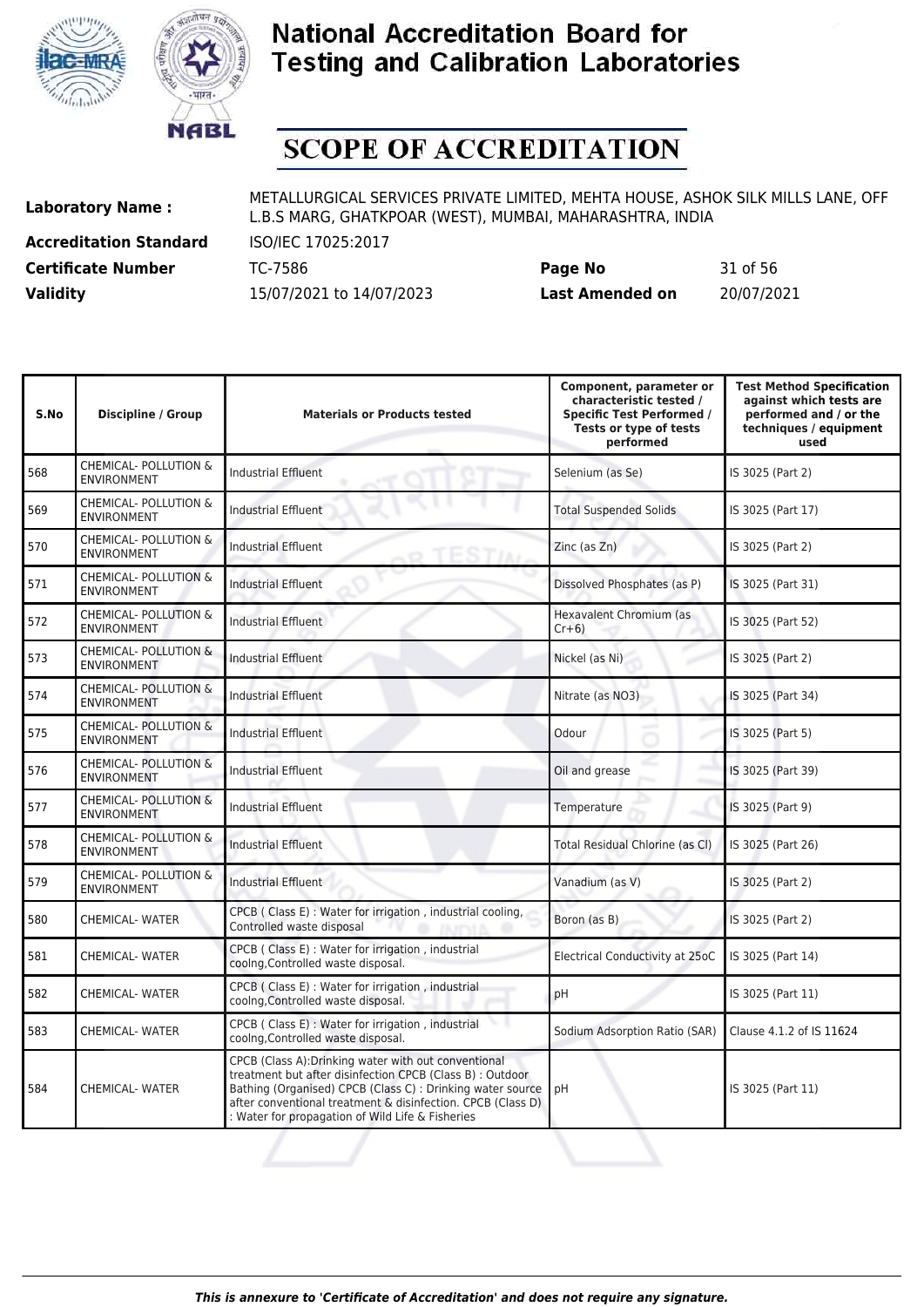# National Accreditation Board for Testing and Calibration Laboratories

# SCOPE OF ACCREDITATION

**Laboratory Name :** METALLURGICAL SERVICES PRIVATE LIMITED, MEHTA HOUSE, ASHOK SILK MILLS LANE, OFF L.B.S MARG, GHATKPOAR (WEST), MUMBAI, MAHARASHTRA, INDIA

**Accreditation Standard** ISO/IEC 17025:2017

**Certificate Number** TC-7586 **Page No** 31 of 56

**Validity** 15/07/2021 to 14/07/2023 **Last Amended on** 20/07/2021

| S.No | Discipline / Group | Materials or Products tested | Component, parameter or characteristic tested / Specific Test Performed / Tests or type of tests performed | Test Method Specification against which tests are performed and / or the techniques / equipment used |
|---|---|---|---|---|
| 568 | CHEMICAL- POLLUTION & ENVIRONMENT | Industrial Effluent | Selenium (as Se) | IS 3025 (Part 2) |
| 569 | CHEMICAL- POLLUTION & ENVIRONMENT | Industrial Effluent | Total Suspended Solids | IS 3025 (Part 17) |
| 570 | CHEMICAL- POLLUTION & ENVIRONMENT | Industrial Effluent | Zinc (as Zn) | IS 3025 (Part 2) |
| 571 | CHEMICAL- POLLUTION & ENVIRONMENT | Industrial Effluent | Dissolved Phosphates (as P) | IS 3025 (Part 31) |
| 572 | CHEMICAL- POLLUTION & ENVIRONMENT | Industrial Effluent | Hexavalent Chromium (as Cr+6) | IS 3025 (Part 52) |
| 573 | CHEMICAL- POLLUTION & ENVIRONMENT | Industrial Effluent | Nickel (as Ni) | IS 3025 (Part 2) |
| 574 | CHEMICAL- POLLUTION & ENVIRONMENT | Industrial Effluent | Nitrate (as NO3) | IS 3025 (Part 34) |
| 575 | CHEMICAL- POLLUTION & ENVIRONMENT | Industrial Effluent | Odour | IS 3025 (Part 5) |
| 576 | CHEMICAL- POLLUTION & ENVIRONMENT | Industrial Effluent | Oil and grease | IS 3025 (Part 39) |
| 577 | CHEMICAL- POLLUTION & ENVIRONMENT | Industrial Effluent | Temperature | IS 3025 (Part 9) |
| 578 | CHEMICAL- POLLUTION & ENVIRONMENT | Industrial Effluent | Total Residual Chlorine (as Cl) | IS 3025 (Part 26) |
| 579 | CHEMICAL- POLLUTION & ENVIRONMENT | Industrial Effluent | Vanadium (as V) | IS 3025 (Part 2) |
| 580 | CHEMICAL- WATER | CPCB ( Class E) : Water for irrigation , industrial cooling, Controlled waste disposal | Boron (as B) | IS 3025 (Part 2) |
| 581 | CHEMICAL- WATER | CPCB ( Class E) : Water for irrigation , industrial coolng,Controlled waste disposal. | Electrical Conductivity at 25oC | IS 3025 (Part 14) |
| 582 | CHEMICAL- WATER | CPCB ( Class E) : Water for irrigation , industrial coolng,Controlled waste disposal. | pH | IS 3025 (Part 11) |
| 583 | CHEMICAL- WATER | CPCB ( Class E) : Water for irrigation , industrial coolng,Controlled waste disposal. | Sodium Adsorption Ratio (SAR) | Clause 4.1.2 of IS 11624 |
| 584 | CHEMICAL- WATER | CPCB (Class A):Drinking water with out conventional treatment but after disinfection CPCB (Class B) : Outdoor Bathing (Organised) CPCB (Class C) : Drinking water source after conventional treatment & disinfection. CPCB (Class D) : Water for propagation of Wild Life & Fisheries | pH | IS 3025 (Part 11) |

*This is annexure to 'Certificate of Accreditation' and does not require any signature.*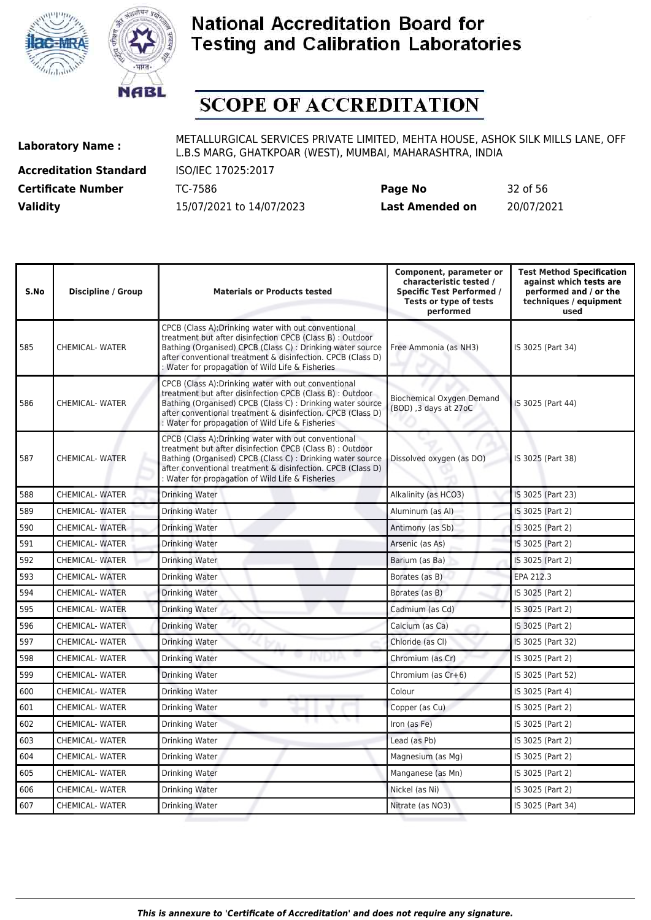# SCOPE OF ACCREDITATION

**Laboratory Name :** METALLURGICAL SERVICES PRIVATE LIMITED, MEHTA HOUSE, ASHOK SILK MILLS LANE, OFF L.B.S MARG, GHATKPOAR (WEST), MUMBAI, MAHARASHTRA, INDIA

**Accreditation Standard** ISO/IEC 17025:2017

**Certificate Number** TC-7586 **Page No** 32 of 56

**Validity** 15/07/2021 to 14/07/2023 **Last Amended on** 20/07/2021

| S.No | Discipline / Group | Materials or Products tested | Component, parameter or characteristic tested / Specific Test Performed / Tests or type of tests performed | Test Method Specification against which tests are performed and / or the techniques / equipment used |
|---|---|---|---|---|
| 585 | CHEMICAL- WATER | CPCB (Class A):Drinking water with out conventional treatment but after disinfection CPCB (Class B) : Outdoor Bathing (Organised) CPCB (Class C) : Drinking water source after conventional treatment & disinfection. CPCB (Class D) : Water for propagation of Wild Life & Fisheries | Free Ammonia (as NH3) | IS 3025 (Part 34) |
| 586 | CHEMICAL- WATER | CPCB (Class A):Drinking water with out conventional treatment but after disinfection CPCB (Class B) : Outdoor Bathing (Organised) CPCB (Class C) : Drinking water source after conventional treatment & disinfection. CPCB (Class D) : Water for propagation of Wild Life & Fisheries | Biochemical Oxygen Demand (BOD) ,3 days at 27oC | IS 3025 (Part 44) |
| 587 | CHEMICAL- WATER | CPCB (Class A):Drinking water with out conventional treatment but after disinfection CPCB (Class B) : Outdoor Bathing (Organised) CPCB (Class C) : Drinking water source after conventional treatment & disinfection. CPCB (Class D) : Water for propagation of Wild Life & Fisheries | Dissolved oxygen (as DO) | IS 3025 (Part 38) |
| 588 | CHEMICAL- WATER | Drinking Water | Alkalinity (as HCO3) | IS 3025 (Part 23) |
| 589 | CHEMICAL- WATER | Drinking Water | Aluminum (as Al) | IS 3025 (Part 2) |
| 590 | CHEMICAL- WATER | Drinking Water | Antimony (as Sb) | IS 3025 (Part 2) |
| 591 | CHEMICAL- WATER | Drinking Water | Arsenic (as As) | IS 3025 (Part 2) |
| 592 | CHEMICAL- WATER | Drinking Water | Barium (as Ba) | IS 3025 (Part 2) |
| 593 | CHEMICAL- WATER | Drinking Water | Borates (as B) | EPA 212.3 |
| 594 | CHEMICAL- WATER | Drinking Water | Borates (as B) | IS 3025 (Part 2) |
| 595 | CHEMICAL- WATER | Drinking Water | Cadmium (as Cd) | IS 3025 (Part 2) |
| 596 | CHEMICAL- WATER | Drinking Water | Calcium (as Ca) | IS 3025 (Part 2) |
| 597 | CHEMICAL- WATER | Drinking Water | Chloride (as Cl) | IS 3025 (Part 32) |
| 598 | CHEMICAL- WATER | Drinking Water | Chromium (as Cr) | IS 3025 (Part 2) |
| 599 | CHEMICAL- WATER | Drinking Water | Chromium (as Cr+6) | IS 3025 (Part 52) |
| 600 | CHEMICAL- WATER | Drinking Water | Colour | IS 3025 (Part 4) |
| 601 | CHEMICAL- WATER | Drinking Water | Copper (as Cu) | IS 3025 (Part 2) |
| 602 | CHEMICAL- WATER | Drinking Water | Iron (as Fe) | IS 3025 (Part 2) |
| 603 | CHEMICAL- WATER | Drinking Water | Lead (as Pb) | IS 3025 (Part 2) |
| 604 | CHEMICAL- WATER | Drinking Water | Magnesium (as Mg) | IS 3025 (Part 2) |
| 605 | CHEMICAL- WATER | Drinking Water | Manganese (as Mn) | IS 3025 (Part 2) |
| 606 | CHEMICAL- WATER | Drinking Water | Nickel (as Ni) | IS 3025 (Part 2) |
| 607 | CHEMICAL- WATER | Drinking Water | Nitrate (as NO3) | IS 3025 (Part 34) |

*This is annexure to 'Certificate of Accreditation' and does not require any signature.*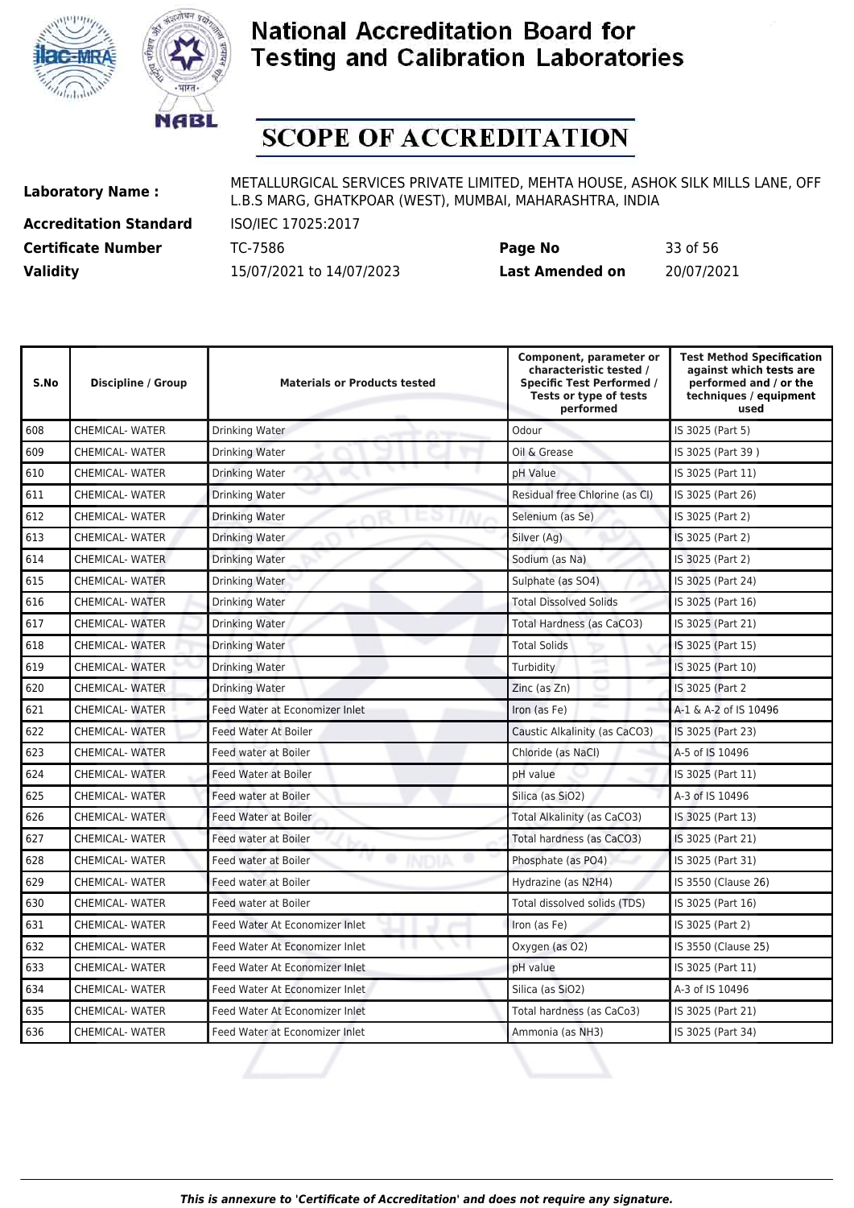# National Accreditation Board for Testing and Calibration Laboratories

# SCOPE OF ACCREDITATION

**Laboratory Name :** METALLURGICAL SERVICES PRIVATE LIMITED, MEHTA HOUSE, ASHOK SILK MILLS LANE, OFF L.B.S MARG, GHATKPOAR (WEST), MUMBAI, MAHARASHTRA, INDIA

**Accreditation Standard** ISO/IEC 17025:2017

**Certificate Number** TC-7586 **Page No** 33 of 56

**Validity** 15/07/2021 to 14/07/2023 **Last Amended on** 20/07/2021

| S.No | Discipline / Group | Materials or Products tested | Component, parameter or characteristic tested / Specific Test Performed / Tests or type of tests performed | Test Method Specification against which tests are performed and / or the techniques / equipment used |
|---|---|---|---|---|
| 608 | CHEMICAL- WATER | Drinking Water | Odour | IS 3025 (Part 5) |
| 609 | CHEMICAL- WATER | Drinking Water | Oil & Grease | IS 3025 (Part 39 ) |
| 610 | CHEMICAL- WATER | Drinking Water | pH Value | IS 3025 (Part 11) |
| 611 | CHEMICAL- WATER | Drinking Water | Residual free Chlorine (as Cl) | IS 3025 (Part 26) |
| 612 | CHEMICAL- WATER | Drinking Water | Selenium (as Se) | IS 3025 (Part 2) |
| 613 | CHEMICAL- WATER | Drinking Water | Silver (Ag) | IS 3025 (Part 2) |
| 614 | CHEMICAL- WATER | Drinking Water | Sodium (as Na) | IS 3025 (Part 2) |
| 615 | CHEMICAL- WATER | Drinking Water | Sulphate (as SO4) | IS 3025 (Part 24) |
| 616 | CHEMICAL- WATER | Drinking Water | Total Dissolved Solids | IS 3025 (Part 16) |
| 617 | CHEMICAL- WATER | Drinking Water | Total Hardness (as CaCO3) | IS 3025 (Part 21) |
| 618 | CHEMICAL- WATER | Drinking Water | Total Solids | IS 3025 (Part 15) |
| 619 | CHEMICAL- WATER | Drinking Water | Turbidity | IS 3025 (Part 10) |
| 620 | CHEMICAL- WATER | Drinking Water | Zinc (as Zn) | IS 3025 (Part 2 |
| 621 | CHEMICAL- WATER | Feed Water at Economizer Inlet | Iron (as Fe) | A-1 & A-2 of IS 10496 |
| 622 | CHEMICAL- WATER | Feed Water At Boiler | Caustic Alkalinity (as CaCO3) | IS 3025 (Part 23) |
| 623 | CHEMICAL- WATER | Feed water at Boiler | Chloride (as NaCl) | A-5 of IS 10496 |
| 624 | CHEMICAL- WATER | Feed Water at Boiler | pH value | IS 3025 (Part 11) |
| 625 | CHEMICAL- WATER | Feed water at Boiler | Silica (as SiO2) | A-3 of IS 10496 |
| 626 | CHEMICAL- WATER | Feed Water at Boiler | Total Alkalinity (as CaCO3) | IS 3025 (Part 13) |
| 627 | CHEMICAL- WATER | Feed water at Boiler | Total hardness (as CaCO3) | IS 3025 (Part 21) |
| 628 | CHEMICAL- WATER | Feed water at Boiler | Phosphate (as PO4) | IS 3025 (Part 31) |
| 629 | CHEMICAL- WATER | Feed water at Boiler | Hydrazine (as N2H4) | IS 3550 (Clause 26) |
| 630 | CHEMICAL- WATER | Feed water at Boiler | Total dissolved solids (TDS) | IS 3025 (Part 16) |
| 631 | CHEMICAL- WATER | Feed Water At Economizer Inlet | Iron (as Fe) | IS 3025 (Part 2) |
| 632 | CHEMICAL- WATER | Feed Water At Economizer Inlet | Oxygen (as O2) | IS 3550 (Clause 25) |
| 633 | CHEMICAL- WATER | Feed Water At Economizer Inlet | pH value | IS 3025 (Part 11) |
| 634 | CHEMICAL- WATER | Feed Water At Economizer Inlet | Silica (as SiO2) | A-3 of IS 10496 |
| 635 | CHEMICAL- WATER | Feed Water At Economizer Inlet | Total hardness (as CaCo3) | IS 3025 (Part 21) |
| 636 | CHEMICAL- WATER | Feed Water at Economizer Inlet | Ammonia (as NH3) | IS 3025 (Part 34) |

*This is annexure to 'Certificate of Accreditation' and does not require any signature.*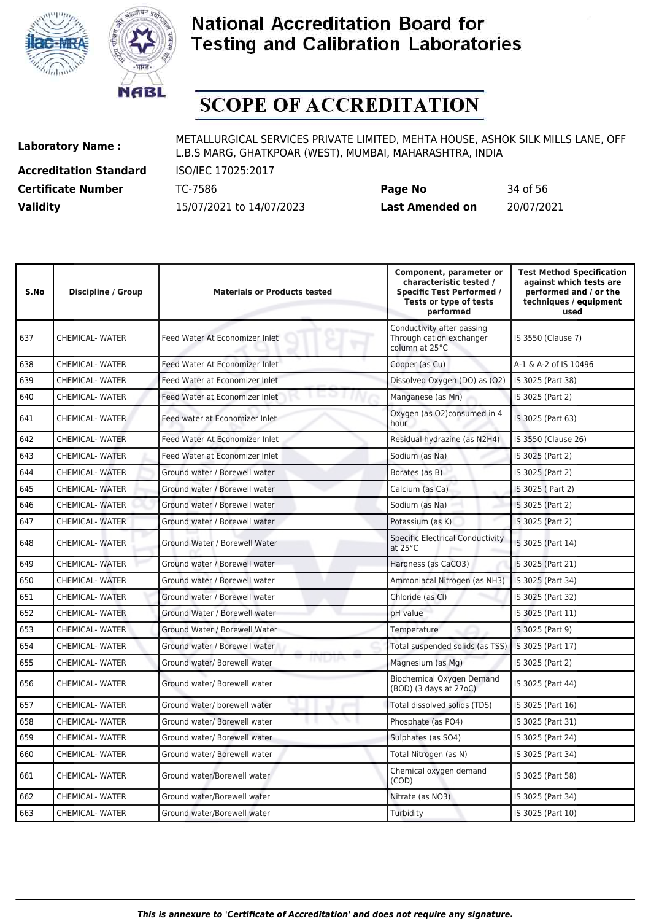# National Accreditation Board for Testing and Calibration Laboratories

# SCOPE OF ACCREDITATION

| | | | |
|---|---|---|---|
| **Laboratory Name :** | METALLURGICAL SERVICES PRIVATE LIMITED, MEHTA HOUSE, ASHOK SILK MILLS LANE, OFF L.B.S MARG, GHATKPOAR (WEST), MUMBAI, MAHARASHTRA, INDIA | | |
| **Accreditation Standard** | ISO/IEC 17025:2017 | | |
| **Certificate Number** | TC-7586 | **Page No** | 34 of 56 |
| **Validity** | 15/07/2021 to 14/07/2023 | **Last Amended on** | 20/07/2021 |

| S.No | Discipline / Group | Materials or Products tested | Component, parameter or characteristic tested / Specific Test Performed / Tests or type of tests performed | Test Method Specification against which tests are performed and / or the techniques / equipment used |
|---|---|---|---|---|
| 637 | CHEMICAL- WATER | Feed Water At Economizer Inlet | Conductivity after passing Through cation exchanger column at 25°C | IS 3550 (Clause 7) |
| 638 | CHEMICAL- WATER | Feed Water At Economizer Inlet | Copper (as Cu) | A-1 & A-2 of IS 10496 |
| 639 | CHEMICAL- WATER | Feed Water at Economizer Inlet | Dissolved Oxygen (DO) as (O2) | IS 3025 (Part 38) |
| 640 | CHEMICAL- WATER | Feed Water at Economizer Inlet | Manganese (as Mn) | IS 3025 (Part 2) |
| 641 | CHEMICAL- WATER | Feed water at Economizer Inlet | Oxygen (as O2)consumed in 4 hour | IS 3025 (Part 63) |
| 642 | CHEMICAL- WATER | Feed Water At Economizer Inlet | Residual hydrazine (as N2H4) | IS 3550 (Clause 26) |
| 643 | CHEMICAL- WATER | Feed Water at Economizer Inlet | Sodium (as Na) | IS 3025 (Part 2) |
| 644 | CHEMICAL- WATER | Ground water / Borewell water | Borates (as B) | IS 3025 (Part 2) |
| 645 | CHEMICAL- WATER | Ground water / Borewell water | Calcium (as Ca) | IS 3025 ( Part 2) |
| 646 | CHEMICAL- WATER | Ground water / Borewell water | Sodium (as Na) | IS 3025 (Part 2) |
| 647 | CHEMICAL- WATER | Ground water / Borewell water | Potassium (as K) | IS 3025 (Part 2) |
| 648 | CHEMICAL- WATER | Ground Water / Borewell Water | Specific Electrical Conductivity at 25°C | IS 3025 (Part 14) |
| 649 | CHEMICAL- WATER | Ground water / Borewell water | Hardness (as CaCO3) | IS 3025 (Part 21) |
| 650 | CHEMICAL- WATER | Ground water / Borewell water | Ammoniacal Nitrogen (as NH3) | IS 3025 (Part 34) |
| 651 | CHEMICAL- WATER | Ground water / Borewell water | Chloride (as Cl) | IS 3025 (Part 32) |
| 652 | CHEMICAL- WATER | Ground Water / Borewell water | pH value | IS 3025 (Part 11) |
| 653 | CHEMICAL- WATER | Ground Water / Borewell Water | Temperature | IS 3025 (Part 9) |
| 654 | CHEMICAL- WATER | Ground water / Borewell water | Total suspended solids (as TSS) | IS 3025 (Part 17) |
| 655 | CHEMICAL- WATER | Ground water/ Borewell water | Magnesium (as Mg) | IS 3025 (Part 2) |
| 656 | CHEMICAL- WATER | Ground water/ Borewell water | Biochemical Oxygen Demand (BOD) (3 days at 27oC) | IS 3025 (Part 44) |
| 657 | CHEMICAL- WATER | Ground water/ borewell water | Total dissolved solids (TDS) | IS 3025 (Part 16) |
| 658 | CHEMICAL- WATER | Ground water/ Borewell water | Phosphate (as PO4) | IS 3025 (Part 31) |
| 659 | CHEMICAL- WATER | Ground water/ Borewell water | Sulphates (as SO4) | IS 3025 (Part 24) |
| 660 | CHEMICAL- WATER | Ground water/ Borewell water | Total Nitrogen (as N) | IS 3025 (Part 34) |
| 661 | CHEMICAL- WATER | Ground water/Borewell water | Chemical oxygen demand (COD) | IS 3025 (Part 58) |
| 662 | CHEMICAL- WATER | Ground water/Borewell water | Nitrate (as NO3) | IS 3025 (Part 34) |
| 663 | CHEMICAL- WATER | Ground water/Borewell water | Turbidity | IS 3025 (Part 10) |

*This is annexure to 'Certificate of Accreditation' and does not require any signature.*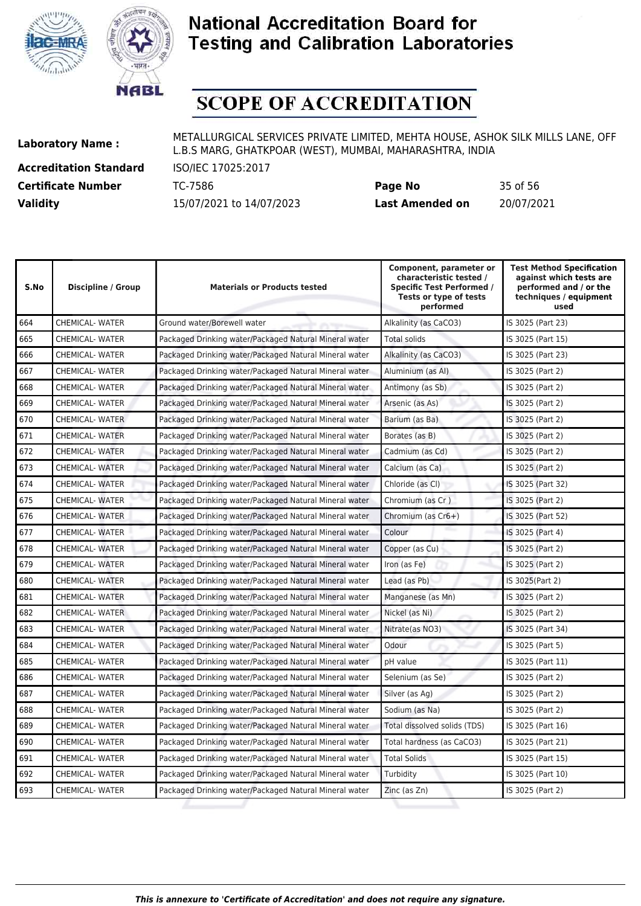# National Accreditation Board for Testing and Calibration Laboratories

# SCOPE OF ACCREDITATION

| | | | |
|---|---|---|---|
| **Laboratory Name :** | METALLURGICAL SERVICES PRIVATE LIMITED, MEHTA HOUSE, ASHOK SILK MILLS LANE, OFF L.B.S MARG, GHATKPOAR (WEST), MUMBAI, MAHARASHTRA, INDIA | | |
| **Accreditation Standard** | ISO/IEC 17025:2017 | | |
| **Certificate Number** | TC-7586 | **Page No** | 35 of 56 |
| **Validity** | 15/07/2021 to 14/07/2023 | **Last Amended on** | 20/07/2021 |

| S.No | Discipline / Group | Materials or Products tested | Component, parameter or characteristic tested / Specific Test Performed / Tests or type of tests performed | Test Method Specification against which tests are performed and / or the techniques / equipment used |
|---|---|---|---|---|
| 664 | CHEMICAL- WATER | Ground water/Borewell water | Alkalinity (as CaCO3) | IS 3025 (Part 23) |
| 665 | CHEMICAL- WATER | Packaged Drinking water/Packaged Natural Mineral water | Total solids | IS 3025 (Part 15) |
| 666 | CHEMICAL- WATER | Packaged Drinking water/Packaged Natural Mineral water | Alkalinity (as CaCO3) | IS 3025 (Part 23) |
| 667 | CHEMICAL- WATER | Packaged Drinking water/Packaged Natural Mineral water | Aluminium (as Al) | IS 3025 (Part 2) |
| 668 | CHEMICAL- WATER | Packaged Drinking water/Packaged Natural Mineral water | Antimony (as Sb) | IS 3025 (Part 2) |
| 669 | CHEMICAL- WATER | Packaged Drinking water/Packaged Natural Mineral water | Arsenic (as As) | IS 3025 (Part 2) |
| 670 | CHEMICAL- WATER | Packaged Drinking water/Packaged Natural Mineral water | Barium (as Ba) | IS 3025 (Part 2) |
| 671 | CHEMICAL- WATER | Packaged Drinking water/Packaged Natural Mineral water | Borates (as B) | IS 3025 (Part 2) |
| 672 | CHEMICAL- WATER | Packaged Drinking water/Packaged Natural Mineral water | Cadmium (as Cd) | IS 3025 (Part 2) |
| 673 | CHEMICAL- WATER | Packaged Drinking water/Packaged Natural Mineral water | Calcium (as Ca) | IS 3025 (Part 2) |
| 674 | CHEMICAL- WATER | Packaged Drinking water/Packaged Natural Mineral water | Chloride (as Cl) | IS 3025 (Part 32) |
| 675 | CHEMICAL- WATER | Packaged Drinking water/Packaged Natural Mineral water | Chromium (as Cr ) | IS 3025 (Part 2) |
| 676 | CHEMICAL- WATER | Packaged Drinking water/Packaged Natural Mineral water | Chromium (as Cr6+) | IS 3025 (Part 52) |
| 677 | CHEMICAL- WATER | Packaged Drinking water/Packaged Natural Mineral water | Colour | IS 3025 (Part 4) |
| 678 | CHEMICAL- WATER | Packaged Drinking water/Packaged Natural Mineral water | Copper (as Cu) | IS 3025 (Part 2) |
| 679 | CHEMICAL- WATER | Packaged Drinking water/Packaged Natural Mineral water | Iron (as Fe) | IS 3025 (Part 2) |
| 680 | CHEMICAL- WATER | Packaged Drinking water/Packaged Natural Mineral water | Lead (as Pb) | IS 3025(Part 2) |
| 681 | CHEMICAL- WATER | Packaged Drinking water/Packaged Natural Mineral water | Manganese (as Mn) | IS 3025 (Part 2) |
| 682 | CHEMICAL- WATER | Packaged Drinking water/Packaged Natural Mineral water | Nickel (as Ni) | IS 3025 (Part 2) |
| 683 | CHEMICAL- WATER | Packaged Drinking water/Packaged Natural Mineral water | Nitrate(as NO3) | IS 3025 (Part 34) |
| 684 | CHEMICAL- WATER | Packaged Drinking water/Packaged Natural Mineral water | Odour | IS 3025 (Part 5) |
| 685 | CHEMICAL- WATER | Packaged Drinking water/Packaged Natural Mineral water | pH value | IS 3025 (Part 11) |
| 686 | CHEMICAL- WATER | Packaged Drinking water/Packaged Natural Mineral water | Selenium (as Se) | IS 3025 (Part 2) |
| 687 | CHEMICAL- WATER | Packaged Drinking water/Packaged Natural Mineral water | Silver (as Ag) | IS 3025 (Part 2) |
| 688 | CHEMICAL- WATER | Packaged Drinking water/Packaged Natural Mineral water | Sodium (as Na) | IS 3025 (Part 2) |
| 689 | CHEMICAL- WATER | Packaged Drinking water/Packaged Natural Mineral water | Total dissolved solids (TDS) | IS 3025 (Part 16) |
| 690 | CHEMICAL- WATER | Packaged Drinking water/Packaged Natural Mineral water | Total hardness (as CaCO3) | IS 3025 (Part 21) |
| 691 | CHEMICAL- WATER | Packaged Drinking water/Packaged Natural Mineral water | Total Solids | IS 3025 (Part 15) |
| 692 | CHEMICAL- WATER | Packaged Drinking water/Packaged Natural Mineral water | Turbidity | IS 3025 (Part 10) |
| 693 | CHEMICAL- WATER | Packaged Drinking water/Packaged Natural Mineral water | Zinc (as Zn) | IS 3025 (Part 2) |

*This is annexure to 'Certificate of Accreditation' and does not require any signature.*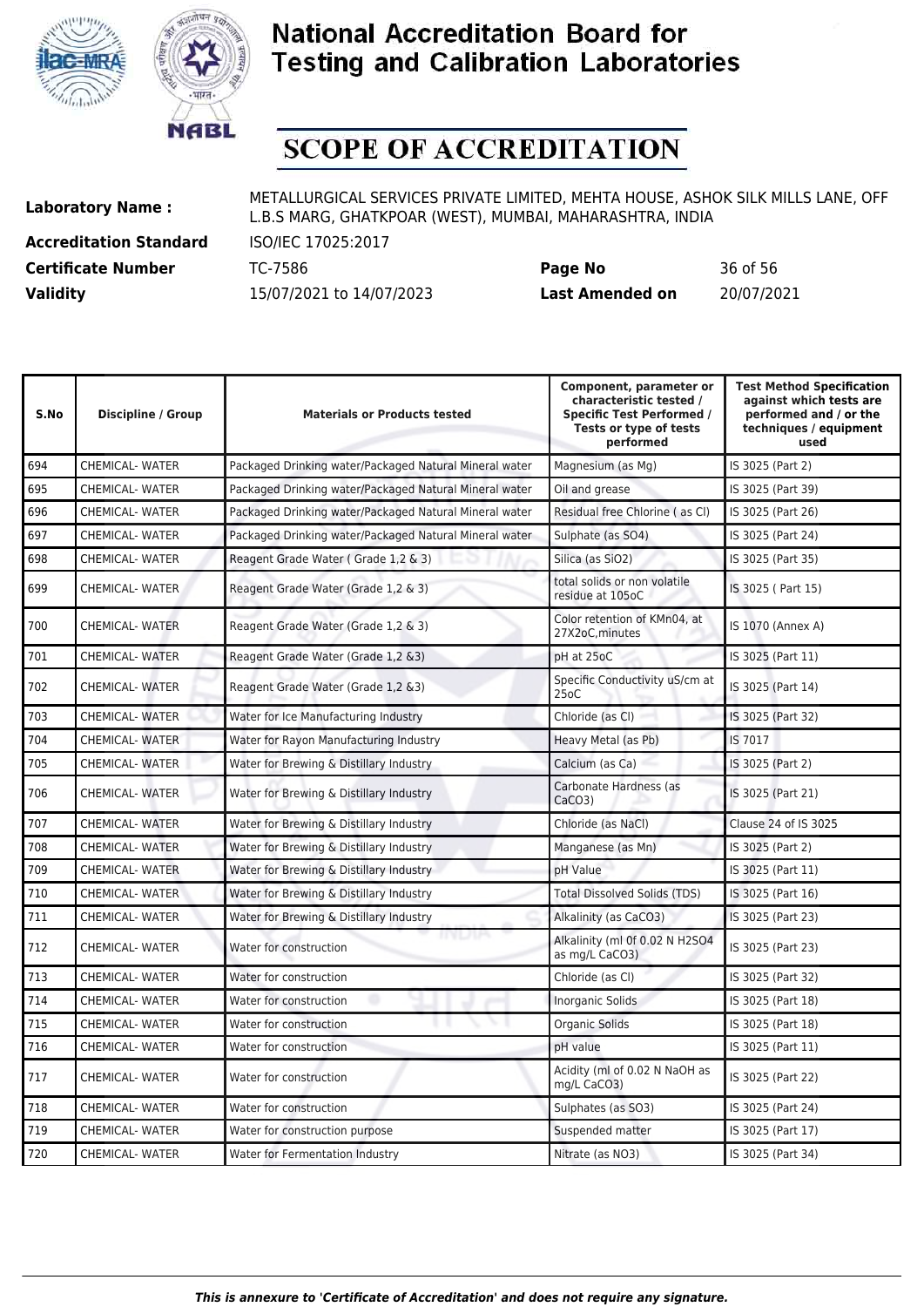# National Accreditation Board for Testing and Calibration Laboratories

# SCOPE OF ACCREDITATION

**Laboratory Name :** METALLURGICAL SERVICES PRIVATE LIMITED, MEHTA HOUSE, ASHOK SILK MILLS LANE, OFF L.B.S MARG, GHATKPOAR (WEST), MUMBAI, MAHARASHTRA, INDIA

**Accreditation Standard** ISO/IEC 17025:2017

**Certificate Number** TC-7586 **Page No** 36 of 56

**Validity** 15/07/2021 to 14/07/2023 **Last Amended on** 20/07/2021

| S.No | Discipline / Group | Materials or Products tested | Component, parameter or characteristic tested / Specific Test Performed / Tests or type of tests performed | Test Method Specification against which tests are performed and / or the techniques / equipment used |
|---|---|---|---|---|
| 694 | CHEMICAL- WATER | Packaged Drinking water/Packaged Natural Mineral water | Magnesium (as Mg) | IS 3025 (Part 2) |
| 695 | CHEMICAL- WATER | Packaged Drinking water/Packaged Natural Mineral water | Oil and grease | IS 3025 (Part 39) |
| 696 | CHEMICAL- WATER | Packaged Drinking water/Packaged Natural Mineral water | Residual free Chlorine ( as Cl) | IS 3025 (Part 26) |
| 697 | CHEMICAL- WATER | Packaged Drinking water/Packaged Natural Mineral water | Sulphate (as SO4) | IS 3025 (Part 24) |
| 698 | CHEMICAL- WATER | Reagent Grade Water ( Grade 1,2 & 3) | Silica (as SiO2) | IS 3025 (Part 35) |
| 699 | CHEMICAL- WATER | Reagent Grade Water (Grade 1,2 & 3) | total solids or non volatile residue at 105oC | IS 3025 ( Part 15) |
| 700 | CHEMICAL- WATER | Reagent Grade Water (Grade 1,2 & 3) | Color retention of KMn04, at 27X2oC,minutes | IS 1070 (Annex A) |
| 701 | CHEMICAL- WATER | Reagent Grade Water (Grade 1,2 &3) | pH at 25oC | IS 3025 (Part 11) |
| 702 | CHEMICAL- WATER | Reagent Grade Water (Grade 1,2 &3) | Specific Conductivity uS/cm at 25oC | IS 3025 (Part 14) |
| 703 | CHEMICAL- WATER | Water for Ice Manufacturing Industry | Chloride (as Cl) | IS 3025 (Part 32) |
| 704 | CHEMICAL- WATER | Water for Rayon Manufacturing Industry | Heavy Metal (as Pb) | IS 7017 |
| 705 | CHEMICAL- WATER | Water for Brewing & Distillary Industry | Calcium (as Ca) | IS 3025 (Part 2) |
| 706 | CHEMICAL- WATER | Water for Brewing & Distillary Industry | Carbonate Hardness (as CaCO3) | IS 3025 (Part 21) |
| 707 | CHEMICAL- WATER | Water for Brewing & Distillary Industry | Chloride (as NaCl) | Clause 24 of IS 3025 |
| 708 | CHEMICAL- WATER | Water for Brewing & Distillary Industry | Manganese (as Mn) | IS 3025 (Part 2) |
| 709 | CHEMICAL- WATER | Water for Brewing & Distillary Industry | pH Value | IS 3025 (Part 11) |
| 710 | CHEMICAL- WATER | Water for Brewing & Distillary Industry | Total Dissolved Solids (TDS) | IS 3025 (Part 16) |
| 711 | CHEMICAL- WATER | Water for Brewing & Distillary Industry | Alkalinity (as CaCO3) | IS 3025 (Part 23) |
| 712 | CHEMICAL- WATER | Water for construction | Alkalinity (ml 0f 0.02 N H2SO4 as mg/L CaCO3) | IS 3025 (Part 23) |
| 713 | CHEMICAL- WATER | Water for construction | Chloride (as Cl) | IS 3025 (Part 32) |
| 714 | CHEMICAL- WATER | Water for construction | Inorganic Solids | IS 3025 (Part 18) |
| 715 | CHEMICAL- WATER | Water for construction | Organic Solids | IS 3025 (Part 18) |
| 716 | CHEMICAL- WATER | Water for construction | pH value | IS 3025 (Part 11) |
| 717 | CHEMICAL- WATER | Water for construction | Acidity (ml of 0.02 N NaOH as mg/L CaCO3) | IS 3025 (Part 22) |
| 718 | CHEMICAL- WATER | Water for construction | Sulphates (as SO3) | IS 3025 (Part 24) |
| 719 | CHEMICAL- WATER | Water for construction purpose | Suspended matter | IS 3025 (Part 17) |
| 720 | CHEMICAL- WATER | Water for Fermentation Industry | Nitrate (as NO3) | IS 3025 (Part 34) |

*This is annexure to 'Certificate of Accreditation' and does not require any signature.*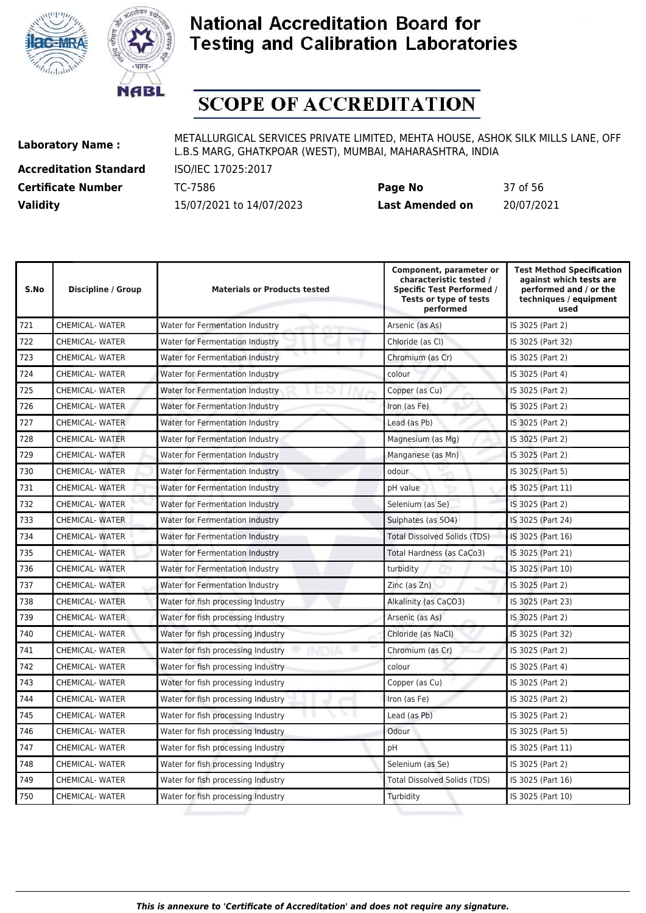# SCOPE OF ACCREDITATION

**Laboratory Name :** METALLURGICAL SERVICES PRIVATE LIMITED, MEHTA HOUSE, ASHOK SILK MILLS LANE, OFF L.B.S MARG, GHATKPOAR (WEST), MUMBAI, MAHARASHTRA, INDIA

**Accreditation Standard** ISO/IEC 17025:2017

**Certificate Number** TC-7586 **Page No** 37 of 56

**Validity** 15/07/2021 to 14/07/2023 **Last Amended on** 20/07/2021

| S.No | Discipline / Group | Materials or Products tested | Component, parameter or characteristic tested / Specific Test Performed / Tests or type of tests performed | Test Method Specification against which tests are performed and / or the techniques / equipment used |
|---|---|---|---|---|
| 721 | CHEMICAL- WATER | Water for Fermentation Industry | Arsenic (as As) | IS 3025 (Part 2) |
| 722 | CHEMICAL- WATER | Water for Fermentation Industry | Chloride (as Cl) | IS 3025 (Part 32) |
| 723 | CHEMICAL- WATER | Water for Fermentation Industry | Chromium (as Cr) | IS 3025 (Part 2) |
| 724 | CHEMICAL- WATER | Water for Fermentation Industry | colour | IS 3025 (Part 4) |
| 725 | CHEMICAL- WATER | Water for Fermentation Industry | Copper (as Cu) | IS 3025 (Part 2) |
| 726 | CHEMICAL- WATER | Water for Fermentation Industry | Iron (as Fe) | IS 3025 (Part 2) |
| 727 | CHEMICAL- WATER | Water for Fermentation Industry | Lead (as Pb) | IS 3025 (Part 2) |
| 728 | CHEMICAL- WATER | Water for Fermentation Industry | Magnesium (as Mg) | IS 3025 (Part 2) |
| 729 | CHEMICAL- WATER | Water for Fermentation Industry | Manganese (as Mn) | IS 3025 (Part 2) |
| 730 | CHEMICAL- WATER | Water for Fermentation Industry | odour | IS 3025 (Part 5) |
| 731 | CHEMICAL- WATER | Water for Fermentation Industry | pH value | IS 3025 (Part 11) |
| 732 | CHEMICAL- WATER | Water for Fermentation Industry | Selenium (as Se) | IS 3025 (Part 2) |
| 733 | CHEMICAL- WATER | Water for Fermentation Industry | Sulphates (as SO4) | IS 3025 (Part 24) |
| 734 | CHEMICAL- WATER | Water for Fermentation Industry | Total Dissolved Solids (TDS) | IS 3025 (Part 16) |
| 735 | CHEMICAL- WATER | Water for Fermentation Industry | Total Hardness (as CaCo3) | IS 3025 (Part 21) |
| 736 | CHEMICAL- WATER | Water for Fermentation Industry | turbidity | IS 3025 (Part 10) |
| 737 | CHEMICAL- WATER | Water for Fermentation Industry | Zinc (as Zn) | IS 3025 (Part 2) |
| 738 | CHEMICAL- WATER | Water for fish processing Industry | Alkalinity (as CaCO3) | IS 3025 (Part 23) |
| 739 | CHEMICAL- WATER | Water for fish processing Industry | Arsenic (as As) | IS 3025 (Part 2) |
| 740 | CHEMICAL- WATER | Water for fish processing Industry | Chloride (as NaCl) | IS 3025 (Part 32) |
| 741 | CHEMICAL- WATER | Water for fish processing Industry | Chromium (as Cr) | IS 3025 (Part 2) |
| 742 | CHEMICAL- WATER | Water for fish processing Industry | colour | IS 3025 (Part 4) |
| 743 | CHEMICAL- WATER | Water for fish processing Industry | Copper (as Cu) | IS 3025 (Part 2) |
| 744 | CHEMICAL- WATER | Water for fish processing Industry | Iron (as Fe) | IS 3025 (Part 2) |
| 745 | CHEMICAL- WATER | Water for fish processing Industry | Lead (as Pb) | IS 3025 (Part 2) |
| 746 | CHEMICAL- WATER | Water for fish processing Industry | Odour | IS 3025 (Part 5) |
| 747 | CHEMICAL- WATER | Water for fish processing Industry | pH | IS 3025 (Part 11) |
| 748 | CHEMICAL- WATER | Water for fish processing Industry | Selenium (as Se) | IS 3025 (Part 2) |
| 749 | CHEMICAL- WATER | Water for fish processing Industry | Total Dissolved Solids (TDS) | IS 3025 (Part 16) |
| 750 | CHEMICAL- WATER | Water for fish processing Industry | Turbidity | IS 3025 (Part 10) |

*This is annexure to 'Certificate of Accreditation' and does not require any signature.*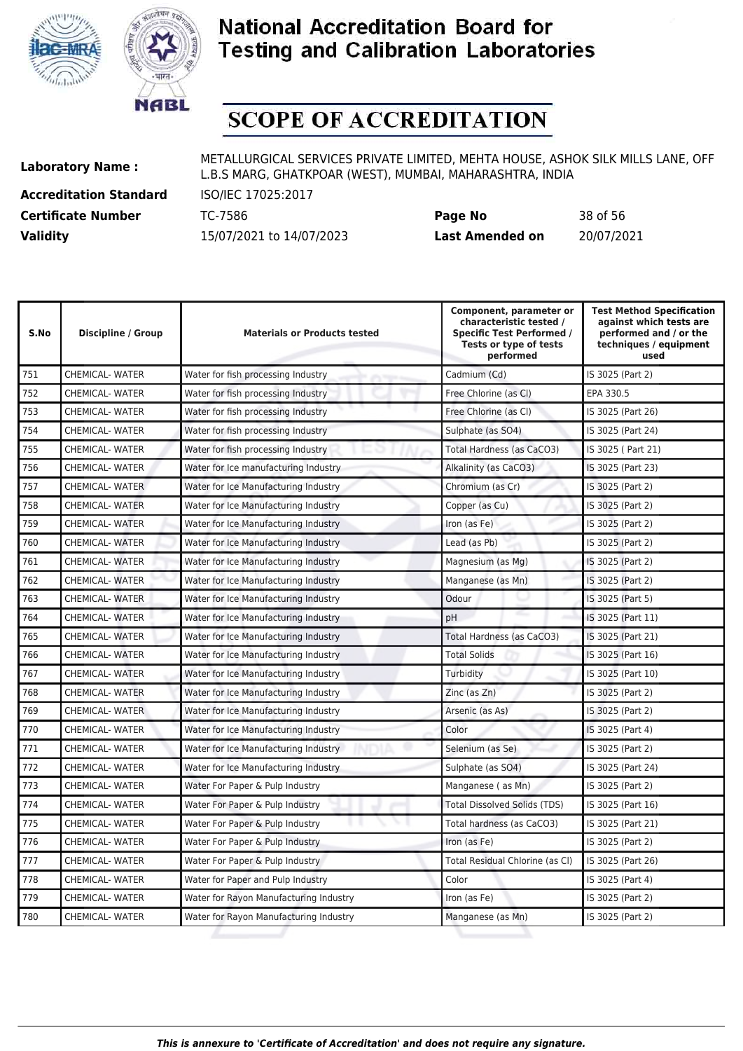# National Accreditation Board for Testing and Calibration Laboratories

# SCOPE OF ACCREDITATION

**Laboratory Name :** METALLURGICAL SERVICES PRIVATE LIMITED, MEHTA HOUSE, ASHOK SILK MILLS LANE, OFF L.B.S MARG, GHATKPOAR (WEST), MUMBAI, MAHARASHTRA, INDIA

**Accreditation Standard** ISO/IEC 17025:2017

**Certificate Number** TC-7586 **Page No** 38 of 56

**Validity** 15/07/2021 to 14/07/2023 **Last Amended on** 20/07/2021

| S.No | Discipline / Group | Materials or Products tested | Component, parameter or characteristic tested / Specific Test Performed / Tests or type of tests performed | Test Method Specification against which tests are performed and / or the techniques / equipment used |
|---|---|---|---|---|
| 751 | CHEMICAL- WATER | Water for fish processing Industry | Cadmium (Cd) | IS 3025 (Part 2) |
| 752 | CHEMICAL- WATER | Water for fish processing Industry | Free Chlorine (as Cl) | EPA 330.5 |
| 753 | CHEMICAL- WATER | Water for fish processing Industry | Free Chlorine (as Cl) | IS 3025 (Part 26) |
| 754 | CHEMICAL- WATER | Water for fish processing Industry | Sulphate (as SO4) | IS 3025 (Part 24) |
| 755 | CHEMICAL- WATER | Water for fish processing Industry | Total Hardness (as CaCO3) | IS 3025 ( Part 21) |
| 756 | CHEMICAL- WATER | Water for Ice manufacturing Industry | Alkalinity (as CaCO3) | IS 3025 (Part 23) |
| 757 | CHEMICAL- WATER | Water for Ice Manufacturing Industry | Chromium (as Cr) | IS 3025 (Part 2) |
| 758 | CHEMICAL- WATER | Water for Ice Manufacturing Industry | Copper (as Cu) | IS 3025 (Part 2) |
| 759 | CHEMICAL- WATER | Water for Ice Manufacturing Industry | Iron (as Fe) | IS 3025 (Part 2) |
| 760 | CHEMICAL- WATER | Water for Ice Manufacturing Industry | Lead (as Pb) | IS 3025 (Part 2) |
| 761 | CHEMICAL- WATER | Water for Ice Manufacturing Industry | Magnesium (as Mg) | IS 3025 (Part 2) |
| 762 | CHEMICAL- WATER | Water for Ice Manufacturing Industry | Manganese (as Mn) | IS 3025 (Part 2) |
| 763 | CHEMICAL- WATER | Water for Ice Manufacturing Industry | Odour | IS 3025 (Part 5) |
| 764 | CHEMICAL- WATER | Water for Ice Manufacturing Industry | pH | IS 3025 (Part 11) |
| 765 | CHEMICAL- WATER | Water for Ice Manufacturing Industry | Total Hardness (as CaCO3) | IS 3025 (Part 21) |
| 766 | CHEMICAL- WATER | Water for Ice Manufacturing Industry | Total Solids | IS 3025 (Part 16) |
| 767 | CHEMICAL- WATER | Water for Ice Manufacturing Industry | Turbidity | IS 3025 (Part 10) |
| 768 | CHEMICAL- WATER | Water for Ice Manufacturing Industry | Zinc (as Zn) | IS 3025 (Part 2) |
| 769 | CHEMICAL- WATER | Water for Ice Manufacturing Industry | Arsenic (as As) | IS 3025 (Part 2) |
| 770 | CHEMICAL- WATER | Water for Ice Manufacturing Industry | Color | IS 3025 (Part 4) |
| 771 | CHEMICAL- WATER | Water for Ice Manufacturing Industry | Selenium (as Se) | IS 3025 (Part 2) |
| 772 | CHEMICAL- WATER | Water for Ice Manufacturing Industry | Sulphate (as SO4) | IS 3025 (Part 24) |
| 773 | CHEMICAL- WATER | Water For Paper & Pulp Industry | Manganese ( as Mn) | IS 3025 (Part 2) |
| 774 | CHEMICAL- WATER | Water For Paper & Pulp Industry | Total Dissolved Solids (TDS) | IS 3025 (Part 16) |
| 775 | CHEMICAL- WATER | Water For Paper & Pulp Industry | Total hardness (as CaCO3) | IS 3025 (Part 21) |
| 776 | CHEMICAL- WATER | Water For Paper & Pulp Industry | Iron (as Fe) | IS 3025 (Part 2) |
| 777 | CHEMICAL- WATER | Water For Paper & Pulp Industry | Total Residual Chlorine (as Cl) | IS 3025 (Part 26) |
| 778 | CHEMICAL- WATER | Water for Paper and Pulp Industry | Color | IS 3025 (Part 4) |
| 779 | CHEMICAL- WATER | Water for Rayon Manufacturing Industry | Iron (as Fe) | IS 3025 (Part 2) |
| 780 | CHEMICAL- WATER | Water for Rayon Manufacturing Industry | Manganese (as Mn) | IS 3025 (Part 2) |

*This is annexure to 'Certificate of Accreditation' and does not require any signature.*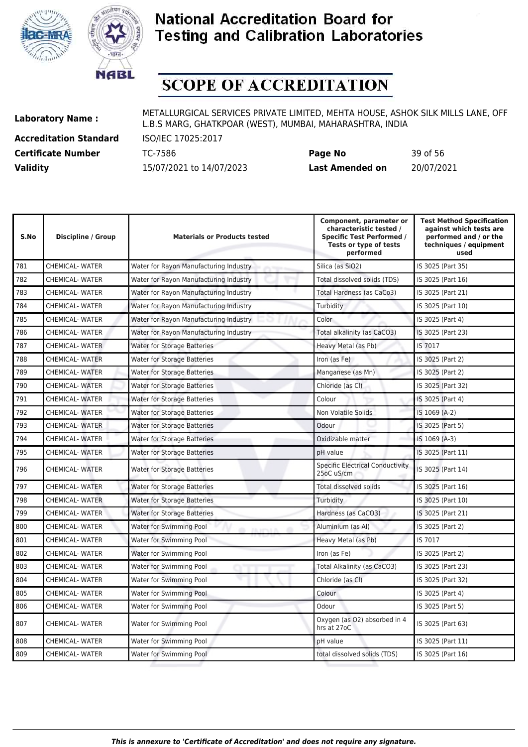# National Accreditation Board for Testing and Calibration Laboratories

# SCOPE OF ACCREDITATION

**Laboratory Name :** METALLURGICAL SERVICES PRIVATE LIMITED, MEHTA HOUSE, ASHOK SILK MILLS LANE, OFF L.B.S MARG, GHATKPOAR (WEST), MUMBAI, MAHARASHTRA, INDIA

**Accreditation Standard** ISO/IEC 17025:2017

**Certificate Number** TC-7586 **Page No** 39 of 56

**Validity** 15/07/2021 to 14/07/2023 **Last Amended on** 20/07/2021

| S.No | Discipline / Group | Materials or Products tested | Component, parameter or characteristic tested / Specific Test Performed / Tests or type of tests performed | Test Method Specification against which tests are performed and / or the techniques / equipment used |
|---|---|---|---|---|
| 781 | CHEMICAL- WATER | Water for Rayon Manufacturing Industry | Silica (as $SiO_2$) | IS 3025 (Part 35) |
| 782 | CHEMICAL- WATER | Water for Rayon Manufacturing Industry | Total dissolved solids (TDS) | IS 3025 (Part 16) |
| 783 | CHEMICAL- WATER | Water for Rayon Manufacturing Industry | Total Hardness (as $CaCo_3$) | IS 3025 (Part 21) |
| 784 | CHEMICAL- WATER | Water for Rayon Manufacturing Industry | Turbidity | IS 3025 (Part 10) |
| 785 | CHEMICAL- WATER | Water for Rayon Manufacturing Industry | Color | IS 3025 (Part 4) |
| 786 | CHEMICAL- WATER | Water for Rayon Manufacturing Industry | Total alkalinity (as $CaCO_3$) | IS 3025 (Part 23) |
| 787 | CHEMICAL- WATER | Water for Storage Batteries | Heavy Metal (as Pb) | IS 7017 |
| 788 | CHEMICAL- WATER | Water for Storage Batteries | Iron (as Fe) | IS 3025 (Part 2) |
| 789 | CHEMICAL- WATER | Water for Storage Batteries | Manganese (as Mn) | IS 3025 (Part 2) |
| 790 | CHEMICAL- WATER | Water for Storage Batteries | Chloride (as Cl) | IS 3025 (Part 32) |
| 791 | CHEMICAL- WATER | Water for Storage Batteries | Colour | IS 3025 (Part 4) |
| 792 | CHEMICAL- WATER | Water for Storage Batteries | Non Volatile Solids | IS 1069 (A-2) |
| 793 | CHEMICAL- WATER | Water for Storage Batteries | Odour | IS 3025 (Part 5) |
| 794 | CHEMICAL- WATER | Water for Storage Batteries | Oxidizable matter | IS 1069 (A-3) |
| 795 | CHEMICAL- WATER | Water for Storage Batteries | pH value | IS 3025 (Part 11) |
| 796 | CHEMICAL- WATER | Water for Storage Batteries | Specific Electrical Conductivity 25oC uS/cm | IS 3025 (Part 14) |
| 797 | CHEMICAL- WATER | Water for Storage Batteries | Total dissolved solids | IS 3025 (Part 16) |
| 798 | CHEMICAL- WATER | Water for Storage Batteries | Turbidity | IS 3025 (Part 10) |
| 799 | CHEMICAL- WATER | Water for Storage Batteries | Hardness (as $CaCO_3$) | IS 3025 (Part 21) |
| 800 | CHEMICAL- WATER | Water for Swimming Pool | Aluminium (as Al) | IS 3025 (Part 2) |
| 801 | CHEMICAL- WATER | Water for Swimming Pool | Heavy Metal (as Pb) | IS 7017 |
| 802 | CHEMICAL- WATER | Water for Swimming Pool | Iron (as Fe) | IS 3025 (Part 2) |
| 803 | CHEMICAL- WATER | Water for Swimming Pool | Total Alkalinity (as $CaCO_3$) | IS 3025 (Part 23) |
| 804 | CHEMICAL- WATER | Water for Swimming Pool | Chloride (as Cl) | IS 3025 (Part 32) |
| 805 | CHEMICAL- WATER | Water for Swimming Pool | Colour | IS 3025 (Part 4) |
| 806 | CHEMICAL- WATER | Water for Swimming Pool | Odour | IS 3025 (Part 5) |
| 807 | CHEMICAL- WATER | Water for Swimming Pool | Oxygen (as $O_2$) absorbed in 4 hrs at 27oC | IS 3025 (Part 63) |
| 808 | CHEMICAL- WATER | Water for Swimming Pool | pH value | IS 3025 (Part 11) |
| 809 | CHEMICAL- WATER | Water for Swimming Pool | total dissolved solids (TDS) | IS 3025 (Part 16) |

*This is annexure to 'Certificate of Accreditation' and does not require any signature.*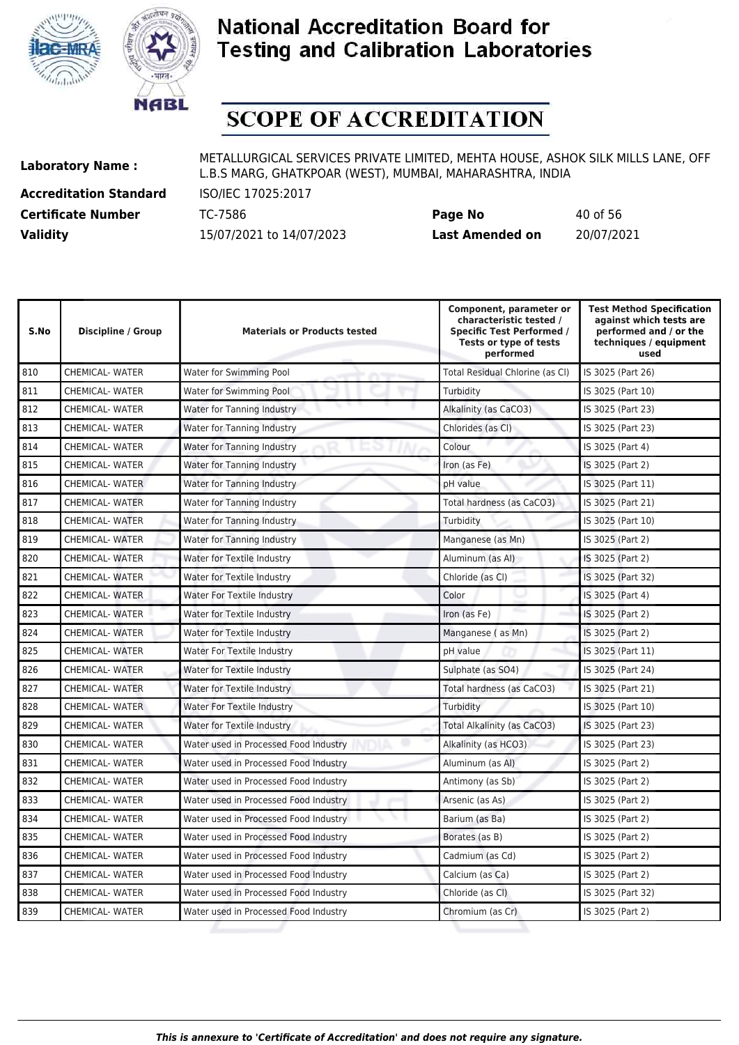# National Accreditation Board for Testing and Calibration Laboratories

## SCOPE OF ACCREDITATION

**Laboratory Name :** METALLURGICAL SERVICES PRIVATE LIMITED, MEHTA HOUSE, ASHOK SILK MILLS LANE, OFF L.B.S MARG, GHATKPOAR (WEST), MUMBAI, MAHARASHTRA, INDIA

**Accreditation Standard** ISO/IEC 17025:2017

**Certificate Number** TC-7586 **Page No** 40 of 56

**Validity** 15/07/2021 to 14/07/2023 **Last Amended on** 20/07/2021

| S.No | Discipline / Group | Materials or Products tested | Component, parameter or characteristic tested / Specific Test Performed / Tests or type of tests performed | Test Method Specification against which tests are performed and / or the techniques / equipment used |
|---|---|---|---|---|
| 810 | CHEMICAL- WATER | Water for Swimming Pool | Total Residual Chlorine (as Cl) | IS 3025 (Part 26) |
| 811 | CHEMICAL- WATER | Water for Swimming Pool | Turbidity | IS 3025 (Part 10) |
| 812 | CHEMICAL- WATER | Water for Tanning Industry | Alkalinity (as CaCO3) | IS 3025 (Part 23) |
| 813 | CHEMICAL- WATER | Water for Tanning Industry | Chlorides (as Cl) | IS 3025 (Part 23) |
| 814 | CHEMICAL- WATER | Water for Tanning Industry | Colour | IS 3025 (Part 4) |
| 815 | CHEMICAL- WATER | Water for Tanning Industry | Iron (as Fe) | IS 3025 (Part 2) |
| 816 | CHEMICAL- WATER | Water for Tanning Industry | pH value | IS 3025 (Part 11) |
| 817 | CHEMICAL- WATER | Water for Tanning Industry | Total hardness (as CaCO3) | IS 3025 (Part 21) |
| 818 | CHEMICAL- WATER | Water for Tanning Industry | Turbidity | IS 3025 (Part 10) |
| 819 | CHEMICAL- WATER | Water for Tanning Industry | Manganese (as Mn) | IS 3025 (Part 2) |
| 820 | CHEMICAL- WATER | Water for Textile Industry | Aluminum (as Al) | IS 3025 (Part 2) |
| 821 | CHEMICAL- WATER | Water for Textile Industry | Chloride (as Cl) | IS 3025 (Part 32) |
| 822 | CHEMICAL- WATER | Water For Textile Industry | Color | IS 3025 (Part 4) |
| 823 | CHEMICAL- WATER | Water for Textile Industry | Iron (as Fe) | IS 3025 (Part 2) |
| 824 | CHEMICAL- WATER | Water for Textile Industry | Manganese ( as Mn) | IS 3025 (Part 2) |
| 825 | CHEMICAL- WATER | Water For Textile Industry | pH value | IS 3025 (Part 11) |
| 826 | CHEMICAL- WATER | Water for Textile Industry | Sulphate (as SO4) | IS 3025 (Part 24) |
| 827 | CHEMICAL- WATER | Water for Textile Industry | Total hardness (as CaCO3) | IS 3025 (Part 21) |
| 828 | CHEMICAL- WATER | Water For Textile Industry | Turbidity | IS 3025 (Part 10) |
| 829 | CHEMICAL- WATER | Water for Textile Industry | Total Alkalinity (as CaCO3) | IS 3025 (Part 23) |
| 830 | CHEMICAL- WATER | Water used in Processed Food Industry | Alkalinity (as HCO3) | IS 3025 (Part 23) |
| 831 | CHEMICAL- WATER | Water used in Processed Food Industry | Aluminum (as Al) | IS 3025 (Part 2) |
| 832 | CHEMICAL- WATER | Water used in Processed Food Industry | Antimony (as Sb) | IS 3025 (Part 2) |
| 833 | CHEMICAL- WATER | Water used in Processed Food Industry | Arsenic (as As) | IS 3025 (Part 2) |
| 834 | CHEMICAL- WATER | Water used in Processed Food Industry | Barium (as Ba) | IS 3025 (Part 2) |
| 835 | CHEMICAL- WATER | Water used in Processed Food Industry | Borates (as B) | IS 3025 (Part 2) |
| 836 | CHEMICAL- WATER | Water used in Processed Food Industry | Cadmium (as Cd) | IS 3025 (Part 2) |
| 837 | CHEMICAL- WATER | Water used in Processed Food Industry | Calcium (as Ca) | IS 3025 (Part 2) |
| 838 | CHEMICAL- WATER | Water used in Processed Food Industry | Chloride (as Cl) | IS 3025 (Part 32) |
| 839 | CHEMICAL- WATER | Water used in Processed Food Industry | Chromium (as Cr) | IS 3025 (Part 2) |

*This is annexure to 'Certificate of Accreditation' and does not require any signature.*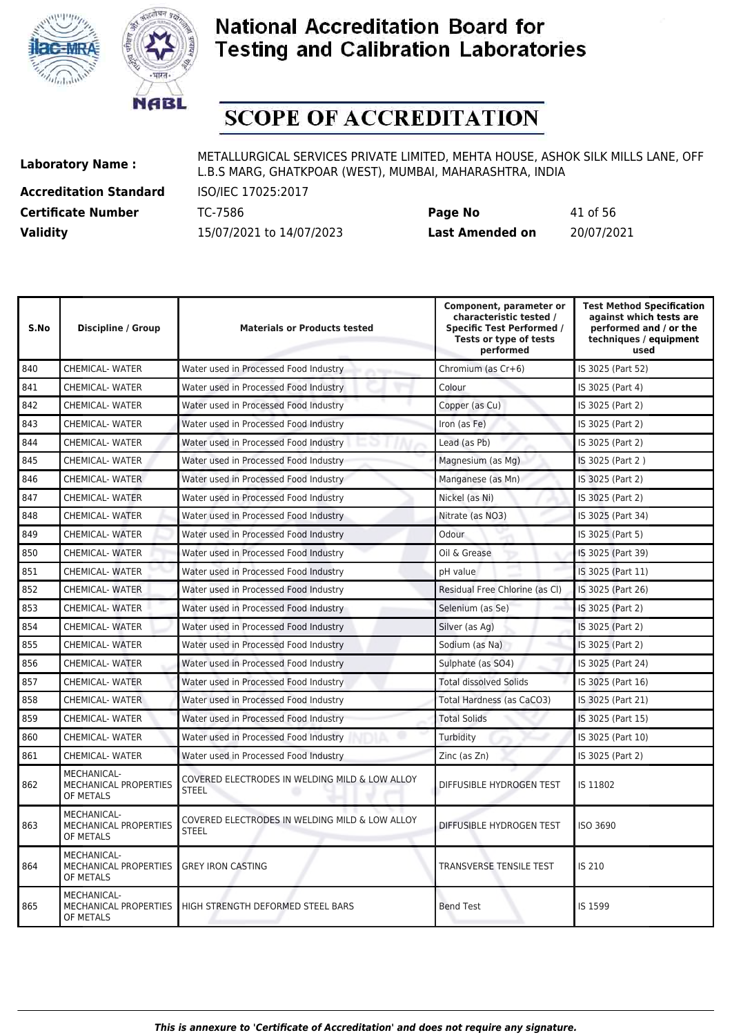# National Accreditation Board for Testing and Calibration Laboratories

# SCOPE OF ACCREDITATION

**Laboratory Name :** METALLURGICAL SERVICES PRIVATE LIMITED, MEHTA HOUSE, ASHOK SILK MILLS LANE, OFF L.B.S MARG, GHATKPOAR (WEST), MUMBAI, MAHARASHTRA, INDIA

**Accreditation Standard** ISO/IEC 17025:2017

**Certificate Number** TC-7586 **Page No** 41 of 56

**Validity** 15/07/2021 to 14/07/2023 **Last Amended on** 20/07/2021

| S.No | Discipline / Group | Materials or Products tested | Component, parameter or characteristic tested / Specific Test Performed / Tests or type of tests performed | Test Method Specification against which tests are performed and / or the techniques / equipment used |
|---|---|---|---|---|
| 840 | CHEMICAL- WATER | Water used in Processed Food Industry | Chromium (as Cr+6) | IS 3025 (Part 52) |
| 841 | CHEMICAL- WATER | Water used in Processed Food Industry | Colour | IS 3025 (Part 4) |
| 842 | CHEMICAL- WATER | Water used in Processed Food Industry | Copper (as Cu) | IS 3025 (Part 2) |
| 843 | CHEMICAL- WATER | Water used in Processed Food Industry | Iron (as Fe) | IS 3025 (Part 2) |
| 844 | CHEMICAL- WATER | Water used in Processed Food Industry | Lead (as Pb) | IS 3025 (Part 2) |
| 845 | CHEMICAL- WATER | Water used in Processed Food Industry | Magnesium (as Mg) | IS 3025 (Part 2 ) |
| 846 | CHEMICAL- WATER | Water used in Processed Food Industry | Manganese (as Mn) | IS 3025 (Part 2) |
| 847 | CHEMICAL- WATER | Water used in Processed Food Industry | Nickel (as Ni) | IS 3025 (Part 2) |
| 848 | CHEMICAL- WATER | Water used in Processed Food Industry | Nitrate (as NO3) | IS 3025 (Part 34) |
| 849 | CHEMICAL- WATER | Water used in Processed Food Industry | Odour | IS 3025 (Part 5) |
| 850 | CHEMICAL- WATER | Water used in Processed Food Industry | Oil & Grease | IS 3025 (Part 39) |
| 851 | CHEMICAL- WATER | Water used in Processed Food Industry | pH value | IS 3025 (Part 11) |
| 852 | CHEMICAL- WATER | Water used in Processed Food Industry | Residual Free Chlorine (as Cl) | IS 3025 (Part 26) |
| 853 | CHEMICAL- WATER | Water used in Processed Food Industry | Selenium (as Se) | IS 3025 (Part 2) |
| 854 | CHEMICAL- WATER | Water used in Processed Food Industry | Silver (as Ag) | IS 3025 (Part 2) |
| 855 | CHEMICAL- WATER | Water used in Processed Food Industry | Sodium (as Na) | IS 3025 (Part 2) |
| 856 | CHEMICAL- WATER | Water used in Processed Food Industry | Sulphate (as SO4) | IS 3025 (Part 24) |
| 857 | CHEMICAL- WATER | Water used in Processed Food Industry | Total dissolved Solids | IS 3025 (Part 16) |
| 858 | CHEMICAL- WATER | Water used in Processed Food Industry | Total Hardness (as CaCO3) | IS 3025 (Part 21) |
| 859 | CHEMICAL- WATER | Water used in Processed Food Industry | Total Solids | IS 3025 (Part 15) |
| 860 | CHEMICAL- WATER | Water used in Processed Food Industry | Turbidity | IS 3025 (Part 10) |
| 861 | CHEMICAL- WATER | Water used in Processed Food Industry | Zinc (as Zn) | IS 3025 (Part 2) |
| 862 | MECHANICAL- MECHANICAL PROPERTIES OF METALS | COVERED ELECTRODES IN WELDING MILD & LOW ALLOY STEEL | DIFFUSIBLE HYDROGEN TEST | IS 11802 |
| 863 | MECHANICAL- MECHANICAL PROPERTIES OF METALS | COVERED ELECTRODES IN WELDING MILD & LOW ALLOY STEEL | DIFFUSIBLE HYDROGEN TEST | ISO 3690 |
| 864 | MECHANICAL- MECHANICAL PROPERTIES OF METALS | GREY IRON CASTING | TRANSVERSE TENSILE TEST | IS 210 |
| 865 | MECHANICAL- MECHANICAL PROPERTIES OF METALS | HIGH STRENGTH DEFORMED STEEL BARS | Bend Test | IS 1599 |

*This is annexure to 'Certificate of Accreditation' and does not require any signature.*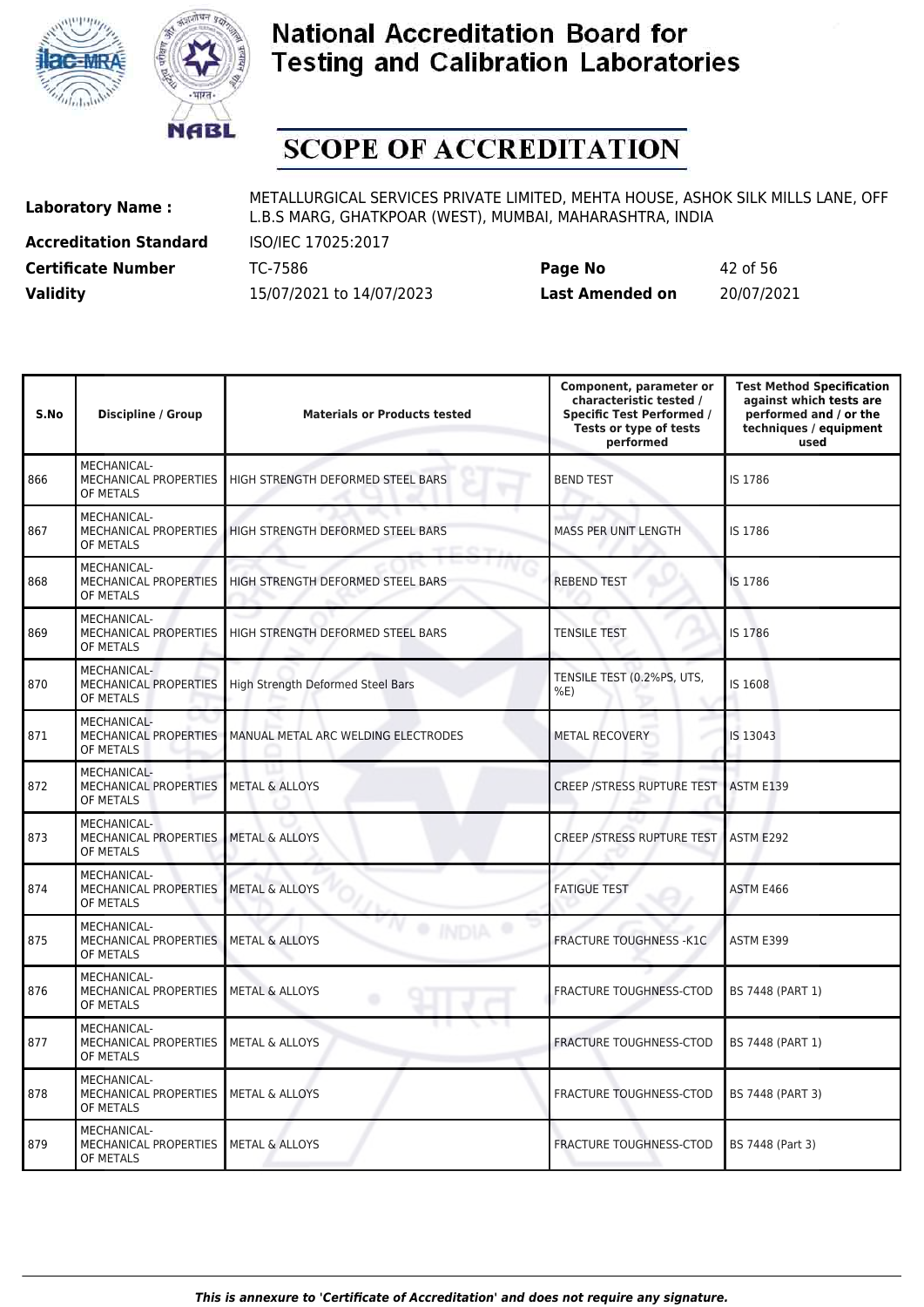# National Accreditation Board for Testing and Calibration Laboratories

## SCOPE OF ACCREDITATION

**Laboratory Name :** METALLURGICAL SERVICES PRIVATE LIMITED, MEHTA HOUSE, ASHOK SILK MILLS LANE, OFF L.B.S MARG, GHATKPOAR (WEST), MUMBAI, MAHARASHTRA, INDIA

**Accreditation Standard** ISO/IEC 17025:2017

**Certificate Number** TC-7586 **Page No** 42 of 56

**Validity** 15/07/2021 to 14/07/2023 **Last Amended on** 20/07/2021

| S.No | Discipline / Group | Materials or Products tested | Component, parameter or characteristic tested / Specific Test Performed / Tests or type of tests performed | Test Method Specification against which tests are performed and / or the techniques / equipment used |
|---|---|---|---|---|
| 866 | MECHANICAL- MECHANICAL PROPERTIES OF METALS | HIGH STRENGTH DEFORMED STEEL BARS | BEND TEST | IS 1786 |
| 867 | MECHANICAL- MECHANICAL PROPERTIES OF METALS | HIGH STRENGTH DEFORMED STEEL BARS | MASS PER UNIT LENGTH | IS 1786 |
| 868 | MECHANICAL- MECHANICAL PROPERTIES OF METALS | HIGH STRENGTH DEFORMED STEEL BARS | REBEND TEST | IS 1786 |
| 869 | MECHANICAL- MECHANICAL PROPERTIES OF METALS | HIGH STRENGTH DEFORMED STEEL BARS | TENSILE TEST | IS 1786 |
| 870 | MECHANICAL- MECHANICAL PROPERTIES OF METALS | High Strength Deformed Steel Bars | TENSILE TEST (0.2%PS, UTS, %E) | IS 1608 |
| 871 | MECHANICAL- MECHANICAL PROPERTIES OF METALS | MANUAL METAL ARC WELDING ELECTRODES | METAL RECOVERY | IS 13043 |
| 872 | MECHANICAL- MECHANICAL PROPERTIES OF METALS | METAL & ALLOYS | CREEP /STRESS RUPTURE TEST | ASTM E139 |
| 873 | MECHANICAL- MECHANICAL PROPERTIES OF METALS | METAL & ALLOYS | CREEP /STRESS RUPTURE TEST | ASTM E292 |
| 874 | MECHANICAL- MECHANICAL PROPERTIES OF METALS | METAL & ALLOYS | FATIGUE TEST | ASTM E466 |
| 875 | MECHANICAL- MECHANICAL PROPERTIES OF METALS | METAL & ALLOYS | FRACTURE TOUGHNESS -K1C | ASTM E399 |
| 876 | MECHANICAL- MECHANICAL PROPERTIES OF METALS | METAL & ALLOYS | FRACTURE TOUGHNESS-CTOD | BS 7448 (PART 1) |
| 877 | MECHANICAL- MECHANICAL PROPERTIES OF METALS | METAL & ALLOYS | FRACTURE TOUGHNESS-CTOD | BS 7448 (PART 1) |
| 878 | MECHANICAL- MECHANICAL PROPERTIES OF METALS | METAL & ALLOYS | FRACTURE TOUGHNESS-CTOD | BS 7448 (PART 3) |
| 879 | MECHANICAL- MECHANICAL PROPERTIES OF METALS | METAL & ALLOYS | FRACTURE TOUGHNESS-CTOD | BS 7448 (Part 3) |

*This is annexure to 'Certificate of Accreditation' and does not require any signature.*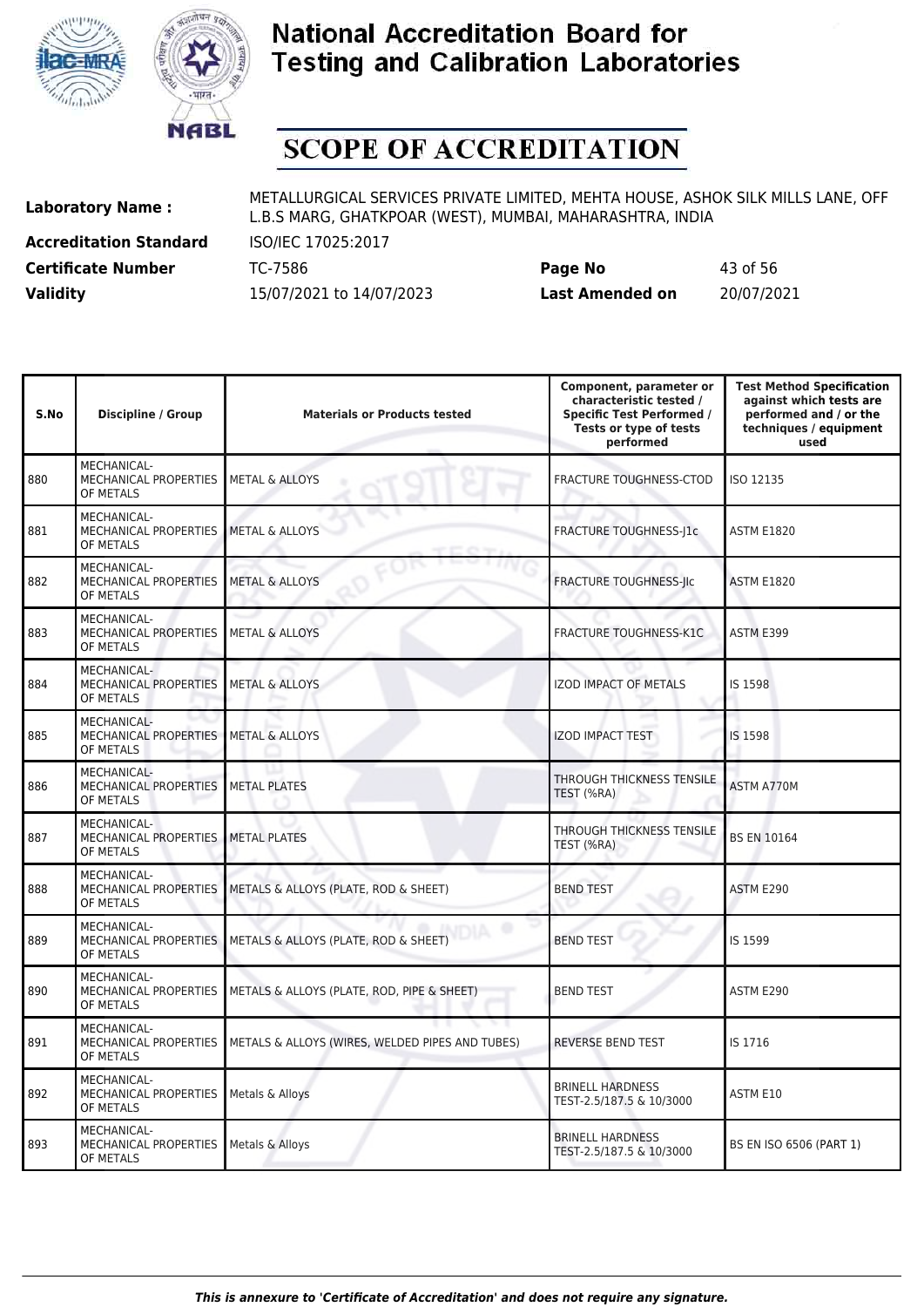# National Accreditation Board for Testing and Calibration Laboratories

# SCOPE OF ACCREDITATION

| | | | |
|---|---|---|---|
| **Laboratory Name :** | METALLURGICAL SERVICES PRIVATE LIMITED, MEHTA HOUSE, ASHOK SILK MILLS LANE, OFF L.B.S MARG, GHATKPOAR (WEST), MUMBAI, MAHARASHTRA, INDIA | | |
| **Accreditation Standard** | ISO/IEC 17025:2017 | | |
| **Certificate Number** | TC-7586 | **Page No** | 43 of 56 |
| **Validity** | 15/07/2021 to 14/07/2023 | **Last Amended on** | 20/07/2021 |

| S.No | Discipline / Group | Materials or Products tested | Component, parameter or characteristic tested / Specific Test Performed / Tests or type of tests performed | Test Method Specification against which tests are performed and / or the techniques / equipment used |
|---|---|---|---|---|
| 880 | MECHANICAL- MECHANICAL PROPERTIES OF METALS | METAL & ALLOYS | FRACTURE TOUGHNESS-CTOD | ISO 12135 |
| 881 | MECHANICAL- MECHANICAL PROPERTIES OF METALS | METAL & ALLOYS | FRACTURE TOUGHNESS-J1c | ASTM E1820 |
| 882 | MECHANICAL- MECHANICAL PROPERTIES OF METALS | METAL & ALLOYS | FRACTURE TOUGHNESS-JIc | ASTM E1820 |
| 883 | MECHANICAL- MECHANICAL PROPERTIES OF METALS | METAL & ALLOYS | FRACTURE TOUGHNESS-K1C | ASTM E399 |
| 884 | MECHANICAL- MECHANICAL PROPERTIES OF METALS | METAL & ALLOYS | IZOD IMPACT OF METALS | IS 1598 |
| 885 | MECHANICAL- MECHANICAL PROPERTIES OF METALS | METAL & ALLOYS | IZOD IMPACT TEST | IS 1598 |
| 886 | MECHANICAL- MECHANICAL PROPERTIES OF METALS | METAL PLATES | THROUGH THICKNESS TENSILE TEST (%RA) | ASTM A770M |
| 887 | MECHANICAL- MECHANICAL PROPERTIES OF METALS | METAL PLATES | THROUGH THICKNESS TENSILE TEST (%RA) | BS EN 10164 |
| 888 | MECHANICAL- MECHANICAL PROPERTIES OF METALS | METALS & ALLOYS (PLATE, ROD & SHEET) | BEND TEST | ASTM E290 |
| 889 | MECHANICAL- MECHANICAL PROPERTIES OF METALS | METALS & ALLOYS (PLATE, ROD & SHEET) | BEND TEST | IS 1599 |
| 890 | MECHANICAL- MECHANICAL PROPERTIES OF METALS | METALS & ALLOYS (PLATE, ROD, PIPE & SHEET) | BEND TEST | ASTM E290 |
| 891 | MECHANICAL- MECHANICAL PROPERTIES OF METALS | METALS & ALLOYS (WIRES, WELDED PIPES AND TUBES) | REVERSE BEND TEST | IS 1716 |
| 892 | MECHANICAL- MECHANICAL PROPERTIES OF METALS | Metals & Alloys | BRINELL HARDNESS TEST-2.5/187.5 & 10/3000 | ASTM E10 |
| 893 | MECHANICAL- MECHANICAL PROPERTIES OF METALS | Metals & Alloys | BRINELL HARDNESS TEST-2.5/187.5 & 10/3000 | BS EN ISO 6506 (PART 1) |

*This is annexure to 'Certificate of Accreditation' and does not require any signature.*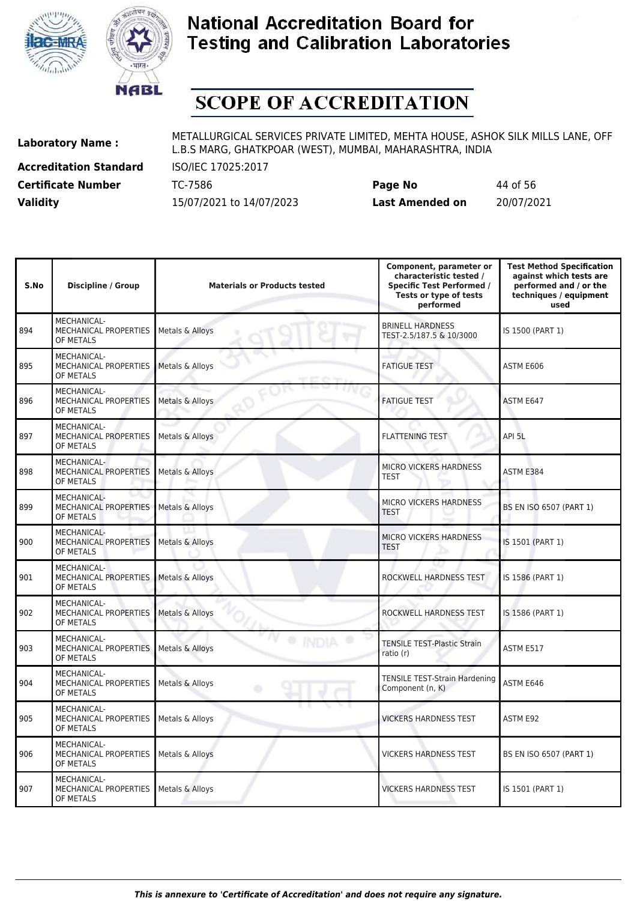# National Accreditation Board for Testing and Calibration Laboratories

# SCOPE OF ACCREDITATION

**Laboratory Name :** METALLURGICAL SERVICES PRIVATE LIMITED, MEHTA HOUSE, ASHOK SILK MILLS LANE, OFF L.B.S MARG, GHATKPOAR (WEST), MUMBAI, MAHARASHTRA, INDIA

**Accreditation Standard** ISO/IEC 17025:2017

**Certificate Number** TC-7586 **Page No** 44 of 56

**Validity** 15/07/2021 to 14/07/2023 **Last Amended on** 20/07/2021

| S.No | Discipline / Group | Materials or Products tested | Component, parameter or characteristic tested / Specific Test Performed / Tests or type of tests performed | Test Method Specification against which tests are performed and / or the techniques / equipment used |
|---|---|---|---|---|
| 894 | MECHANICAL- MECHANICAL PROPERTIES OF METALS | Metals & Alloys | BRINELL HARDNESS TEST-2.5/187.5 & 10/3000 | IS 1500 (PART 1) |
| 895 | MECHANICAL- MECHANICAL PROPERTIES OF METALS | Metals & Alloys | FATIGUE TEST | ASTM E606 |
| 896 | MECHANICAL- MECHANICAL PROPERTIES OF METALS | Metals & Alloys | FATIGUE TEST | ASTM E647 |
| 897 | MECHANICAL- MECHANICAL PROPERTIES OF METALS | Metals & Alloys | FLATTENING TEST | API 5L |
| 898 | MECHANICAL- MECHANICAL PROPERTIES OF METALS | Metals & Alloys | MICRO VICKERS HARDNESS TEST | ASTM E384 |
| 899 | MECHANICAL- MECHANICAL PROPERTIES OF METALS | Metals & Alloys | MICRO VICKERS HARDNESS TEST | BS EN ISO 6507 (PART 1) |
| 900 | MECHANICAL- MECHANICAL PROPERTIES OF METALS | Metals & Alloys | MICRO VICKERS HARDNESS TEST | IS 1501 (PART 1) |
| 901 | MECHANICAL- MECHANICAL PROPERTIES OF METALS | Metals & Alloys | ROCKWELL HARDNESS TEST | IS 1586 (PART 1) |
| 902 | MECHANICAL- MECHANICAL PROPERTIES OF METALS | Metals & Alloys | ROCKWELL HARDNESS TEST | IS 1586 (PART 1) |
| 903 | MECHANICAL- MECHANICAL PROPERTIES OF METALS | Metals & Alloys | TENSILE TEST-Plastic Strain ratio (r) | ASTM E517 |
| 904 | MECHANICAL- MECHANICAL PROPERTIES OF METALS | Metals & Alloys | TENSILE TEST-Strain Hardening Component (n, K) | ASTM E646 |
| 905 | MECHANICAL- MECHANICAL PROPERTIES OF METALS | Metals & Alloys | VICKERS HARDNESS TEST | ASTM E92 |
| 906 | MECHANICAL- MECHANICAL PROPERTIES OF METALS | Metals & Alloys | VICKERS HARDNESS TEST | BS EN ISO 6507 (PART 1) |
| 907 | MECHANICAL- MECHANICAL PROPERTIES OF METALS | Metals & Alloys | VICKERS HARDNESS TEST | IS 1501 (PART 1) |

*This is annexure to 'Certificate of Accreditation' and does not require any signature.*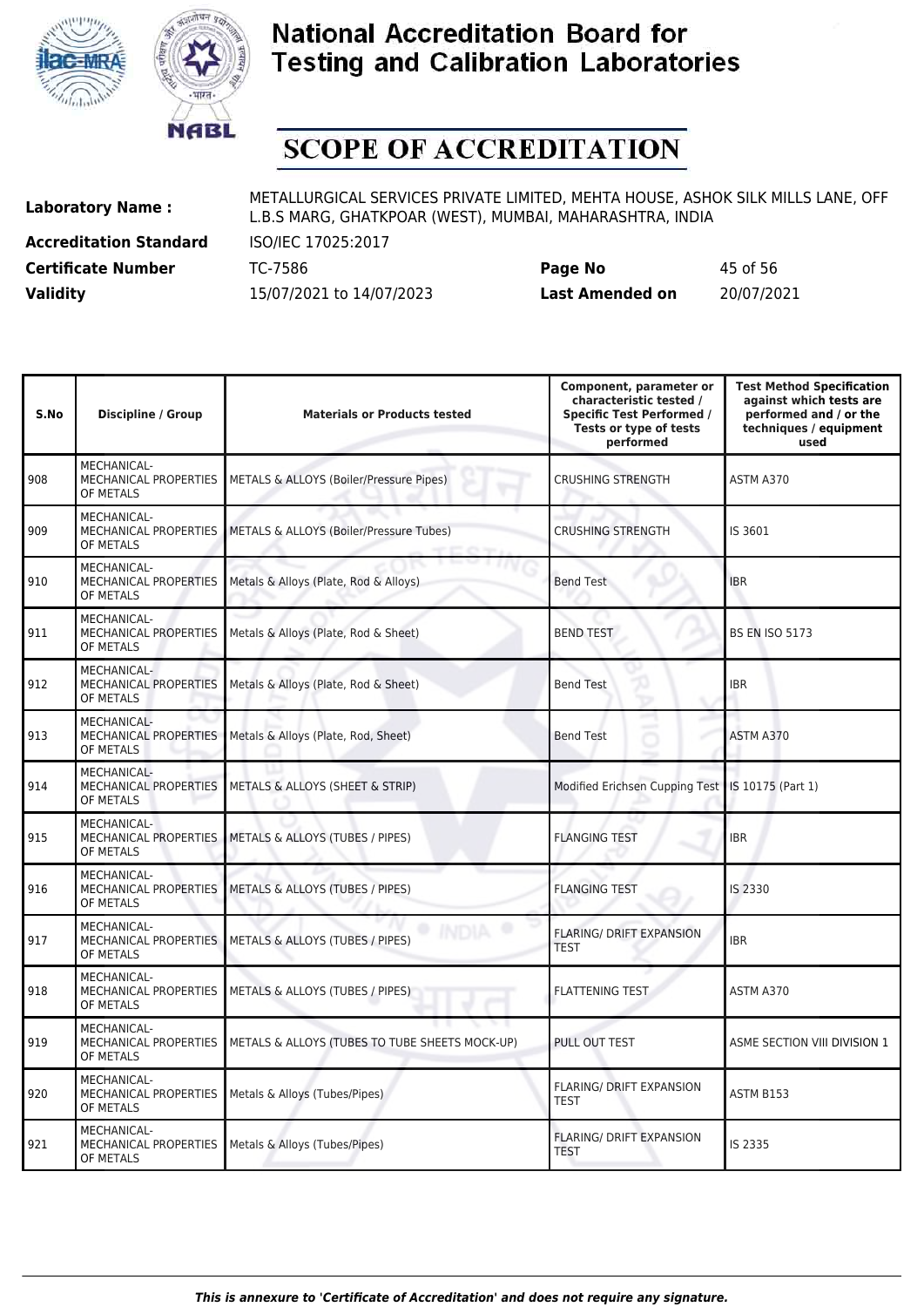# National Accreditation Board for Testing and Calibration Laboratories

## SCOPE OF ACCREDITATION

| | | | | |
|---|---|---|---|---|
| **Laboratory Name :** | METALLURGICAL SERVICES PRIVATE LIMITED, MEHTA HOUSE, ASHOK SILK MILLS LANE, OFF L.B.S MARG, GHATKPOAR (WEST), MUMBAI, MAHARASHTRA, INDIA | | | |
| **Accreditation Standard** | ISO/IEC 17025:2017 | | | |
| **Certificate Number** | TC-7586 | **Page No** | 45 of 56 | |
| **Validity** | 15/07/2021 to 14/07/2023 | **Last Amended on** | 20/07/2021 | |

| S.No | Discipline / Group | Materials or Products tested | Component, parameter or characteristic tested / Specific Test Performed / Tests or type of tests performed | Test Method Specification against which tests are performed and / or the techniques / equipment used |
|---|---|---|---|---|
| 908 | MECHANICAL- MECHANICAL PROPERTIES OF METALS | METALS & ALLOYS (Boiler/Pressure Pipes) | CRUSHING STRENGTH | ASTM A370 |
| 909 | MECHANICAL- MECHANICAL PROPERTIES OF METALS | METALS & ALLOYS (Boiler/Pressure Tubes) | CRUSHING STRENGTH | IS 3601 |
| 910 | MECHANICAL- MECHANICAL PROPERTIES OF METALS | Metals & Alloys (Plate, Rod & Alloys) | Bend Test | IBR |
| 911 | MECHANICAL- MECHANICAL PROPERTIES OF METALS | Metals & Alloys (Plate, Rod & Sheet) | BEND TEST | BS EN ISO 5173 |
| 912 | MECHANICAL- MECHANICAL PROPERTIES OF METALS | Metals & Alloys (Plate, Rod & Sheet) | Bend Test | IBR |
| 913 | MECHANICAL- MECHANICAL PROPERTIES OF METALS | Metals & Alloys (Plate, Rod, Sheet) | Bend Test | ASTM A370 |
| 914 | MECHANICAL- MECHANICAL PROPERTIES OF METALS | METALS & ALLOYS (SHEET & STRIP) | Modified Erichsen Cupping Test | IS 10175 (Part 1) |
| 915 | MECHANICAL- MECHANICAL PROPERTIES OF METALS | METALS & ALLOYS (TUBES / PIPES) | FLANGING TEST | IBR |
| 916 | MECHANICAL- MECHANICAL PROPERTIES OF METALS | METALS & ALLOYS (TUBES / PIPES) | FLANGING TEST | IS 2330 |
| 917 | MECHANICAL- MECHANICAL PROPERTIES OF METALS | METALS & ALLOYS (TUBES / PIPES) | FLARING/ DRIFT EXPANSION TEST | IBR |
| 918 | MECHANICAL- MECHANICAL PROPERTIES OF METALS | METALS & ALLOYS (TUBES / PIPES) | FLATTENING TEST | ASTM A370 |
| 919 | MECHANICAL- MECHANICAL PROPERTIES OF METALS | METALS & ALLOYS (TUBES TO TUBE SHEETS MOCK-UP) | PULL OUT TEST | ASME SECTION VIII DIVISION 1 |
| 920 | MECHANICAL- MECHANICAL PROPERTIES OF METALS | Metals & Alloys (Tubes/Pipes) | FLARING/ DRIFT EXPANSION TEST | ASTM B153 |
| 921 | MECHANICAL- MECHANICAL PROPERTIES OF METALS | Metals & Alloys (Tubes/Pipes) | FLARING/ DRIFT EXPANSION TEST | IS 2335 |

*This is annexure to 'Certificate of Accreditation' and does not require any signature.*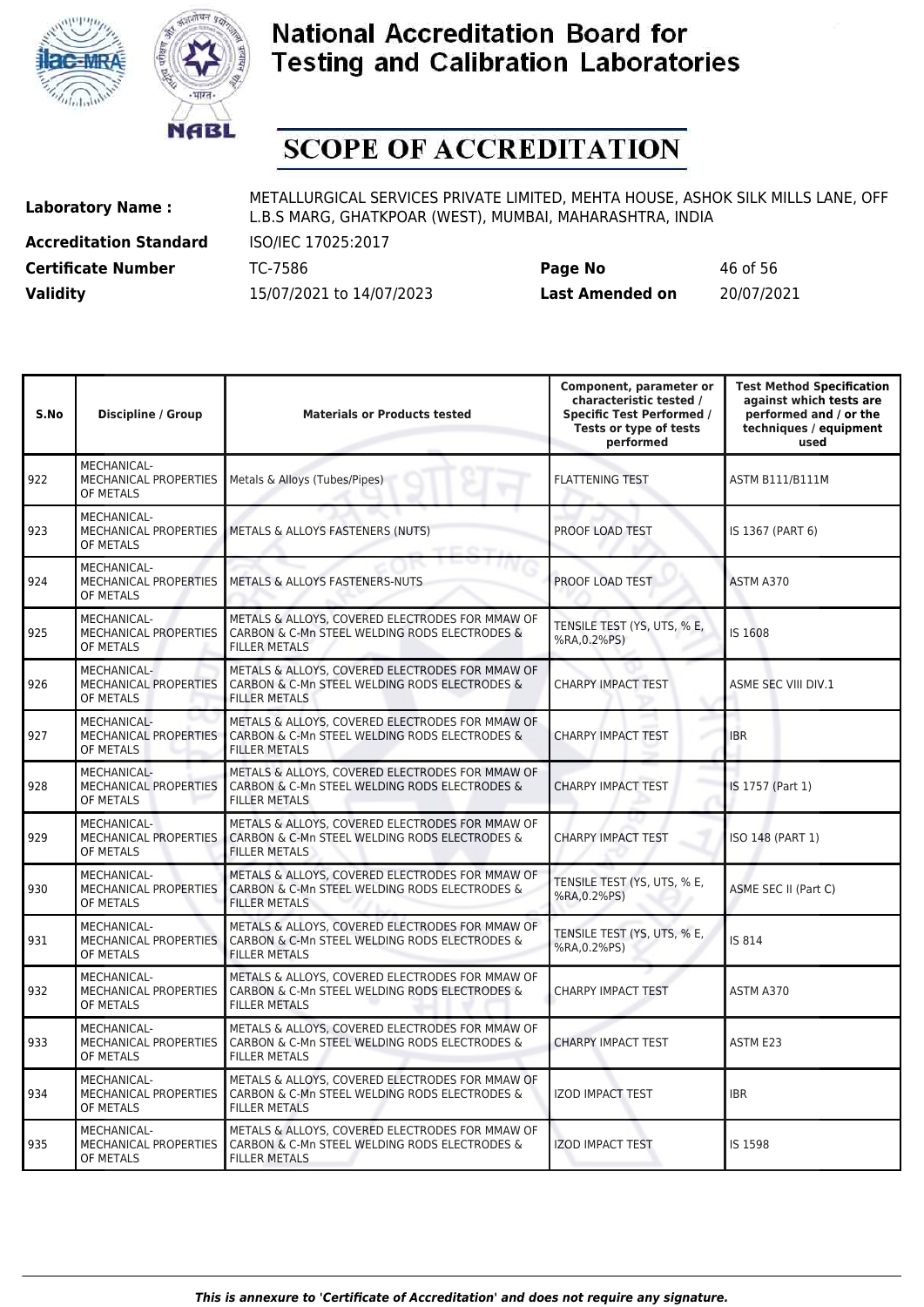# National Accreditation Board for Testing and Calibration Laboratories

# SCOPE OF ACCREDITATION

| | | | |
|---|---|---|---|
| **Laboratory Name :** | METALLURGICAL SERVICES PRIVATE LIMITED, MEHTA HOUSE, ASHOK SILK MILLS LANE, OFF L.B.S MARG, GHATKPOAR (WEST), MUMBAI, MAHARASHTRA, INDIA | | |
| **Accreditation Standard** | ISO/IEC 17025:2017 | | |
| **Certificate Number** | TC-7586 | **Page No** | 46 of 56 |
| **Validity** | 15/07/2021 to 14/07/2023 | **Last Amended on** | 20/07/2021 |

| S.No | Discipline / Group | Materials or Products tested | Component, parameter or characteristic tested / Specific Test Performed / Tests or type of tests performed | Test Method Specification against which tests are performed and / or the techniques / equipment used |
|---|---|---|---|---|
| 922 | MECHANICAL- MECHANICAL PROPERTIES OF METALS | Metals & Alloys (Tubes/Pipes) | FLATTENING TEST | ASTM B111/B111M |
| 923 | MECHANICAL- MECHANICAL PROPERTIES OF METALS | METALS & ALLOYS FASTENERS (NUTS) | PROOF LOAD TEST | IS 1367 (PART 6) |
| 924 | MECHANICAL- MECHANICAL PROPERTIES OF METALS | METALS & ALLOYS FASTENERS-NUTS | PROOF LOAD TEST | ASTM A370 |
| 925 | MECHANICAL- MECHANICAL PROPERTIES OF METALS | METALS & ALLOYS, COVERED ELECTRODES FOR MMAW OF CARBON & C-Mn STEEL WELDING RODS ELECTRODES & FILLER METALS | TENSILE TEST (YS, UTS, % E, %RA,0.2%PS) | IS 1608 |
| 926 | MECHANICAL- MECHANICAL PROPERTIES OF METALS | METALS & ALLOYS, COVERED ELECTRODES FOR MMAW OF CARBON & C-Mn STEEL WELDING RODS ELECTRODES & FILLER METALS | CHARPY IMPACT TEST | ASME SEC VIII DIV.1 |
| 927 | MECHANICAL- MECHANICAL PROPERTIES OF METALS | METALS & ALLOYS, COVERED ELECTRODES FOR MMAW OF CARBON & C-Mn STEEL WELDING RODS ELECTRODES & FILLER METALS | CHARPY IMPACT TEST | IBR |
| 928 | MECHANICAL- MECHANICAL PROPERTIES OF METALS | METALS & ALLOYS, COVERED ELECTRODES FOR MMAW OF CARBON & C-Mn STEEL WELDING RODS ELECTRODES & FILLER METALS | CHARPY IMPACT TEST | IS 1757 (Part 1) |
| 929 | MECHANICAL- MECHANICAL PROPERTIES OF METALS | METALS & ALLOYS, COVERED ELECTRODES FOR MMAW OF CARBON & C-Mn STEEL WELDING RODS ELECTRODES & FILLER METALS | CHARPY IMPACT TEST | ISO 148 (PART 1) |
| 930 | MECHANICAL- MECHANICAL PROPERTIES OF METALS | METALS & ALLOYS, COVERED ELECTRODES FOR MMAW OF CARBON & C-Mn STEEL WELDING RODS ELECTRODES & FILLER METALS | TENSILE TEST (YS, UTS, % E, %RA,0.2%PS) | ASME SEC II (Part C) |
| 931 | MECHANICAL- MECHANICAL PROPERTIES OF METALS | METALS & ALLOYS, COVERED ELECTRODES FOR MMAW OF CARBON & C-Mn STEEL WELDING RODS ELECTRODES & FILLER METALS | TENSILE TEST (YS, UTS, % E, %RA,0.2%PS) | IS 814 |
| 932 | MECHANICAL- MECHANICAL PROPERTIES OF METALS | METALS & ALLOYS, COVERED ELECTRODES FOR MMAW OF CARBON & C-Mn STEEL WELDING RODS ELECTRODES & FILLER METALS | CHARPY IMPACT TEST | ASTM A370 |
| 933 | MECHANICAL- MECHANICAL PROPERTIES OF METALS | METALS & ALLOYS, COVERED ELECTRODES FOR MMAW OF CARBON & C-Mn STEEL WELDING RODS ELECTRODES & FILLER METALS | CHARPY IMPACT TEST | ASTM E23 |
| 934 | MECHANICAL- MECHANICAL PROPERTIES OF METALS | METALS & ALLOYS, COVERED ELECTRODES FOR MMAW OF CARBON & C-Mn STEEL WELDING RODS ELECTRODES & FILLER METALS | IZOD IMPACT TEST | IBR |
| 935 | MECHANICAL- MECHANICAL PROPERTIES OF METALS | METALS & ALLOYS, COVERED ELECTRODES FOR MMAW OF CARBON & C-Mn STEEL WELDING RODS ELECTRODES & FILLER METALS | IZOD IMPACT TEST | IS 1598 |

*This is annexure to 'Certificate of Accreditation' and does not require any signature.*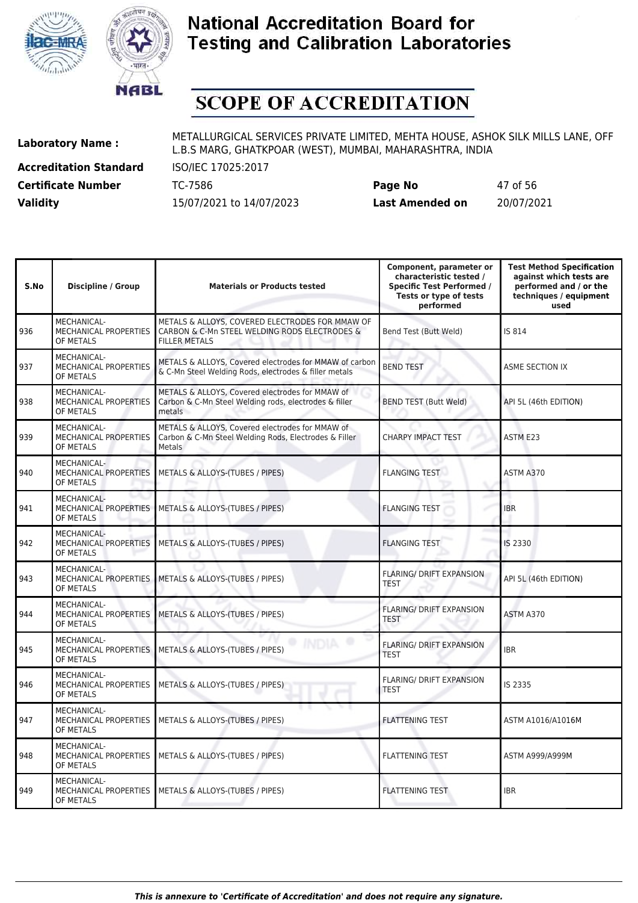# National Accreditation Board for Testing and Calibration Laboratories

# SCOPE OF ACCREDITATION

| | | | |
|---|---|---|---|
| **Laboratory Name :** | METALLURGICAL SERVICES PRIVATE LIMITED, MEHTA HOUSE, ASHOK SILK MILLS LANE, OFF L.B.S MARG, GHATKPOAR (WEST), MUMBAI, MAHARASHTRA, INDIA | | |
| **Accreditation Standard** | ISO/IEC 17025:2017 | | |
| **Certificate Number** | TC-7586 | **Page No** | 47 of 56 |
| **Validity** | 15/07/2021 to 14/07/2023 | **Last Amended on** | 20/07/2021 |

| S.No | Discipline / Group | Materials or Products tested | Component, parameter or characteristic tested / Specific Test Performed / Tests or type of tests performed | Test Method Specification against which tests are performed and / or the techniques / equipment used |
|---|---|---|---|---|
| 936 | MECHANICAL- MECHANICAL PROPERTIES OF METALS | METALS & ALLOYS, COVERED ELECTRODES FOR MMAW OF CARBON & C-Mn STEEL WELDING RODS ELECTRODES & FILLER METALS | Bend Test (Butt Weld) | IS 814 |
| 937 | MECHANICAL- MECHANICAL PROPERTIES OF METALS | METALS & ALLOYS, Covered electrodes for MMAW of carbon & C-Mn Steel Welding Rods, electrodes & filler metals | BEND TEST | ASME SECTION IX |
| 938 | MECHANICAL- MECHANICAL PROPERTIES OF METALS | METALS & ALLOYS, Covered electrodes for MMAW of Carbon & C-Mn Steel Welding rods, electrodes & filler metals | BEND TEST (Butt Weld) | API 5L (46th EDITION) |
| 939 | MECHANICAL- MECHANICAL PROPERTIES OF METALS | METALS & ALLOYS, Covered electrodes for MMAW of Carbon & C-Mn Steel Welding Rods, Electrodes & Filler Metals | CHARPY IMPACT TEST | ASTM E23 |
| 940 | MECHANICAL- MECHANICAL PROPERTIES OF METALS | METALS & ALLOYS-(TUBES / PIPES) | FLANGING TEST | ASTM A370 |
| 941 | MECHANICAL- MECHANICAL PROPERTIES OF METALS | METALS & ALLOYS-(TUBES / PIPES) | FLANGING TEST | IBR |
| 942 | MECHANICAL- MECHANICAL PROPERTIES OF METALS | METALS & ALLOYS-(TUBES / PIPES) | FLANGING TEST | IS 2330 |
| 943 | MECHANICAL- MECHANICAL PROPERTIES OF METALS | METALS & ALLOYS-(TUBES / PIPES) | FLARING/ DRIFT EXPANSION TEST | API 5L (46th EDITION) |
| 944 | MECHANICAL- MECHANICAL PROPERTIES OF METALS | METALS & ALLOYS-(TUBES / PIPES) | FLARING/ DRIFT EXPANSION TEST | ASTM A370 |
| 945 | MECHANICAL- MECHANICAL PROPERTIES OF METALS | METALS & ALLOYS-(TUBES / PIPES) | FLARING/ DRIFT EXPANSION TEST | IBR |
| 946 | MECHANICAL- MECHANICAL PROPERTIES OF METALS | METALS & ALLOYS-(TUBES / PIPES) | FLARING/ DRIFT EXPANSION TEST | IS 2335 |
| 947 | MECHANICAL- MECHANICAL PROPERTIES OF METALS | METALS & ALLOYS-(TUBES / PIPES) | FLATTENING TEST | ASTM A1016/A1016M |
| 948 | MECHANICAL- MECHANICAL PROPERTIES OF METALS | METALS & ALLOYS-(TUBES / PIPES) | FLATTENING TEST | ASTM A999/A999M |
| 949 | MECHANICAL- MECHANICAL PROPERTIES OF METALS | METALS & ALLOYS-(TUBES / PIPES) | FLATTENING TEST | IBR |

*This is annexure to 'Certificate of Accreditation' and does not require any signature.*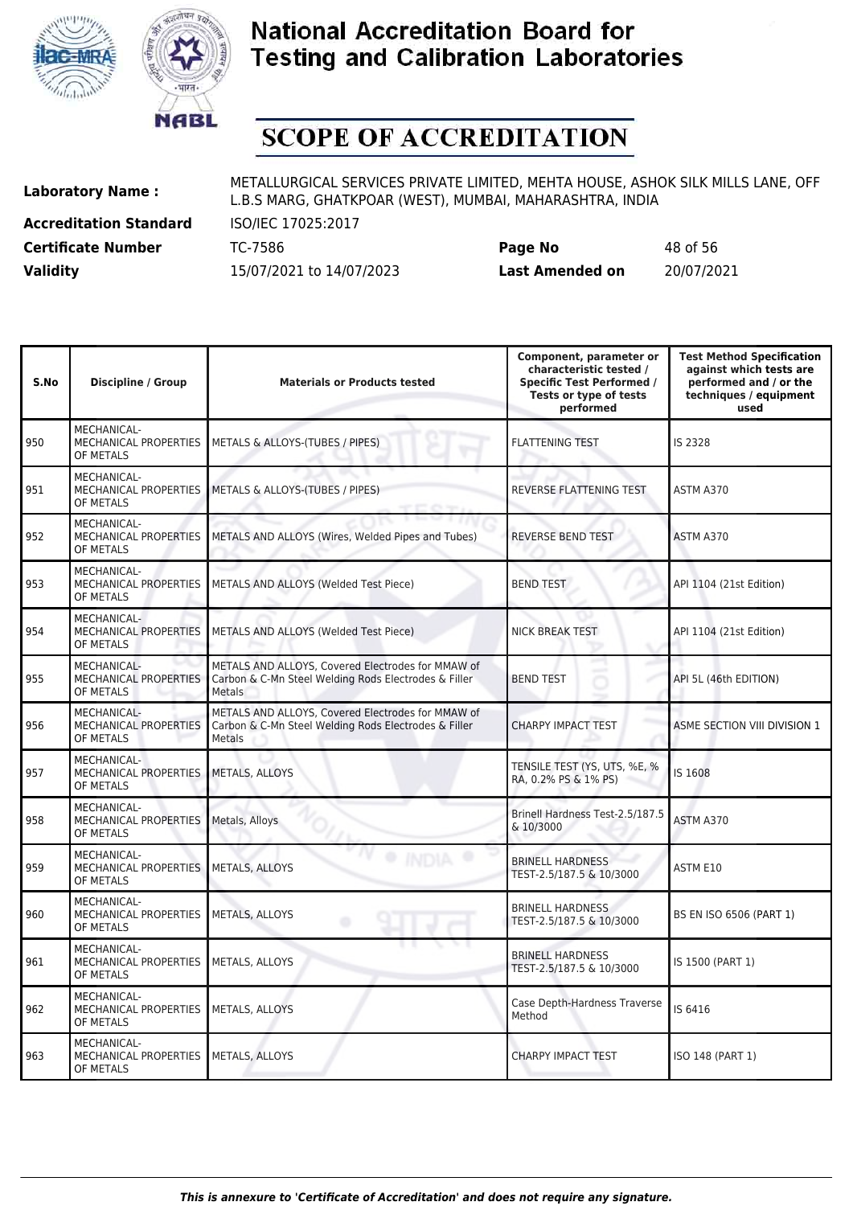# National Accreditation Board for Testing and Calibration Laboratories

# SCOPE OF ACCREDITATION

| | | | |
|---|---|---|---|
| **Laboratory Name :** | METALLURGICAL SERVICES PRIVATE LIMITED, MEHTA HOUSE, ASHOK SILK MILLS LANE, OFF L.B.S MARG, GHATKPOAR (WEST), MUMBAI, MAHARASHTRA, INDIA | | |
| **Accreditation Standard** | ISO/IEC 17025:2017 | | |
| **Certificate Number** | TC-7586 | **Page No** | 48 of 56 |
| **Validity** | 15/07/2021 to 14/07/2023 | **Last Amended on** | 20/07/2021 |

| S.No | Discipline / Group | Materials or Products tested | Component, parameter or characteristic tested / Specific Test Performed / Tests or type of tests performed | Test Method Specification against which tests are performed and / or the techniques / equipment used |
|---|---|---|---|---|
| 950 | MECHANICAL- MECHANICAL PROPERTIES OF METALS | METALS & ALLOYS-(TUBES / PIPES) | FLATTENING TEST | IS 2328 |
| 951 | MECHANICAL- MECHANICAL PROPERTIES OF METALS | METALS & ALLOYS-(TUBES / PIPES) | REVERSE FLATTENING TEST | ASTM A370 |
| 952 | MECHANICAL- MECHANICAL PROPERTIES OF METALS | METALS AND ALLOYS (Wires, Welded Pipes and Tubes) | REVERSE BEND TEST | ASTM A370 |
| 953 | MECHANICAL- MECHANICAL PROPERTIES OF METALS | METALS AND ALLOYS (Welded Test Piece) | BEND TEST | API 1104 (21st Edition) |
| 954 | MECHANICAL- MECHANICAL PROPERTIES OF METALS | METALS AND ALLOYS (Welded Test Piece) | NICK BREAK TEST | API 1104 (21st Edition) |
| 955 | MECHANICAL- MECHANICAL PROPERTIES OF METALS | METALS AND ALLOYS, Covered Electrodes for MMAW of Carbon & C-Mn Steel Welding Rods Electrodes & Filler Metals | BEND TEST | API 5L (46th EDITION) |
| 956 | MECHANICAL- MECHANICAL PROPERTIES OF METALS | METALS AND ALLOYS, Covered Electrodes for MMAW of Carbon & C-Mn Steel Welding Rods Electrodes & Filler Metals | CHARPY IMPACT TEST | ASME SECTION VIII DIVISION 1 |
| 957 | MECHANICAL- MECHANICAL PROPERTIES OF METALS | METALS, ALLOYS | TENSILE TEST (YS, UTS, %E, % RA, 0.2% PS & 1% PS) | IS 1608 |
| 958 | MECHANICAL- MECHANICAL PROPERTIES OF METALS | Metals, Alloys | Brinell Hardness Test-2.5/187.5 & 10/3000 | ASTM A370 |
| 959 | MECHANICAL- MECHANICAL PROPERTIES OF METALS | METALS, ALLOYS | BRINELL HARDNESS TEST-2.5/187.5 & 10/3000 | ASTM E10 |
| 960 | MECHANICAL- MECHANICAL PROPERTIES OF METALS | METALS, ALLOYS | BRINELL HARDNESS TEST-2.5/187.5 & 10/3000 | BS EN ISO 6506 (PART 1) |
| 961 | MECHANICAL- MECHANICAL PROPERTIES OF METALS | METALS, ALLOYS | BRINELL HARDNESS TEST-2.5/187.5 & 10/3000 | IS 1500 (PART 1) |
| 962 | MECHANICAL- MECHANICAL PROPERTIES OF METALS | METALS, ALLOYS | Case Depth-Hardness Traverse Method | IS 6416 |
| 963 | MECHANICAL- MECHANICAL PROPERTIES OF METALS | METALS, ALLOYS | CHARPY IMPACT TEST | ISO 148 (PART 1) |

*This is annexure to 'Certificate of Accreditation' and does not require any signature.*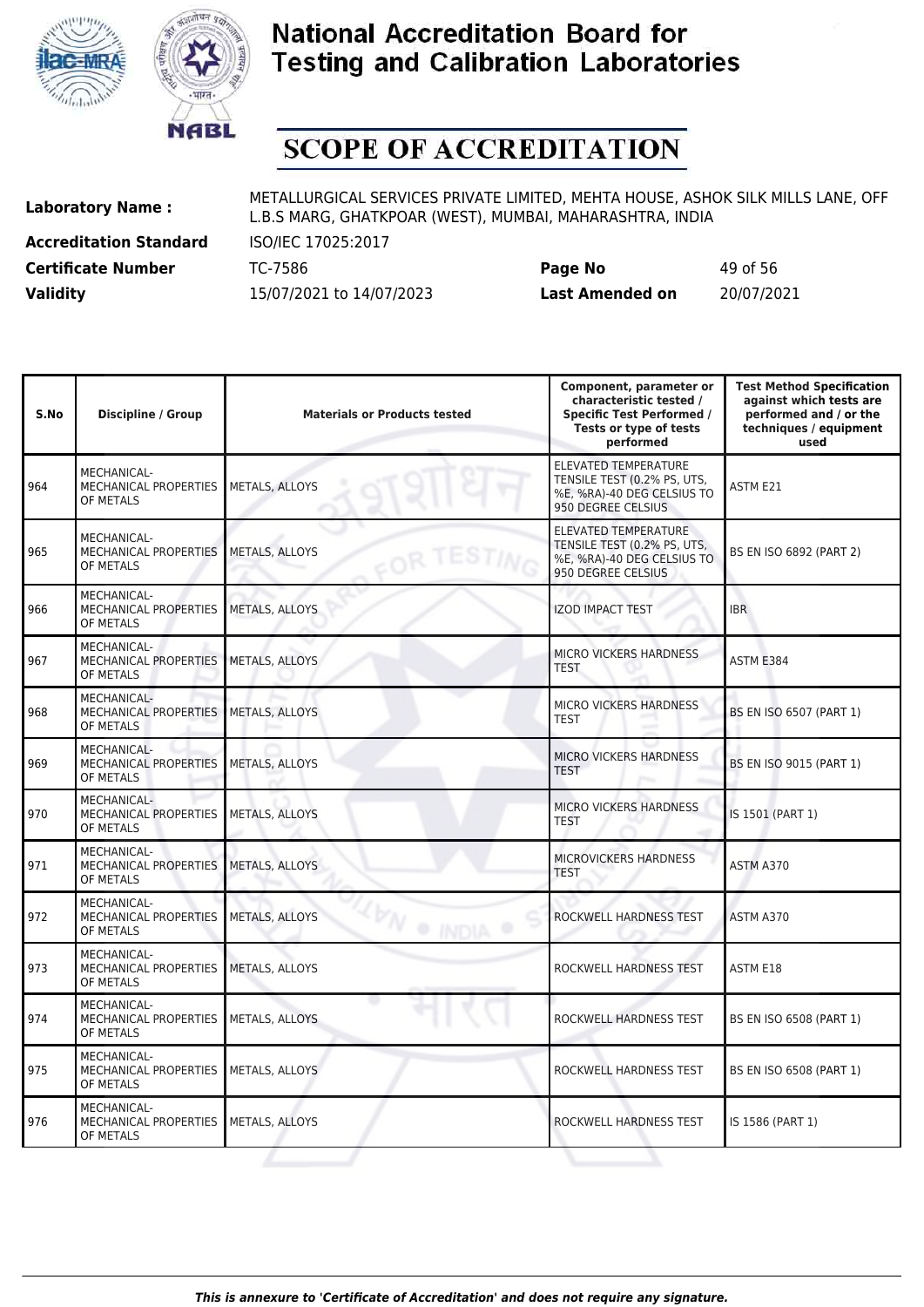# National Accreditation Board for Testing and Calibration Laboratories

# SCOPE OF ACCREDITATION

| | | | |
|---|---|---|---|
| **Laboratory Name :** | METALLURGICAL SERVICES PRIVATE LIMITED, MEHTA HOUSE, ASHOK SILK MILLS LANE, OFF L.B.S MARG, GHATKPOAR (WEST), MUMBAI, MAHARASHTRA, INDIA | | |
| **Accreditation Standard** | ISO/IEC 17025:2017 | | |
| **Certificate Number** | TC-7586 | **Page No** | 49 of 56 |
| **Validity** | 15/07/2021 to 14/07/2023 | **Last Amended on** | 20/07/2021 |

| S.No | Discipline / Group | Materials or Products tested | Component, parameter or characteristic tested / Specific Test Performed / Tests or type of tests performed | Test Method Specification against which tests are performed and / or the techniques / equipment used |
|---|---|---|---|---|
| 964 | MECHANICAL- MECHANICAL PROPERTIES OF METALS | METALS, ALLOYS | ELEVATED TEMPERATURE TENSILE TEST (0.2% PS, UTS, %E, %RA)-40 DEG CELSIUS TO 950 DEGREE CELSIUS | ASTM E21 |
| 965 | MECHANICAL- MECHANICAL PROPERTIES OF METALS | METALS, ALLOYS | ELEVATED TEMPERATURE TENSILE TEST (0.2% PS, UTS, %E, %RA)-40 DEG CELSIUS TO 950 DEGREE CELSIUS | BS EN ISO 6892 (PART 2) |
| 966 | MECHANICAL- MECHANICAL PROPERTIES OF METALS | METALS, ALLOYS | IZOD IMPACT TEST | IBR |
| 967 | MECHANICAL- MECHANICAL PROPERTIES OF METALS | METALS, ALLOYS | MICRO VICKERS HARDNESS TEST | ASTM E384 |
| 968 | MECHANICAL- MECHANICAL PROPERTIES OF METALS | METALS, ALLOYS | MICRO VICKERS HARDNESS TEST | BS EN ISO 6507 (PART 1) |
| 969 | MECHANICAL- MECHANICAL PROPERTIES OF METALS | METALS, ALLOYS | MICRO VICKERS HARDNESS TEST | BS EN ISO 9015 (PART 1) |
| 970 | MECHANICAL- MECHANICAL PROPERTIES OF METALS | METALS, ALLOYS | MICRO VICKERS HARDNESS TEST | IS 1501 (PART 1) |
| 971 | MECHANICAL- MECHANICAL PROPERTIES OF METALS | METALS, ALLOYS | MICROVICKERS HARDNESS TEST | ASTM A370 |
| 972 | MECHANICAL- MECHANICAL PROPERTIES OF METALS | METALS, ALLOYS | ROCKWELL HARDNESS TEST | ASTM A370 |
| 973 | MECHANICAL- MECHANICAL PROPERTIES OF METALS | METALS, ALLOYS | ROCKWELL HARDNESS TEST | ASTM E18 |
| 974 | MECHANICAL- MECHANICAL PROPERTIES OF METALS | METALS, ALLOYS | ROCKWELL HARDNESS TEST | BS EN ISO 6508 (PART 1) |
| 975 | MECHANICAL- MECHANICAL PROPERTIES OF METALS | METALS, ALLOYS | ROCKWELL HARDNESS TEST | BS EN ISO 6508 (PART 1) |
| 976 | MECHANICAL- MECHANICAL PROPERTIES OF METALS | METALS, ALLOYS | ROCKWELL HARDNESS TEST | IS 1586 (PART 1) |

*This is annexure to 'Certificate of Accreditation' and does not require any signature.*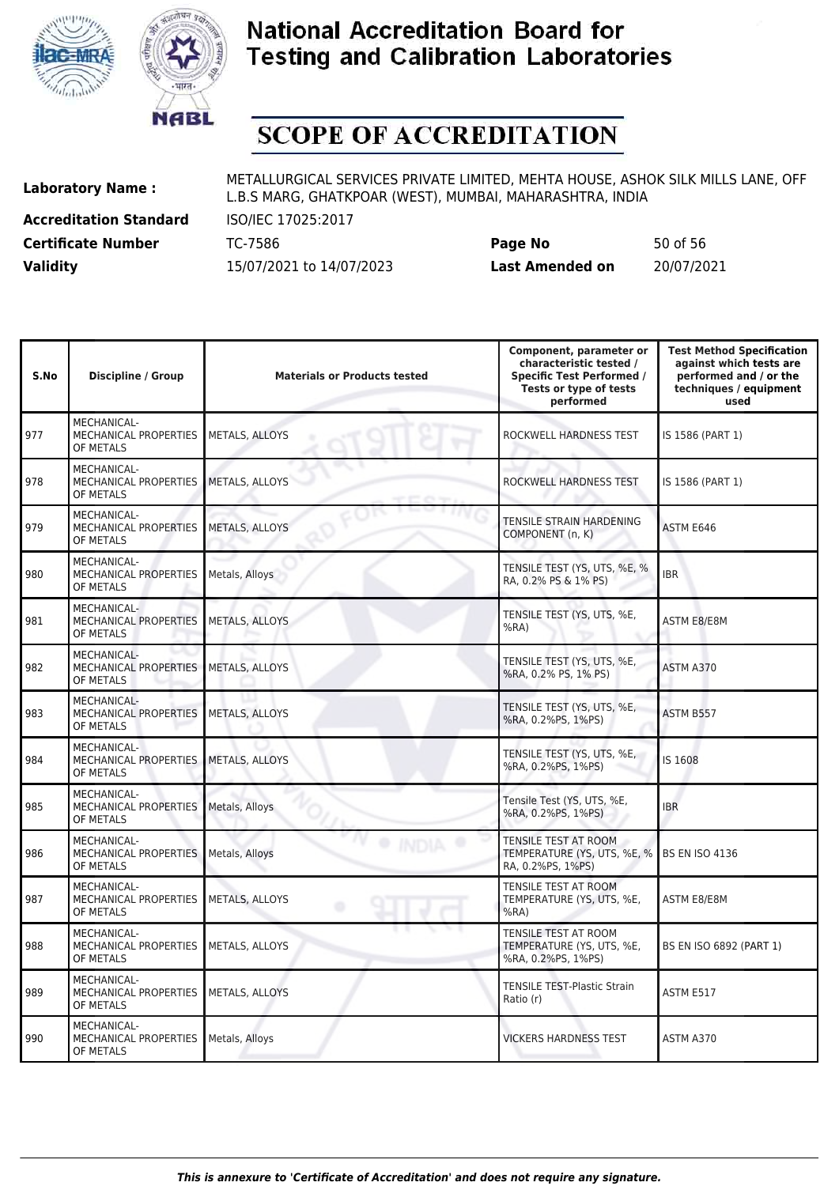# National Accreditation Board for Testing and Calibration Laboratories

# SCOPE OF ACCREDITATION

| | | | |
|---|---|---|---|
| **Laboratory Name :** | METALLURGICAL SERVICES PRIVATE LIMITED, MEHTA HOUSE, ASHOK SILK MILLS LANE, OFF L.B.S MARG, GHATKPOAR (WEST), MUMBAI, MAHARASHTRA, INDIA | | |
| **Accreditation Standard** | ISO/IEC 17025:2017 | | |
| **Certificate Number** | TC-7586 | **Page No** | 50 of 56 |
| **Validity** | 15/07/2021 to 14/07/2023 | **Last Amended on** | 20/07/2021 |

| S.No | Discipline / Group | Materials or Products tested | Component, parameter or characteristic tested / Specific Test Performed / Tests or type of tests performed | Test Method Specification against which tests are performed and / or the techniques / equipment used |
|---|---|---|---|---|
| 977 | MECHANICAL- MECHANICAL PROPERTIES OF METALS | METALS, ALLOYS | ROCKWELL HARDNESS TEST | IS 1586 (PART 1) |
| 978 | MECHANICAL- MECHANICAL PROPERTIES OF METALS | METALS, ALLOYS | ROCKWELL HARDNESS TEST | IS 1586 (PART 1) |
| 979 | MECHANICAL- MECHANICAL PROPERTIES OF METALS | METALS, ALLOYS | TENSILE STRAIN HARDENING COMPONENT (n, K) | ASTM E646 |
| 980 | MECHANICAL- MECHANICAL PROPERTIES OF METALS | Metals, Alloys | TENSILE TEST (YS, UTS, %E, % RA, 0.2% PS & 1% PS) | IBR |
| 981 | MECHANICAL- MECHANICAL PROPERTIES OF METALS | METALS, ALLOYS | TENSILE TEST (YS, UTS, %E, %RA) | ASTM E8/E8M |
| 982 | MECHANICAL- MECHANICAL PROPERTIES OF METALS | METALS, ALLOYS | TENSILE TEST (YS, UTS, %E, %RA, 0.2% PS, 1% PS) | ASTM A370 |
| 983 | MECHANICAL- MECHANICAL PROPERTIES OF METALS | METALS, ALLOYS | TENSILE TEST (YS, UTS, %E, %RA, 0.2%PS, 1%PS) | ASTM B557 |
| 984 | MECHANICAL- MECHANICAL PROPERTIES OF METALS | METALS, ALLOYS | TENSILE TEST (YS, UTS, %E, %RA, 0.2%PS, 1%PS) | IS 1608 |
| 985 | MECHANICAL- MECHANICAL PROPERTIES OF METALS | Metals, Alloys | Tensile Test (YS, UTS, %E, %RA, 0.2%PS, 1%PS) | IBR |
| 986 | MECHANICAL- MECHANICAL PROPERTIES OF METALS | Metals, Alloys | TENSILE TEST AT ROOM TEMPERATURE (YS, UTS, %E, % RA, 0.2%PS, 1%PS) | BS EN ISO 4136 |
| 987 | MECHANICAL- MECHANICAL PROPERTIES OF METALS | METALS, ALLOYS | TENSILE TEST AT ROOM TEMPERATURE (YS, UTS, %E, %RA) | ASTM E8/E8M |
| 988 | MECHANICAL- MECHANICAL PROPERTIES OF METALS | METALS, ALLOYS | TENSILE TEST AT ROOM TEMPERATURE (YS, UTS, %E, %RA, 0.2%PS, 1%PS) | BS EN ISO 6892 (PART 1) |
| 989 | MECHANICAL- MECHANICAL PROPERTIES OF METALS | METALS, ALLOYS | TENSILE TEST-Plastic Strain Ratio (r) | ASTM E517 |
| 990 | MECHANICAL- MECHANICAL PROPERTIES OF METALS | Metals, Alloys | VICKERS HARDNESS TEST | ASTM A370 |

*This is annexure to 'Certificate of Accreditation' and does not require any signature.*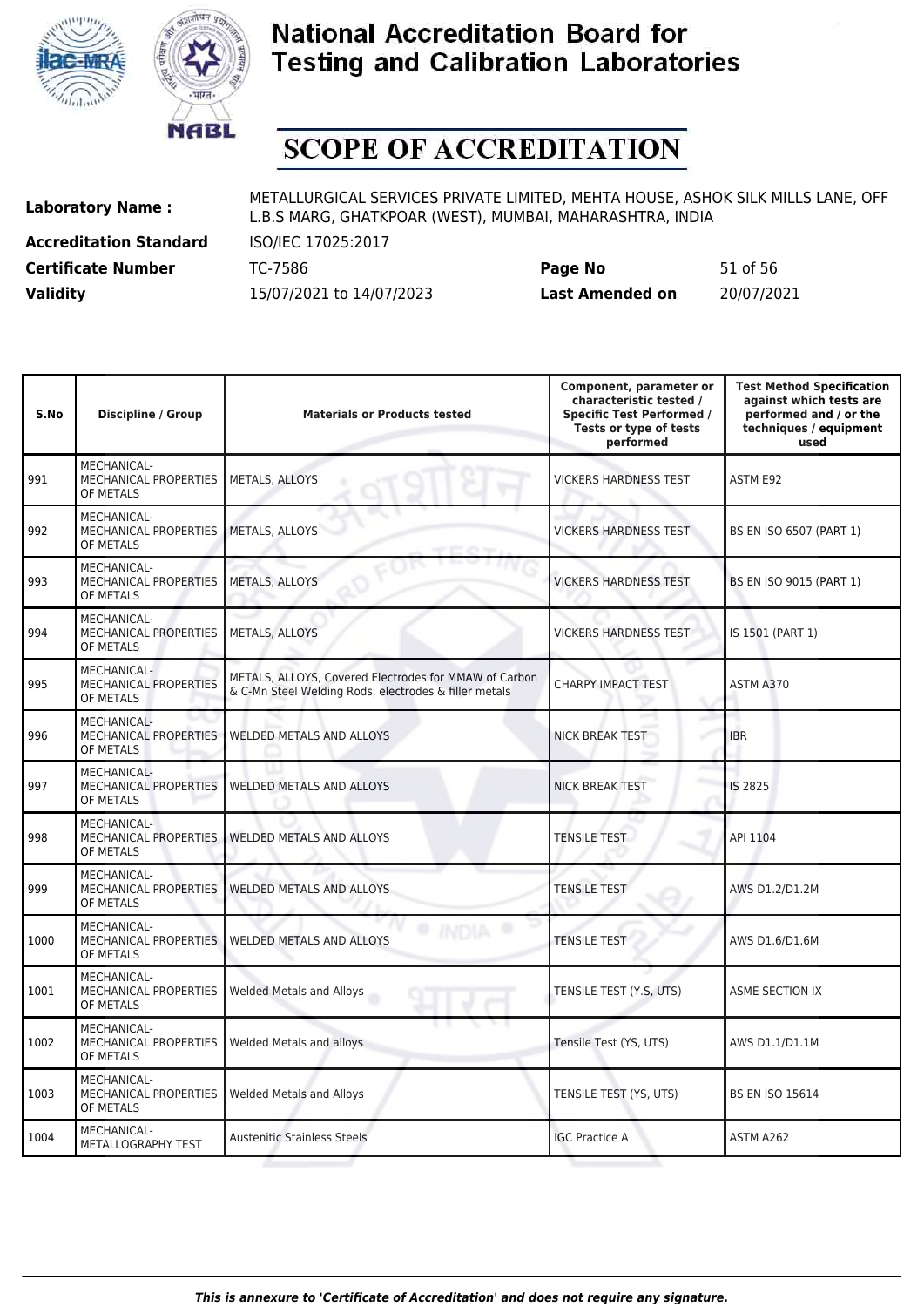# National Accreditation Board for Testing and Calibration Laboratories

# SCOPE OF ACCREDITATION

| | | | |
|---|---|---|---|
| **Laboratory Name :** | METALLURGICAL SERVICES PRIVATE LIMITED, MEHTA HOUSE, ASHOK SILK MILLS LANE, OFF L.B.S MARG, GHATKPOAR (WEST), MUMBAI, MAHARASHTRA, INDIA | | |
| **Accreditation Standard** | ISO/IEC 17025:2017 | | |
| **Certificate Number** | TC-7586 | **Page No** | 51 of 56 |
| **Validity** | 15/07/2021 to 14/07/2023 | **Last Amended on** | 20/07/2021 |

| S.No | Discipline / Group | Materials or Products tested | Component, parameter or characteristic tested / Specific Test Performed / Tests or type of tests performed | Test Method Specification against which tests are performed and / or the techniques / equipment used |
|---|---|---|---|---|
| 991 | MECHANICAL- MECHANICAL PROPERTIES OF METALS | METALS, ALLOYS | VICKERS HARDNESS TEST | ASTM E92 |
| 992 | MECHANICAL- MECHANICAL PROPERTIES OF METALS | METALS, ALLOYS | VICKERS HARDNESS TEST | BS EN ISO 6507 (PART 1) |
| 993 | MECHANICAL- MECHANICAL PROPERTIES OF METALS | METALS, ALLOYS | VICKERS HARDNESS TEST | BS EN ISO 9015 (PART 1) |
| 994 | MECHANICAL- MECHANICAL PROPERTIES OF METALS | METALS, ALLOYS | VICKERS HARDNESS TEST | IS 1501 (PART 1) |
| 995 | MECHANICAL- MECHANICAL PROPERTIES OF METALS | METALS, ALLOYS, Covered Electrodes for MMAW of Carbon & C-Mn Steel Welding Rods, electrodes & filler metals | CHARPY IMPACT TEST | ASTM A370 |
| 996 | MECHANICAL- MECHANICAL PROPERTIES OF METALS | WELDED METALS AND ALLOYS | NICK BREAK TEST | IBR |
| 997 | MECHANICAL- MECHANICAL PROPERTIES OF METALS | WELDED METALS AND ALLOYS | NICK BREAK TEST | IS 2825 |
| 998 | MECHANICAL- MECHANICAL PROPERTIES OF METALS | WELDED METALS AND ALLOYS | TENSILE TEST | API 1104 |
| 999 | MECHANICAL- MECHANICAL PROPERTIES OF METALS | WELDED METALS AND ALLOYS | TENSILE TEST | AWS D1.2/D1.2M |
| 1000 | MECHANICAL- MECHANICAL PROPERTIES OF METALS | WELDED METALS AND ALLOYS | TENSILE TEST | AWS D1.6/D1.6M |
| 1001 | MECHANICAL- MECHANICAL PROPERTIES OF METALS | Welded Metals and Alloys | TENSILE TEST (Y.S, UTS) | ASME SECTION IX |
| 1002 | MECHANICAL- MECHANICAL PROPERTIES OF METALS | Welded Metals and alloys | Tensile Test (YS, UTS) | AWS D1.1/D1.1M |
| 1003 | MECHANICAL- MECHANICAL PROPERTIES OF METALS | Welded Metals and Alloys | TENSILE TEST (YS, UTS) | BS EN ISO 15614 |
| 1004 | MECHANICAL- METALLOGRAPHY TEST | Austenitic Stainless Steels | IGC Practice A | ASTM A262 |

*This is annexure to 'Certificate of Accreditation' and does not require any signature.*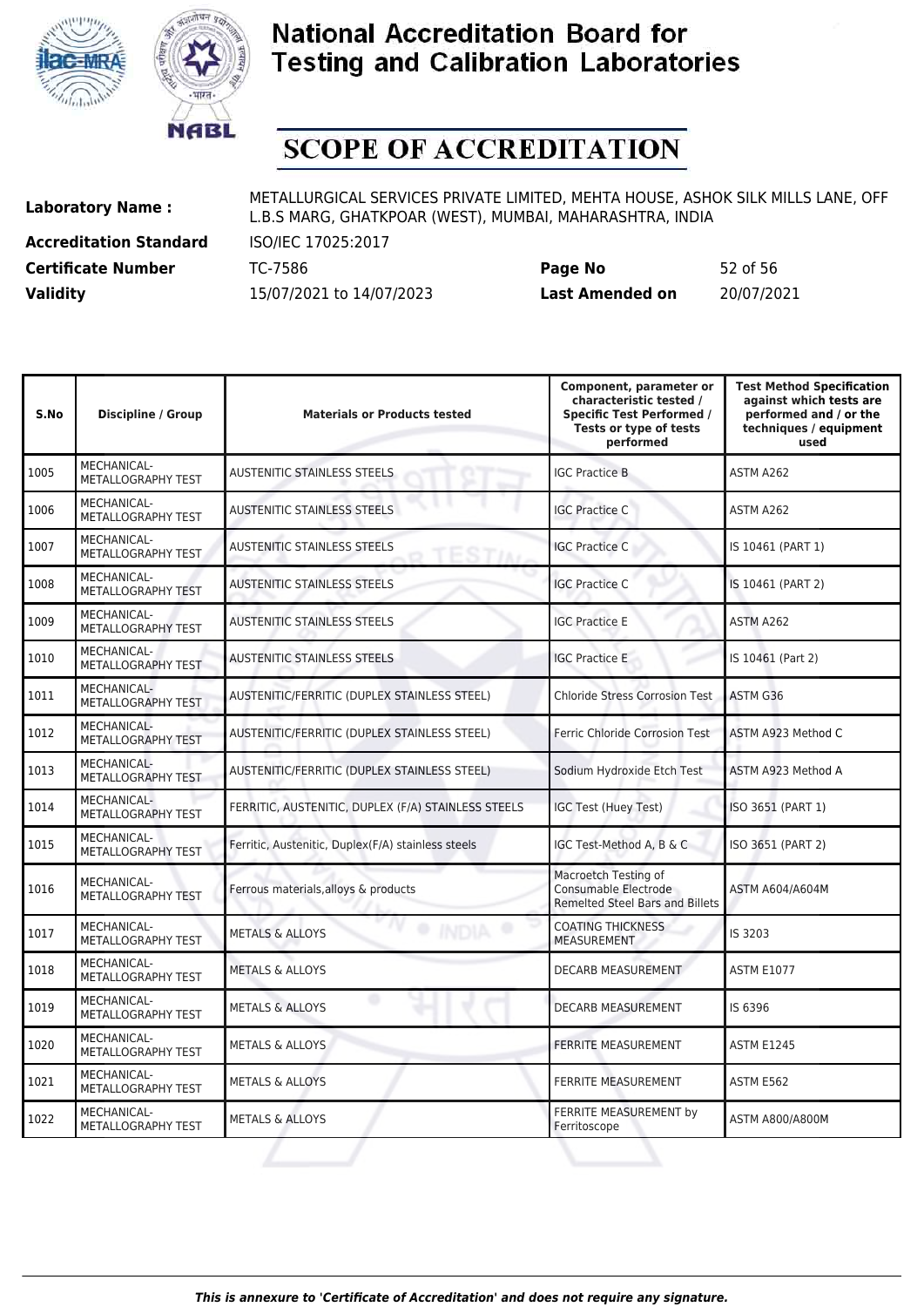# National Accreditation Board for Testing and Calibration Laboratories

## SCOPE OF ACCREDITATION

| | | | |
|---|---|---|---|
| **Laboratory Name :** | METALLURGICAL SERVICES PRIVATE LIMITED, MEHTA HOUSE, ASHOK SILK MILLS LANE, OFF L.B.S MARG, GHATKPOAR (WEST), MUMBAI, MAHARASHTRA, INDIA | | |
| **Accreditation Standard** | ISO/IEC 17025:2017 | | |
| **Certificate Number** | TC-7586 | **Page No** | 52 of 56 |
| **Validity** | 15/07/2021 to 14/07/2023 | **Last Amended on** | 20/07/2021 |

| S.No | Discipline / Group | Materials or Products tested | Component, parameter or characteristic tested / Specific Test Performed / Tests or type of tests performed | Test Method Specification against which tests are performed and / or the techniques / equipment used |
|---|---|---|---|---|
| 1005 | MECHANICAL- METALLOGRAPHY TEST | AUSTENITIC STAINLESS STEELS | IGC Practice B | ASTM A262 |
| 1006 | MECHANICAL- METALLOGRAPHY TEST | AUSTENITIC STAINLESS STEELS | IGC Practice C | ASTM A262 |
| 1007 | MECHANICAL- METALLOGRAPHY TEST | AUSTENITIC STAINLESS STEELS | IGC Practice C | IS 10461 (PART 1) |
| 1008 | MECHANICAL- METALLOGRAPHY TEST | AUSTENITIC STAINLESS STEELS | IGC Practice C | IS 10461 (PART 2) |
| 1009 | MECHANICAL- METALLOGRAPHY TEST | AUSTENITIC STAINLESS STEELS | IGC Practice E | ASTM A262 |
| 1010 | MECHANICAL- METALLOGRAPHY TEST | AUSTENITIC STAINLESS STEELS | IGC Practice E | IS 10461 (Part 2) |
| 1011 | MECHANICAL- METALLOGRAPHY TEST | AUSTENITIC/FERRITIC (DUPLEX STAINLESS STEEL) | Chloride Stress Corrosion Test | ASTM G36 |
| 1012 | MECHANICAL- METALLOGRAPHY TEST | AUSTENITIC/FERRITIC (DUPLEX STAINLESS STEEL) | Ferric Chloride Corrosion Test | ASTM A923 Method C |
| 1013 | MECHANICAL- METALLOGRAPHY TEST | AUSTENITIC/FERRITIC (DUPLEX STAINLESS STEEL) | Sodium Hydroxide Etch Test | ASTM A923 Method A |
| 1014 | MECHANICAL- METALLOGRAPHY TEST | FERRITIC, AUSTENITIC, DUPLEX (F/A) STAINLESS STEELS | IGC Test (Huey Test) | ISO 3651 (PART 1) |
| 1015 | MECHANICAL- METALLOGRAPHY TEST | Ferritic, Austenitic, Duplex(F/A) stainless steels | IGC Test-Method A, B & C | ISO 3651 (PART 2) |
| 1016 | MECHANICAL- METALLOGRAPHY TEST | Ferrous materials,alloys & products | Macroetch Testing of Consumable Electrode Remelted Steel Bars and Billets | ASTM A604/A604M |
| 1017 | MECHANICAL- METALLOGRAPHY TEST | METALS & ALLOYS | COATING THICKNESS MEASUREMENT | IS 3203 |
| 1018 | MECHANICAL- METALLOGRAPHY TEST | METALS & ALLOYS | DECARB MEASUREMENT | ASTM E1077 |
| 1019 | MECHANICAL- METALLOGRAPHY TEST | METALS & ALLOYS | DECARB MEASUREMENT | IS 6396 |
| 1020 | MECHANICAL- METALLOGRAPHY TEST | METALS & ALLOYS | FERRITE MEASUREMENT | ASTM E1245 |
| 1021 | MECHANICAL- METALLOGRAPHY TEST | METALS & ALLOYS | FERRITE MEASUREMENT | ASTM E562 |
| 1022 | MECHANICAL- METALLOGRAPHY TEST | METALS & ALLOYS | FERRITE MEASUREMENT by Ferritoscope | ASTM A800/A800M |

*This is annexure to 'Certificate of Accreditation' and does not require any signature.*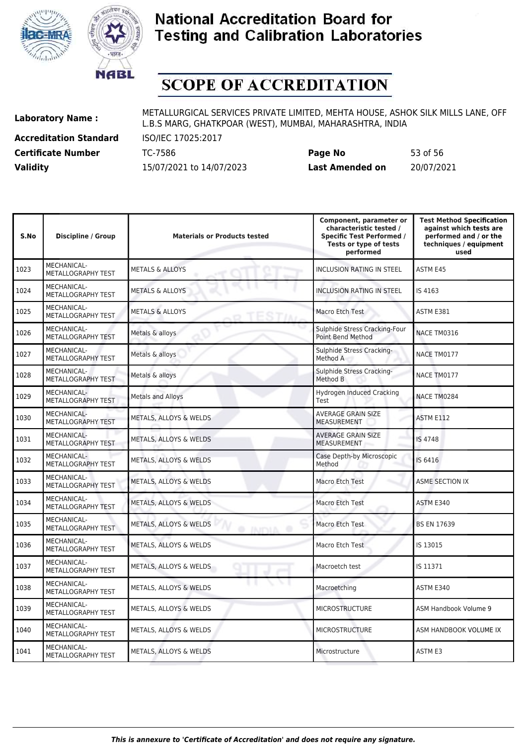# National Accreditation Board for Testing and Calibration Laboratories

# SCOPE OF ACCREDITATION

**Laboratory Name :** METALLURGICAL SERVICES PRIVATE LIMITED, MEHTA HOUSE, ASHOK SILK MILLS LANE, OFF L.B.S MARG, GHATKPOAR (WEST), MUMBAI, MAHARASHTRA, INDIA

**Accreditation Standard** ISO/IEC 17025:2017

**Certificate Number** TC-7586 **Page No** 53 of 56

**Validity** 15/07/2021 to 14/07/2023 **Last Amended on** 20/07/2021

| S.No | Discipline / Group | Materials or Products tested | Component, parameter or characteristic tested / Specific Test Performed / Tests or type of tests performed | Test Method Specification against which tests are performed and / or the techniques / equipment used |
|---|---|---|---|---|
| 1023 | MECHANICAL- METALLOGRAPHY TEST | METALS & ALLOYS | INCLUSION RATING IN STEEL | ASTM E45 |
| 1024 | MECHANICAL- METALLOGRAPHY TEST | METALS & ALLOYS | INCLUSION RATING IN STEEL | IS 4163 |
| 1025 | MECHANICAL- METALLOGRAPHY TEST | METALS & ALLOYS | Macro Etch Test | ASTM E381 |
| 1026 | MECHANICAL- METALLOGRAPHY TEST | Metals & alloys | Sulphide Stress Cracking-Four Point Bend Method | NACE TM0316 |
| 1027 | MECHANICAL- METALLOGRAPHY TEST | Metals & alloys | Sulphide Stress Cracking- Method A | NACE TM0177 |
| 1028 | MECHANICAL- METALLOGRAPHY TEST | Metals & alloys | Sulphide Stress Cracking- Method B | NACE TM0177 |
| 1029 | MECHANICAL- METALLOGRAPHY TEST | Metals and Alloys | Hydrogen Induced Cracking Test | NACE TM0284 |
| 1030 | MECHANICAL- METALLOGRAPHY TEST | METALS, ALLOYS & WELDS | AVERAGE GRAIN SIZE MEASUREMENT | ASTM E112 |
| 1031 | MECHANICAL- METALLOGRAPHY TEST | METALS, ALLOYS & WELDS | AVERAGE GRAIN SIZE MEASUREMENT | IS 4748 |
| 1032 | MECHANICAL- METALLOGRAPHY TEST | METALS, ALLOYS & WELDS | Case Depth-by Microscopic Method | IS 6416 |
| 1033 | MECHANICAL- METALLOGRAPHY TEST | METALS, ALLOYS & WELDS | Macro Etch Test | ASME SECTION IX |
| 1034 | MECHANICAL- METALLOGRAPHY TEST | METALS, ALLOYS & WELDS | Macro Etch Test | ASTM E340 |
| 1035 | MECHANICAL- METALLOGRAPHY TEST | METALS, ALLOYS & WELDS | Macro Etch Test | BS EN 17639 |
| 1036 | MECHANICAL- METALLOGRAPHY TEST | METALS, ALLOYS & WELDS | Macro Etch Test | IS 13015 |
| 1037 | MECHANICAL- METALLOGRAPHY TEST | METALS, ALLOYS & WELDS | Macroetch test | IS 11371 |
| 1038 | MECHANICAL- METALLOGRAPHY TEST | METALS, ALLOYS & WELDS | Macroetching | ASTM E340 |
| 1039 | MECHANICAL- METALLOGRAPHY TEST | METALS, ALLOYS & WELDS | MICROSTRUCTURE | ASM Handbook Volume 9 |
| 1040 | MECHANICAL- METALLOGRAPHY TEST | METALS, ALLOYS & WELDS | MICROSTRUCTURE | ASM HANDBOOK VOLUME IX |
| 1041 | MECHANICAL- METALLOGRAPHY TEST | METALS, ALLOYS & WELDS | Microstructure | ASTM E3 |

*This is annexure to 'Certificate of Accreditation' and does not require any signature.*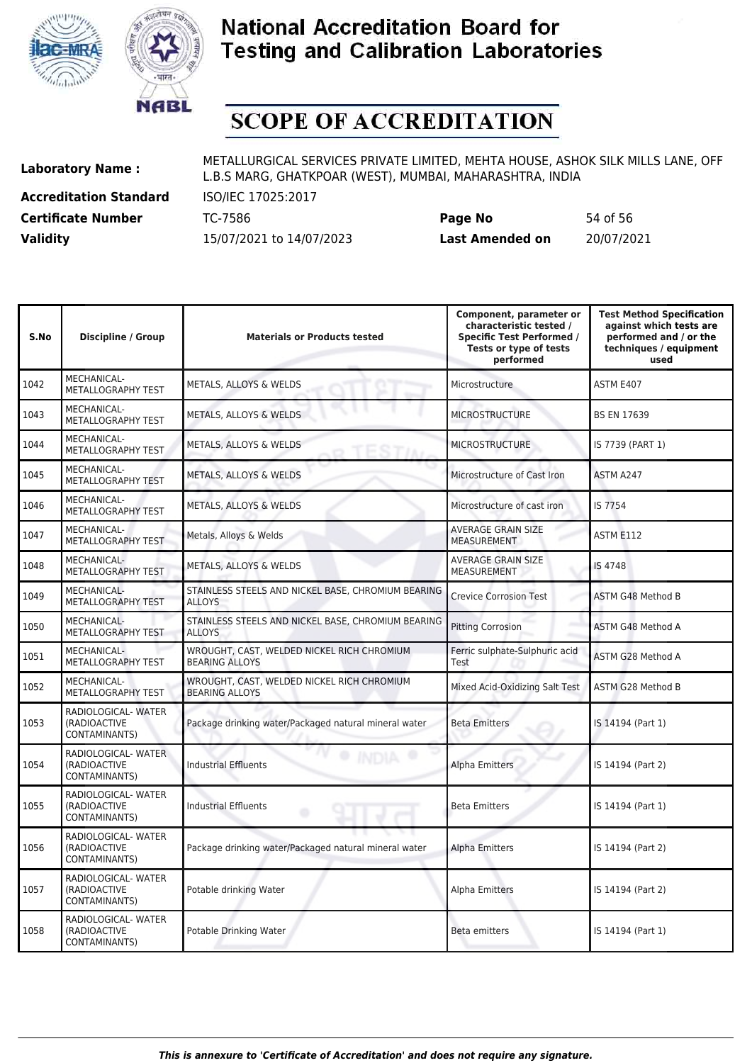# National Accreditation Board for Testing and Calibration Laboratories

## SCOPE OF ACCREDITATION

| | | | |
|---|---|---|---|
| **Laboratory Name :** | METALLURGICAL SERVICES PRIVATE LIMITED, MEHTA HOUSE, ASHOK SILK MILLS LANE, OFF L.B.S MARG, GHATKPOAR (WEST), MUMBAI, MAHARASHTRA, INDIA | | |
| **Accreditation Standard** | ISO/IEC 17025:2017 | | |
| **Certificate Number** | TC-7586 | **Page No** | 54 of 56 |
| **Validity** | 15/07/2021 to 14/07/2023 | **Last Amended on** | 20/07/2021 |

| S.No | Discipline / Group | Materials or Products tested | Component, parameter or characteristic tested / Specific Test Performed / Tests or type of tests performed | Test Method Specification against which tests are performed and / or the techniques / equipment used |
|---|---|---|---|---|
| 1042 | MECHANICAL- METALLOGRAPHY TEST | METALS, ALLOYS & WELDS | Microstructure | ASTM E407 |
| 1043 | MECHANICAL- METALLOGRAPHY TEST | METALS, ALLOYS & WELDS | MICROSTRUCTURE | BS EN 17639 |
| 1044 | MECHANICAL- METALLOGRAPHY TEST | METALS, ALLOYS & WELDS | MICROSTRUCTURE | IS 7739 (PART 1) |
| 1045 | MECHANICAL- METALLOGRAPHY TEST | METALS, ALLOYS & WELDS | Microstructure of Cast Iron | ASTM A247 |
| 1046 | MECHANICAL- METALLOGRAPHY TEST | METALS, ALLOYS & WELDS | Microstructure of cast iron | IS 7754 |
| 1047 | MECHANICAL- METALLOGRAPHY TEST | Metals, Alloys & Welds | AVERAGE GRAIN SIZE MEASUREMENT | ASTM E112 |
| 1048 | MECHANICAL- METALLOGRAPHY TEST | METALS, ALLOYS & WELDS | AVERAGE GRAIN SIZE MEASUREMENT | IS 4748 |
| 1049 | MECHANICAL- METALLOGRAPHY TEST | STAINLESS STEELS AND NICKEL BASE, CHROMIUM BEARING ALLOYS | Crevice Corrosion Test | ASTM G48 Method B |
| 1050 | MECHANICAL- METALLOGRAPHY TEST | STAINLESS STEELS AND NICKEL BASE, CHROMIUM BEARING ALLOYS | Pitting Corrosion | ASTM G48 Method A |
| 1051 | MECHANICAL- METALLOGRAPHY TEST | WROUGHT, CAST, WELDED NICKEL RICH CHROMIUM BEARING ALLOYS | Ferric sulphate-Sulphuric acid Test | ASTM G28 Method A |
| 1052 | MECHANICAL- METALLOGRAPHY TEST | WROUGHT, CAST, WELDED NICKEL RICH CHROMIUM BEARING ALLOYS | Mixed Acid-Oxidizing Salt Test | ASTM G28 Method B |
| 1053 | RADIOLOGICAL- WATER (RADIOACTIVE CONTAMINANTS) | Package drinking water/Packaged natural mineral water | Beta Emitters | IS 14194 (Part 1) |
| 1054 | RADIOLOGICAL- WATER (RADIOACTIVE CONTAMINANTS) | Industrial Effluents | Alpha Emitters | IS 14194 (Part 2) |
| 1055 | RADIOLOGICAL- WATER (RADIOACTIVE CONTAMINANTS) | Industrial Effluents | Beta Emitters | IS 14194 (Part 1) |
| 1056 | RADIOLOGICAL- WATER (RADIOACTIVE CONTAMINANTS) | Package drinking water/Packaged natural mineral water | Alpha Emitters | IS 14194 (Part 2) |
| 1057 | RADIOLOGICAL- WATER (RADIOACTIVE CONTAMINANTS) | Potable drinking Water | Alpha Emitters | IS 14194 (Part 2) |
| 1058 | RADIOLOGICAL- WATER (RADIOACTIVE CONTAMINANTS) | Potable Drinking Water | Beta emitters | IS 14194 (Part 1) |

*This is annexure to 'Certificate of Accreditation' and does not require any signature.*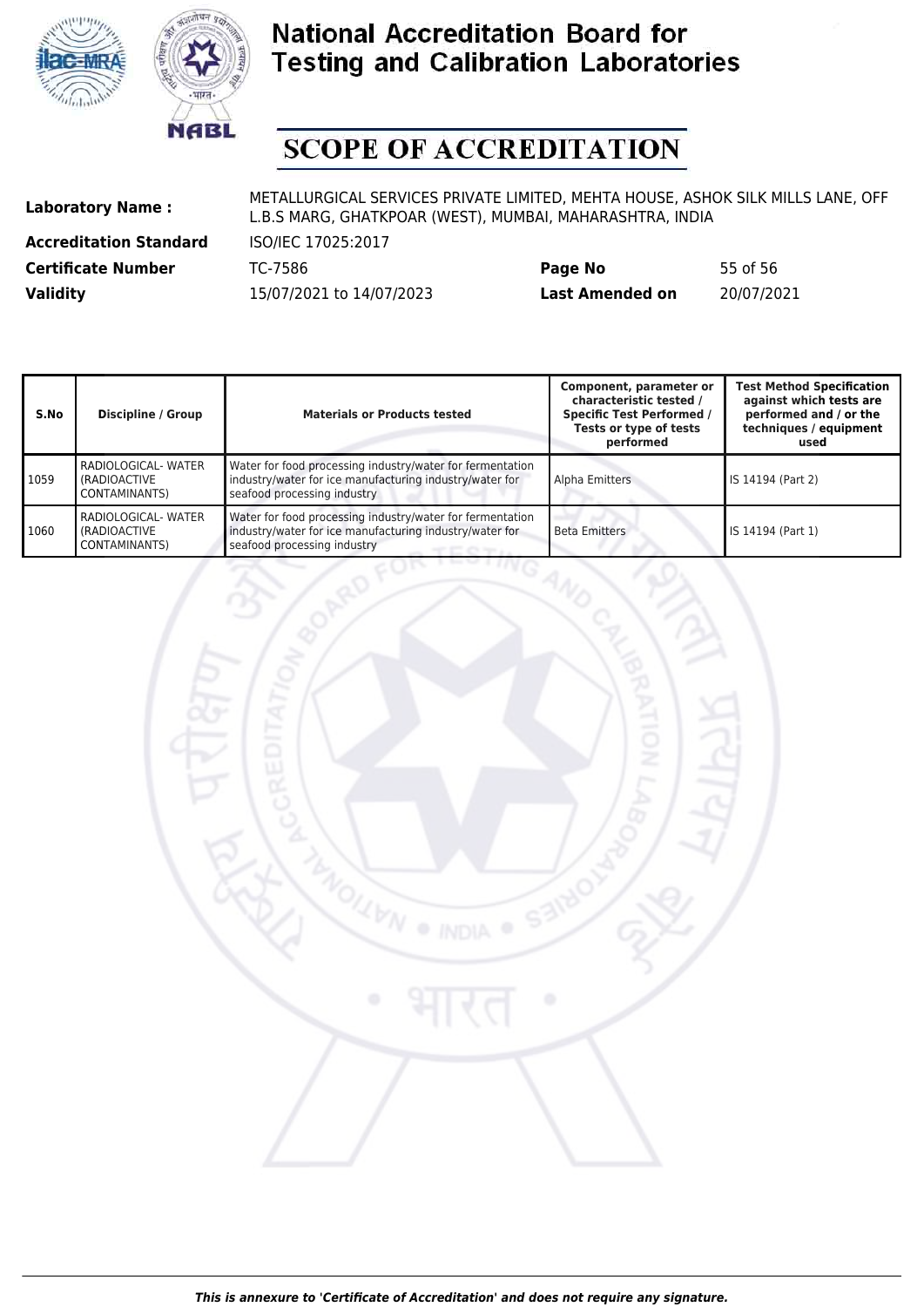# SCOPE OF ACCREDITATION

| | | | |
|---|---|---|---|
| **Laboratory Name :** | METALLURGICAL SERVICES PRIVATE LIMITED, MEHTA HOUSE, ASHOK SILK MILLS LANE, OFF L.B.S MARG, GHATKPOAR (WEST), MUMBAI, MAHARASHTRA, INDIA | | |
| **Accreditation Standard** | ISO/IEC 17025:2017 | | |
| **Certificate Number** | TC-7586 | **Page No** | 55 of 56 |
| **Validity** | 15/07/2021 to 14/07/2023 | **Last Amended on** | 20/07/2021 |

| S.No | Discipline / Group | Materials or Products tested | Component, parameter or characteristic tested / Specific Test Performed / Tests or type of tests performed | Test Method Specification against which tests are performed and / or the techniques / equipment used |
|---|---|---|---|---|
| 1059 | RADIOLOGICAL- WATER (RADIOACTIVE CONTAMINANTS) | Water for food processing industry/water for fermentation industry/water for ice manufacturing industry/water for seafood processing industry | Alpha Emitters | IS 14194 (Part 2) |
| 1060 | RADIOLOGICAL- WATER (RADIOACTIVE CONTAMINANTS) | Water for food processing industry/water for fermentation industry/water for ice manufacturing industry/water for seafood processing industry | Beta Emitters | IS 14194 (Part 1) |

*This is annexure to 'Certificate of Accreditation' and does not require any signature.*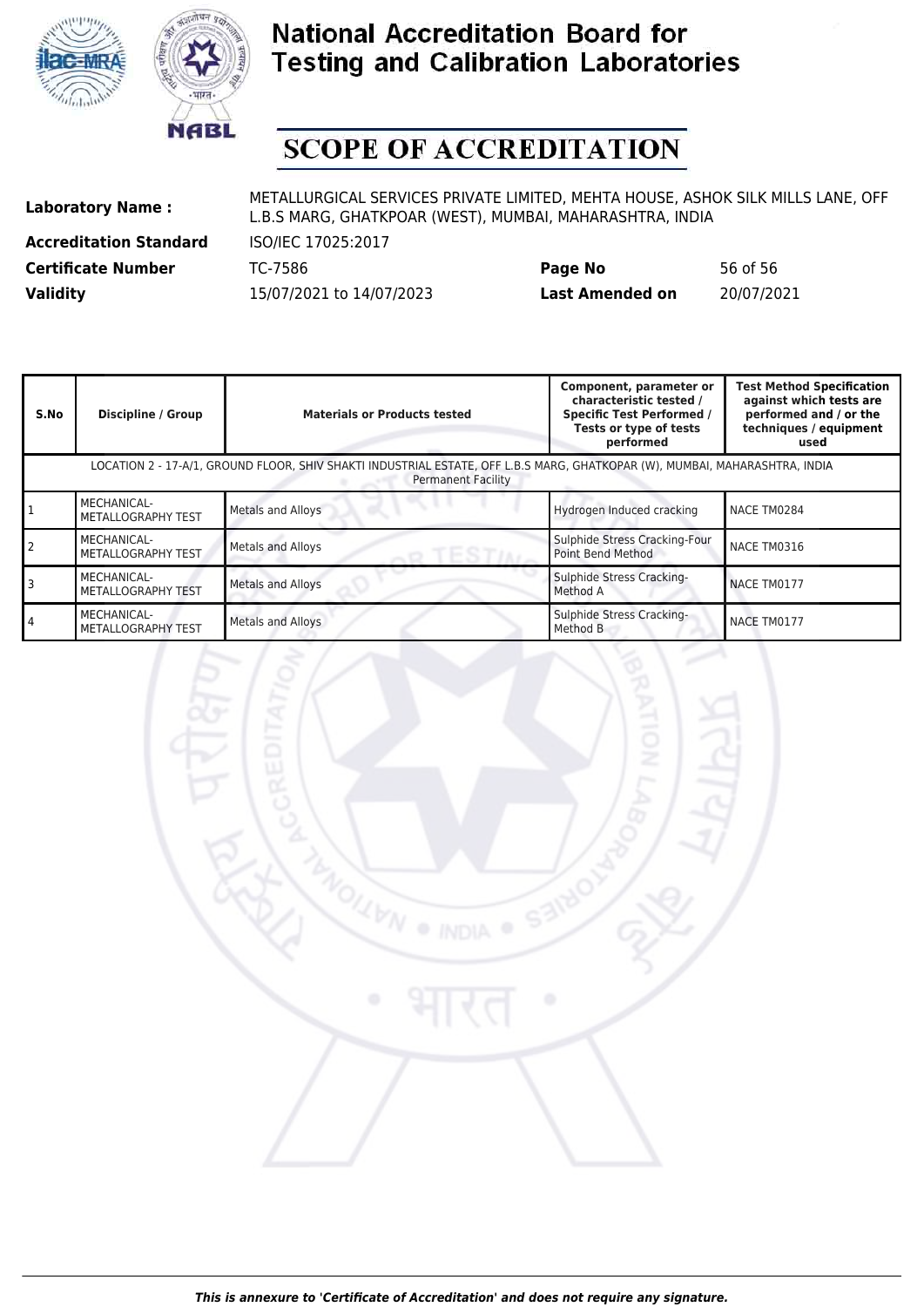# National Accreditation Board for Testing and Calibration Laboratories

## SCOPE OF ACCREDITATION

**Laboratory Name :** METALLURGICAL SERVICES PRIVATE LIMITED, MEHTA HOUSE, ASHOK SILK MILLS LANE, OFF L.B.S MARG, GHATKPOAR (WEST), MUMBAI, MAHARASHTRA, INDIA

**Accreditation Standard** ISO/IEC 17025:2017

**Certificate Number** TC-7586 **Page No** 56 of 56

**Validity** 15/07/2021 to 14/07/2023 **Last Amended on** 20/07/2021

| S.No | Discipline / Group | Materials or Products tested | Component, parameter or characteristic tested / Specific Test Performed / Tests or type of tests performed | Test Method Specification against which tests are performed and / or the techniques / equipment used |
|---|---|---|---|---|
| LOCATION 2 - 17-A/1, GROUND FLOOR, SHIV SHAKTI INDUSTRIAL ESTATE, OFF L.B.S MARG, GHATKOPAR (W), MUMBAI, MAHARASHTRA, INDIA Permanent Facility | | | | |
| 1 | MECHANICAL- METALLOGRAPHY TEST | Metals and Alloys | Hydrogen Induced cracking | NACE TM0284 |
| 2 | MECHANICAL- METALLOGRAPHY TEST | Metals and Alloys | Sulphide Stress Cracking-Four Point Bend Method | NACE TM0316 |
| 3 | MECHANICAL- METALLOGRAPHY TEST | Metals and Alloys | Sulphide Stress Cracking- Method A | NACE TM0177 |
| 4 | MECHANICAL- METALLOGRAPHY TEST | Metals and Alloys | Sulphide Stress Cracking- Method B | NACE TM0177 |

*This is annexure to 'Certificate of Accreditation' and does not require any signature.*